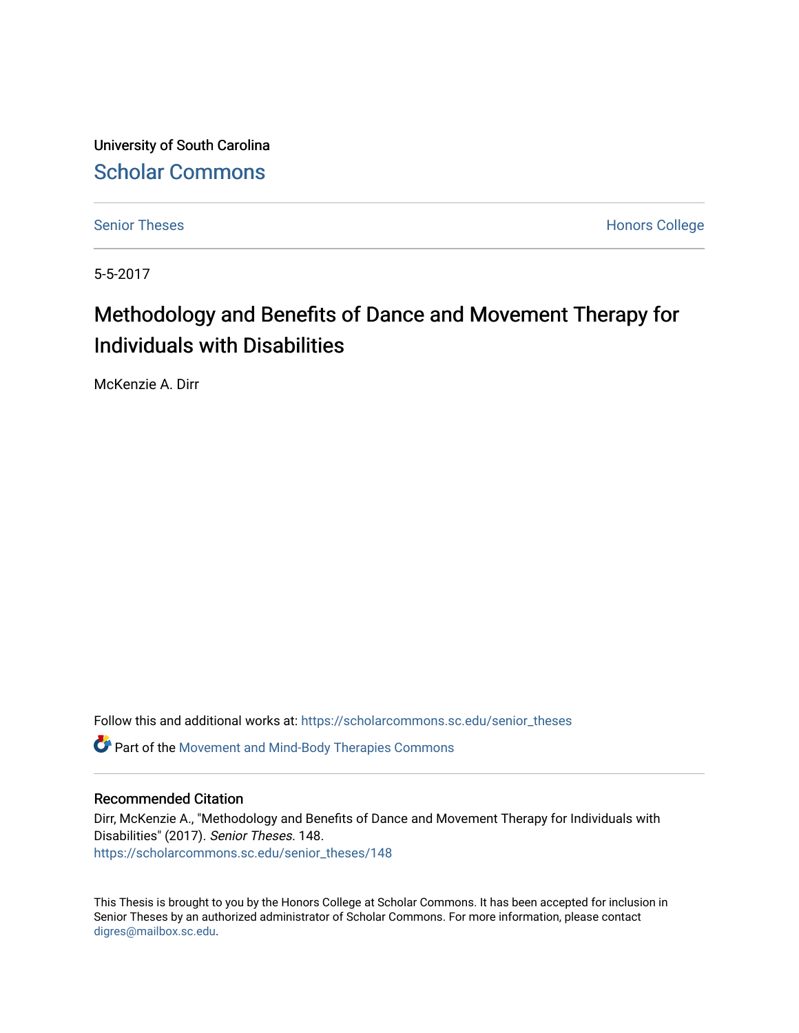University of South Carolina

Scholar Commons

Senior Theses

Honors College

5-5-2017

# Methodology and Benefits of Dance and Movement Therapy for Individuals with Disabilities

McKenzie A. Dirr

Follow this and additional works at: https://scholarcommons.sc.edu/senior_theses

Part of the Movement and Mind-Body Therapies Commons

## Recommended Citation

Dirr, McKenzie A., "Methodology and Benefits of Dance and Movement Therapy for Individuals with Disabilities" (2017). *Senior Theses*. 148.
https://scholarcommons.sc.edu/senior_theses/148

This Thesis is brought to you by the Honors College at Scholar Commons. It has been accepted for inclusion in Senior Theses by an authorized administrator of Scholar Commons. For more information, please contact digres@mailbox.sc.edu.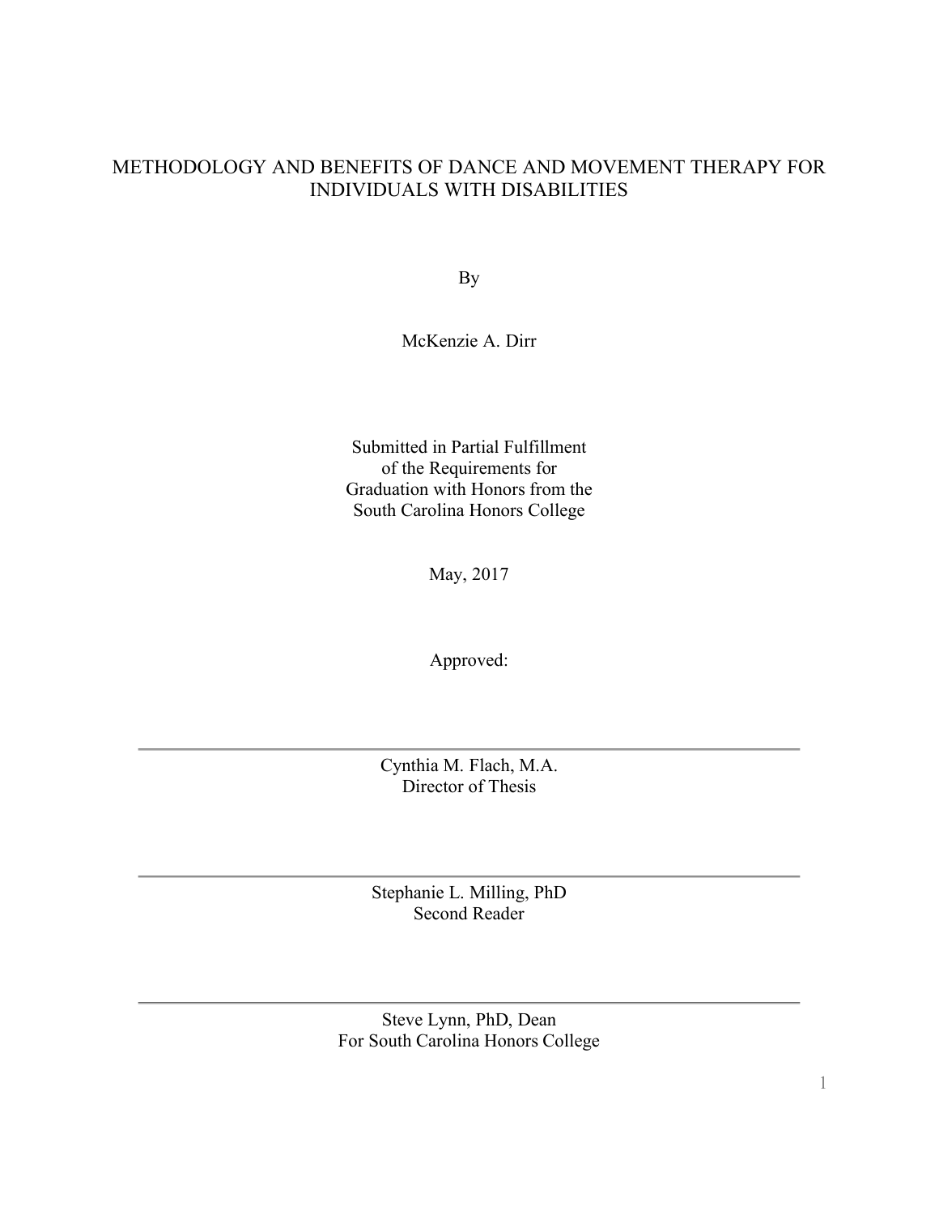# METHODOLOGY AND BENEFITS OF DANCE AND MOVEMENT THERAPY FOR INDIVIDUALS WITH DISABILITIES

By

McKenzie A. Dirr

Submitted in Partial Fulfillment
of the Requirements for
Graduation with Honors from the
South Carolina Honors College

May, 2017

Approved:

---

Cynthia M. Flach, M.A.
Director of Thesis

---

Stephanie L. Milling, PhD
Second Reader

---

Steve Lynn, PhD, Dean
For South Carolina Honors College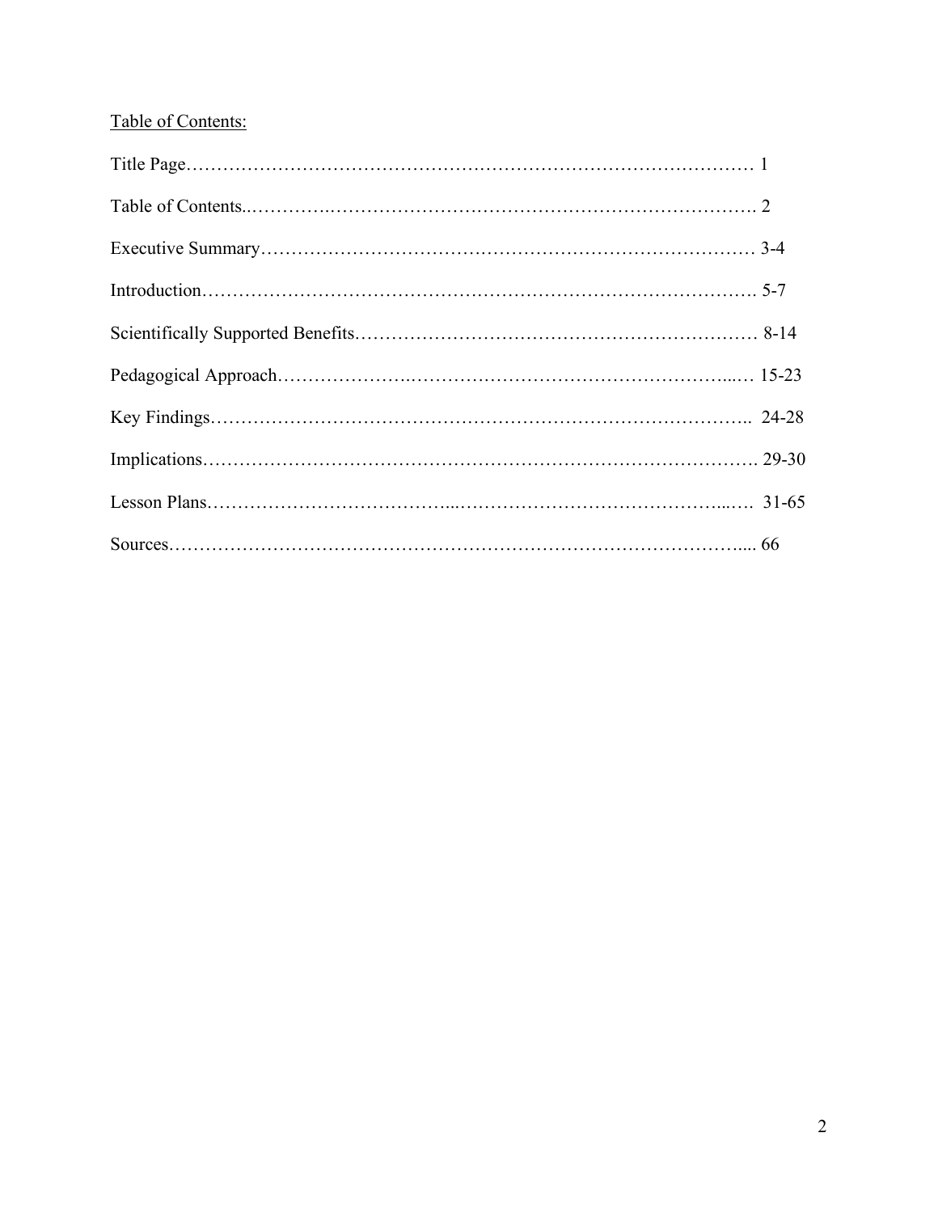Table of Contents:

Title Page…………………………………………………………………………………… 1

Table of Contents..………….……………………………….……………………………. 2

Executive Summary……………………………………………………………………… 3-4

Introduction……………………………………………………………………………. 5-7

Scientifically Supported Benefits……………………………………………………… 8-14

Pedagogical Approach………………….…………………………………………...… 15-23

Key Findings………………………………………………………………………….. 24-28

Implications……………………………………………………………………………. 29-30

Lesson Plans………………………………...………………………………………...…. 31-65

Sources……………………………………………………………………………….... 66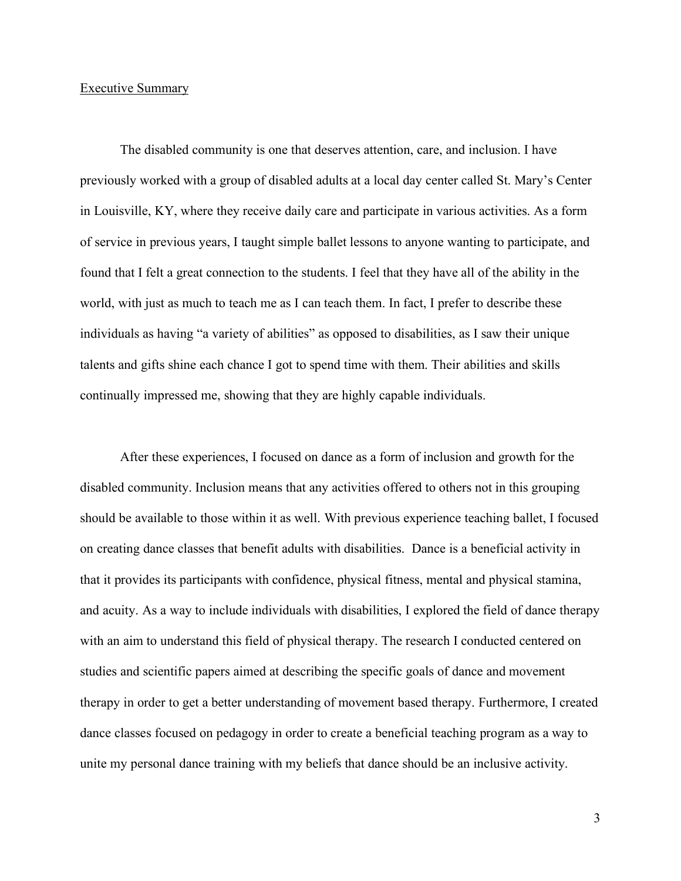## Executive Summary

The disabled community is one that deserves attention, care, and inclusion. I have previously worked with a group of disabled adults at a local day center called St. Mary's Center in Louisville, KY, where they receive daily care and participate in various activities. As a form of service in previous years, I taught simple ballet lessons to anyone wanting to participate, and found that I felt a great connection to the students. I feel that they have all of the ability in the world, with just as much to teach me as I can teach them. In fact, I prefer to describe these individuals as having "a variety of abilities" as opposed to disabilities, as I saw their unique talents and gifts shine each chance I got to spend time with them. Their abilities and skills continually impressed me, showing that they are highly capable individuals.

After these experiences, I focused on dance as a form of inclusion and growth for the disabled community. Inclusion means that any activities offered to others not in this grouping should be available to those within it as well. With previous experience teaching ballet, I focused on creating dance classes that benefit adults with disabilities. Dance is a beneficial activity in that it provides its participants with confidence, physical fitness, mental and physical stamina, and acuity. As a way to include individuals with disabilities, I explored the field of dance therapy with an aim to understand this field of physical therapy. The research I conducted centered on studies and scientific papers aimed at describing the specific goals of dance and movement therapy in order to get a better understanding of movement based therapy. Furthermore, I created dance classes focused on pedagogy in order to create a beneficial teaching program as a way to unite my personal dance training with my beliefs that dance should be an inclusive activity.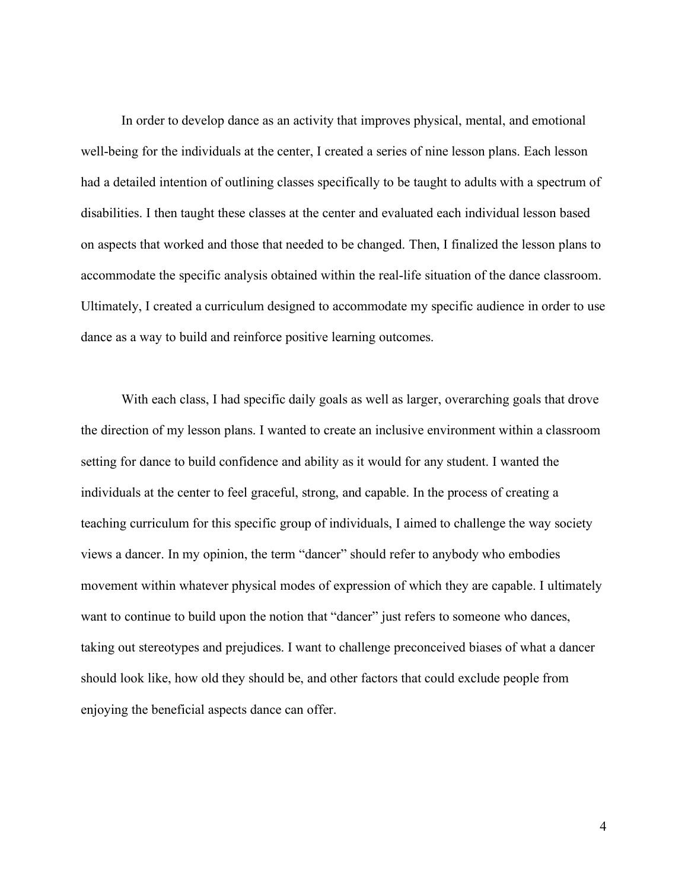In order to develop dance as an activity that improves physical, mental, and emotional well-being for the individuals at the center, I created a series of nine lesson plans. Each lesson had a detailed intention of outlining classes specifically to be taught to adults with a spectrum of disabilities. I then taught these classes at the center and evaluated each individual lesson based on aspects that worked and those that needed to be changed. Then, I finalized the lesson plans to accommodate the specific analysis obtained within the real-life situation of the dance classroom. Ultimately, I created a curriculum designed to accommodate my specific audience in order to use dance as a way to build and reinforce positive learning outcomes.

With each class, I had specific daily goals as well as larger, overarching goals that drove the direction of my lesson plans. I wanted to create an inclusive environment within a classroom setting for dance to build confidence and ability as it would for any student. I wanted the individuals at the center to feel graceful, strong, and capable. In the process of creating a teaching curriculum for this specific group of individuals, I aimed to challenge the way society views a dancer. In my opinion, the term "dancer" should refer to anybody who embodies movement within whatever physical modes of expression of which they are capable. I ultimately want to continue to build upon the notion that "dancer" just refers to someone who dances, taking out stereotypes and prejudices. I want to challenge preconceived biases of what a dancer should look like, how old they should be, and other factors that could exclude people from enjoying the beneficial aspects dance can offer.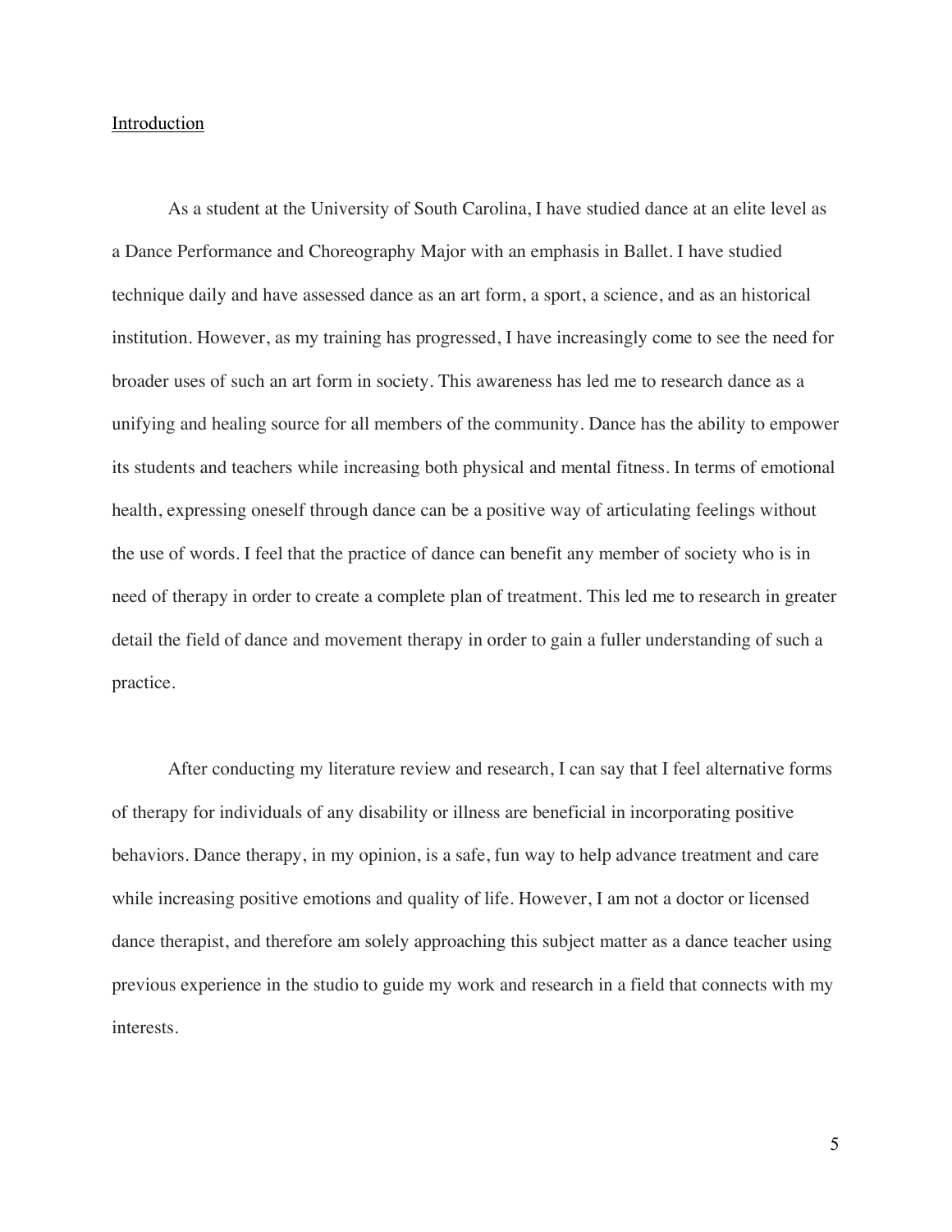## Introduction

As a student at the University of South Carolina, I have studied dance at an elite level as a Dance Performance and Choreography Major with an emphasis in Ballet. I have studied technique daily and have assessed dance as an art form, a sport, a science, and as an historical institution. However, as my training has progressed, I have increasingly come to see the need for broader uses of such an art form in society. This awareness has led me to research dance as a unifying and healing source for all members of the community. Dance has the ability to empower its students and teachers while increasing both physical and mental fitness. In terms of emotional health, expressing oneself through dance can be a positive way of articulating feelings without the use of words. I feel that the practice of dance can benefit any member of society who is in need of therapy in order to create a complete plan of treatment. This led me to research in greater detail the field of dance and movement therapy in order to gain a fuller understanding of such a practice.

After conducting my literature review and research, I can say that I feel alternative forms of therapy for individuals of any disability or illness are beneficial in incorporating positive behaviors. Dance therapy, in my opinion, is a safe, fun way to help advance treatment and care while increasing positive emotions and quality of life. However, I am not a doctor or licensed dance therapist, and therefore am solely approaching this subject matter as a dance teacher using previous experience in the studio to guide my work and research in a field that connects with my interests.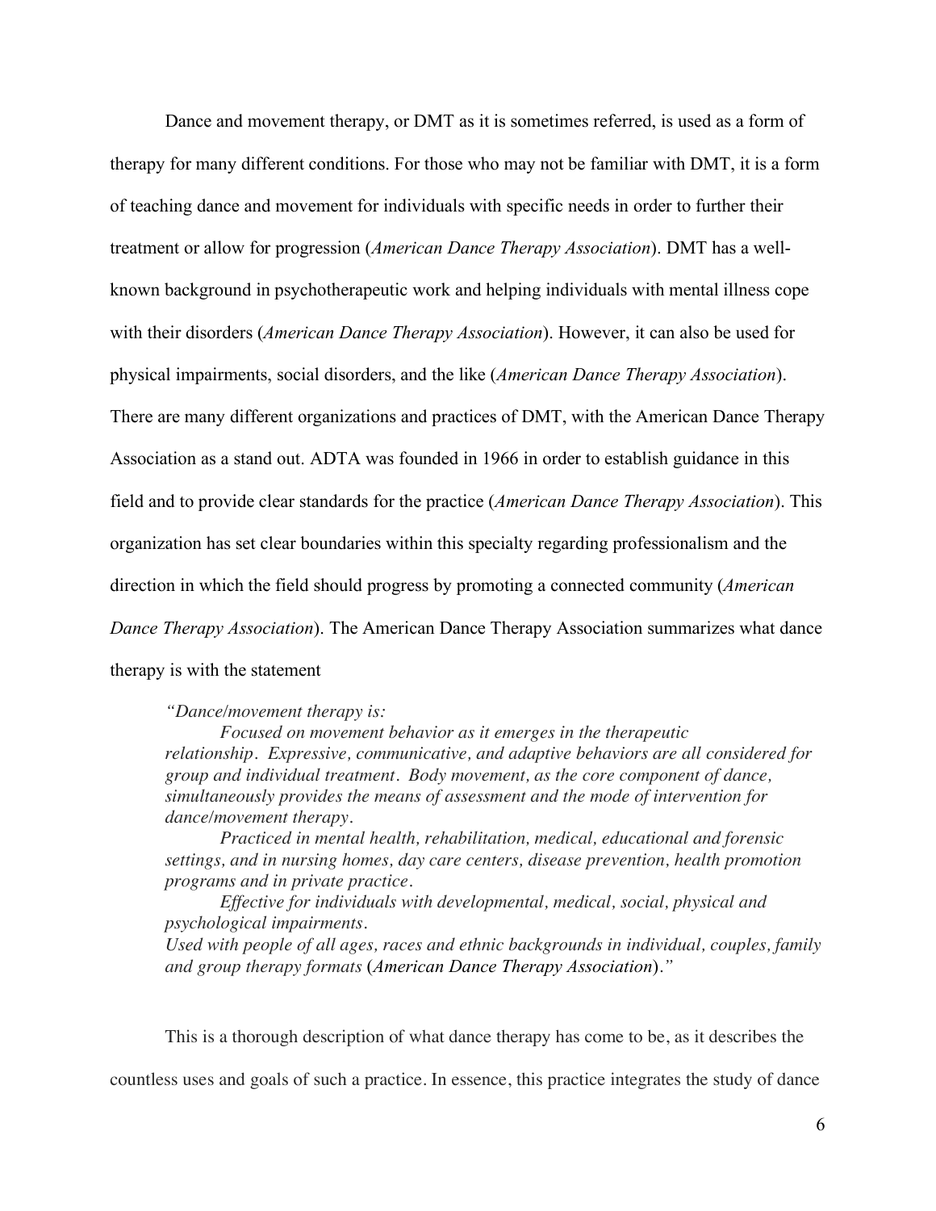Dance and movement therapy, or DMT as it is sometimes referred, is used as a form of therapy for many different conditions. For those who may not be familiar with DMT, it is a form of teaching dance and movement for individuals with specific needs in order to further their treatment or allow for progression (*American Dance Therapy Association*). DMT has a well-known background in psychotherapeutic work and helping individuals with mental illness cope with their disorders (*American Dance Therapy Association*). However, it can also be used for physical impairments, social disorders, and the like (*American Dance Therapy Association*). There are many different organizations and practices of DMT, with the American Dance Therapy Association as a stand out. ADTA was founded in 1966 in order to establish guidance in this field and to provide clear standards for the practice (*American Dance Therapy Association*). This organization has set clear boundaries within this specialty regarding professionalism and the direction in which the field should progress by promoting a connected community (*American Dance Therapy Association*). The American Dance Therapy Association summarizes what dance therapy is with the statement

> *"Dance/movement therapy is:*
>
> *Focused on movement behavior as it emerges in the therapeutic relationship. Expressive, communicative, and adaptive behaviors are all considered for group and individual treatment. Body movement, as the core component of dance, simultaneously provides the means of assessment and the mode of intervention for dance/movement therapy.*
>
> *Practiced in mental health, rehabilitation, medical, educational and forensic settings, and in nursing homes, day care centers, disease prevention, health promotion programs and in private practice.*
>
> *Effective for individuals with developmental, medical, social, physical and psychological impairments.*
>
> *Used with people of all ages, races and ethnic backgrounds in individual, couples, family and group therapy formats* (American Dance Therapy Association)*."*

This is a thorough description of what dance therapy has come to be, as it describes the countless uses and goals of such a practice. In essence, this practice integrates the study of dance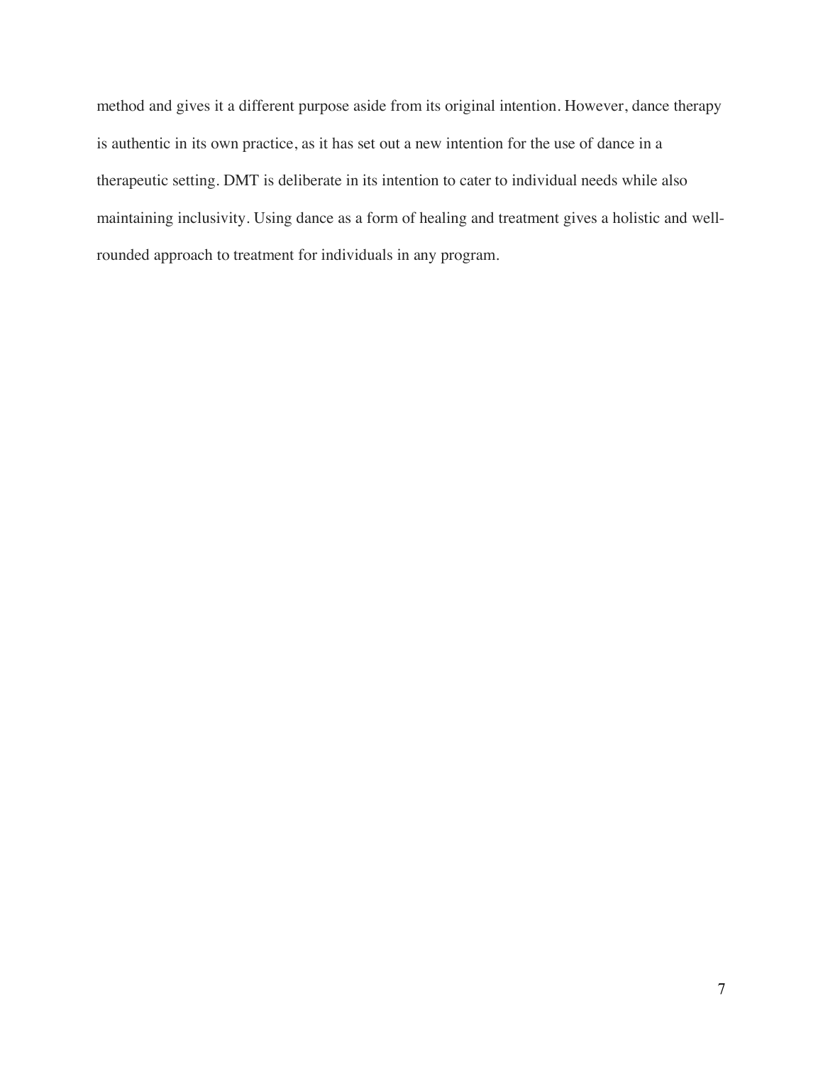method and gives it a different purpose aside from its original intention. However, dance therapy is authentic in its own practice, as it has set out a new intention for the use of dance in a therapeutic setting. DMT is deliberate in its intention to cater to individual needs while also maintaining inclusivity. Using dance as a form of healing and treatment gives a holistic and well-rounded approach to treatment for individuals in any program.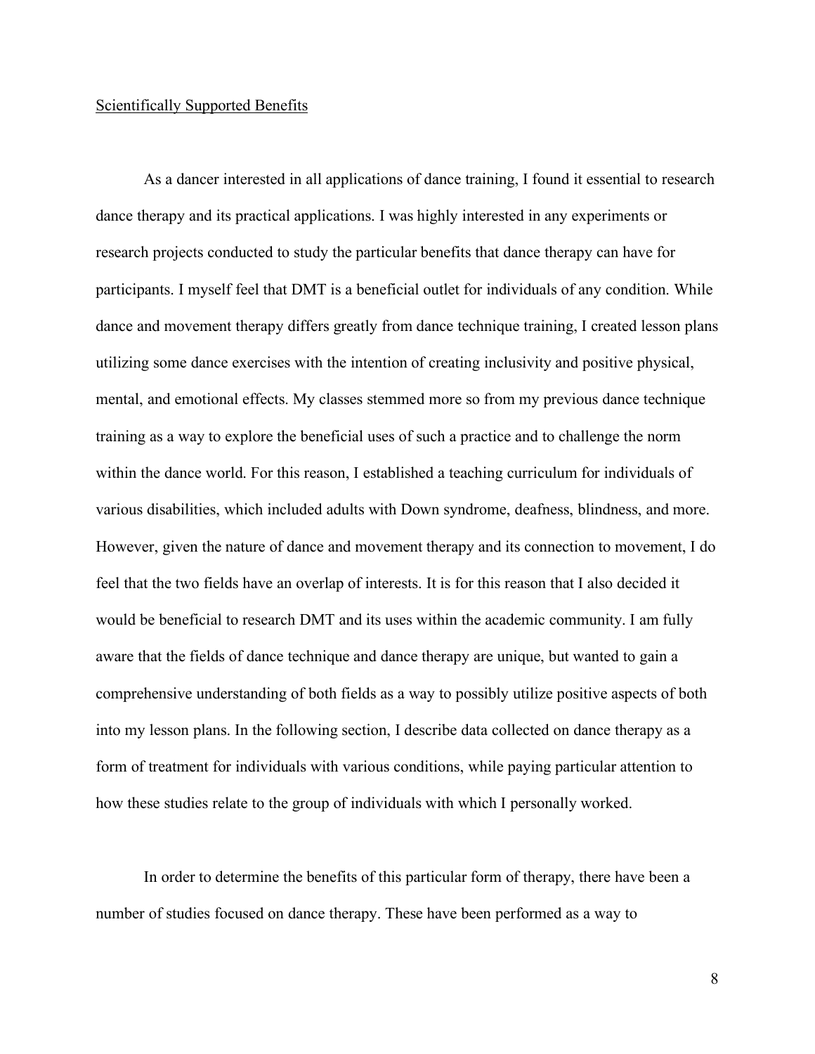<u>Scientifically Supported Benefits</u>

As a dancer interested in all applications of dance training, I found it essential to research dance therapy and its practical applications. I was highly interested in any experiments or research projects conducted to study the particular benefits that dance therapy can have for participants. I myself feel that DMT is a beneficial outlet for individuals of any condition. While dance and movement therapy differs greatly from dance technique training, I created lesson plans utilizing some dance exercises with the intention of creating inclusivity and positive physical, mental, and emotional effects. My classes stemmed more so from my previous dance technique training as a way to explore the beneficial uses of such a practice and to challenge the norm within the dance world. For this reason, I established a teaching curriculum for individuals of various disabilities, which included adults with Down syndrome, deafness, blindness, and more. However, given the nature of dance and movement therapy and its connection to movement, I do feel that the two fields have an overlap of interests. It is for this reason that I also decided it would be beneficial to research DMT and its uses within the academic community. I am fully aware that the fields of dance technique and dance therapy are unique, but wanted to gain a comprehensive understanding of both fields as a way to possibly utilize positive aspects of both into my lesson plans. In the following section, I describe data collected on dance therapy as a form of treatment for individuals with various conditions, while paying particular attention to how these studies relate to the group of individuals with which I personally worked.

In order to determine the benefits of this particular form of therapy, there have been a number of studies focused on dance therapy. These have been performed as a way to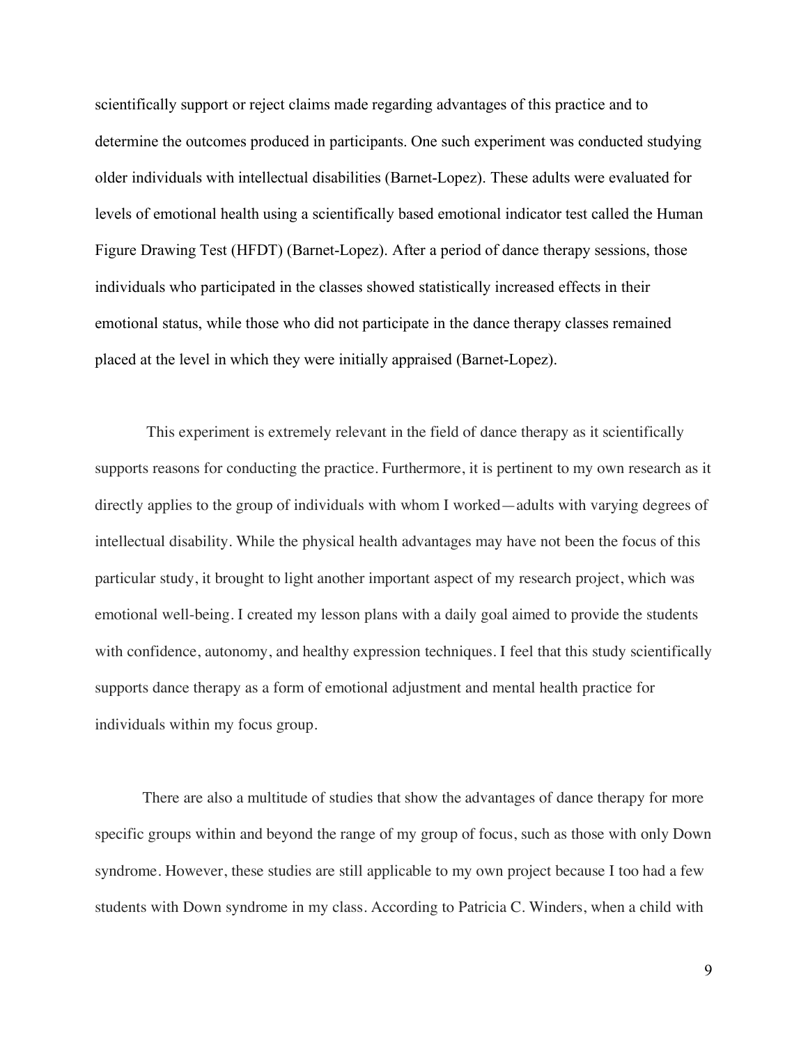scientifically support or reject claims made regarding advantages of this practice and to determine the outcomes produced in participants. One such experiment was conducted studying older individuals with intellectual disabilities (Barnet-Lopez). These adults were evaluated for levels of emotional health using a scientifically based emotional indicator test called the Human Figure Drawing Test (HFDT) (Barnet-Lopez). After a period of dance therapy sessions, those individuals who participated in the classes showed statistically increased effects in their emotional status, while those who did not participate in the dance therapy classes remained placed at the level in which they were initially appraised (Barnet-Lopez).

This experiment is extremely relevant in the field of dance therapy as it scientifically supports reasons for conducting the practice. Furthermore, it is pertinent to my own research as it directly applies to the group of individuals with whom I worked—adults with varying degrees of intellectual disability. While the physical health advantages may have not been the focus of this particular study, it brought to light another important aspect of my research project, which was emotional well-being. I created my lesson plans with a daily goal aimed to provide the students with confidence, autonomy, and healthy expression techniques. I feel that this study scientifically supports dance therapy as a form of emotional adjustment and mental health practice for individuals within my focus group.

There are also a multitude of studies that show the advantages of dance therapy for more specific groups within and beyond the range of my group of focus, such as those with only Down syndrome. However, these studies are still applicable to my own project because I too had a few students with Down syndrome in my class. According to Patricia C. Winders, when a child with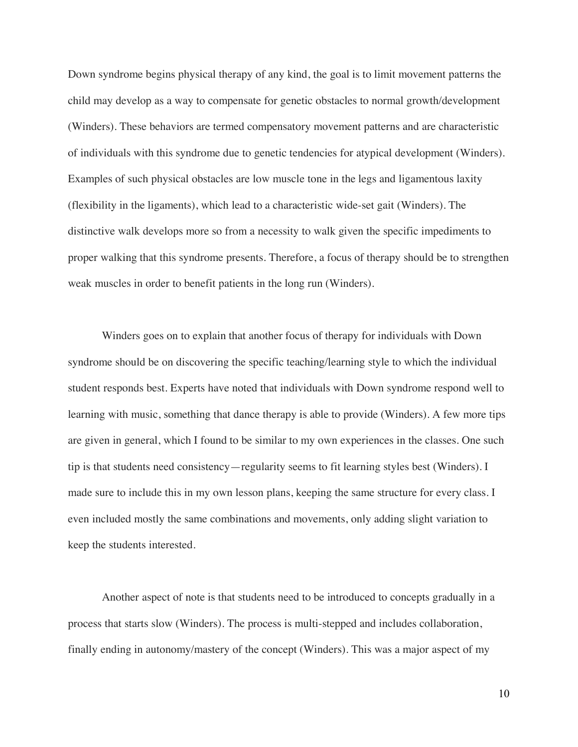Down syndrome begins physical therapy of any kind, the goal is to limit movement patterns the child may develop as a way to compensate for genetic obstacles to normal growth/development (Winders). These behaviors are termed compensatory movement patterns and are characteristic of individuals with this syndrome due to genetic tendencies for atypical development (Winders). Examples of such physical obstacles are low muscle tone in the legs and ligamentous laxity (flexibility in the ligaments), which lead to a characteristic wide-set gait (Winders). The distinctive walk develops more so from a necessity to walk given the specific impediments to proper walking that this syndrome presents. Therefore, a focus of therapy should be to strengthen weak muscles in order to benefit patients in the long run (Winders).

Winders goes on to explain that another focus of therapy for individuals with Down syndrome should be on discovering the specific teaching/learning style to which the individual student responds best. Experts have noted that individuals with Down syndrome respond well to learning with music, something that dance therapy is able to provide (Winders). A few more tips are given in general, which I found to be similar to my own experiences in the classes. One such tip is that students need consistency—regularity seems to fit learning styles best (Winders). I made sure to include this in my own lesson plans, keeping the same structure for every class. I even included mostly the same combinations and movements, only adding slight variation to keep the students interested.

Another aspect of note is that students need to be introduced to concepts gradually in a process that starts slow (Winders). The process is multi-stepped and includes collaboration, finally ending in autonomy/mastery of the concept (Winders). This was a major aspect of my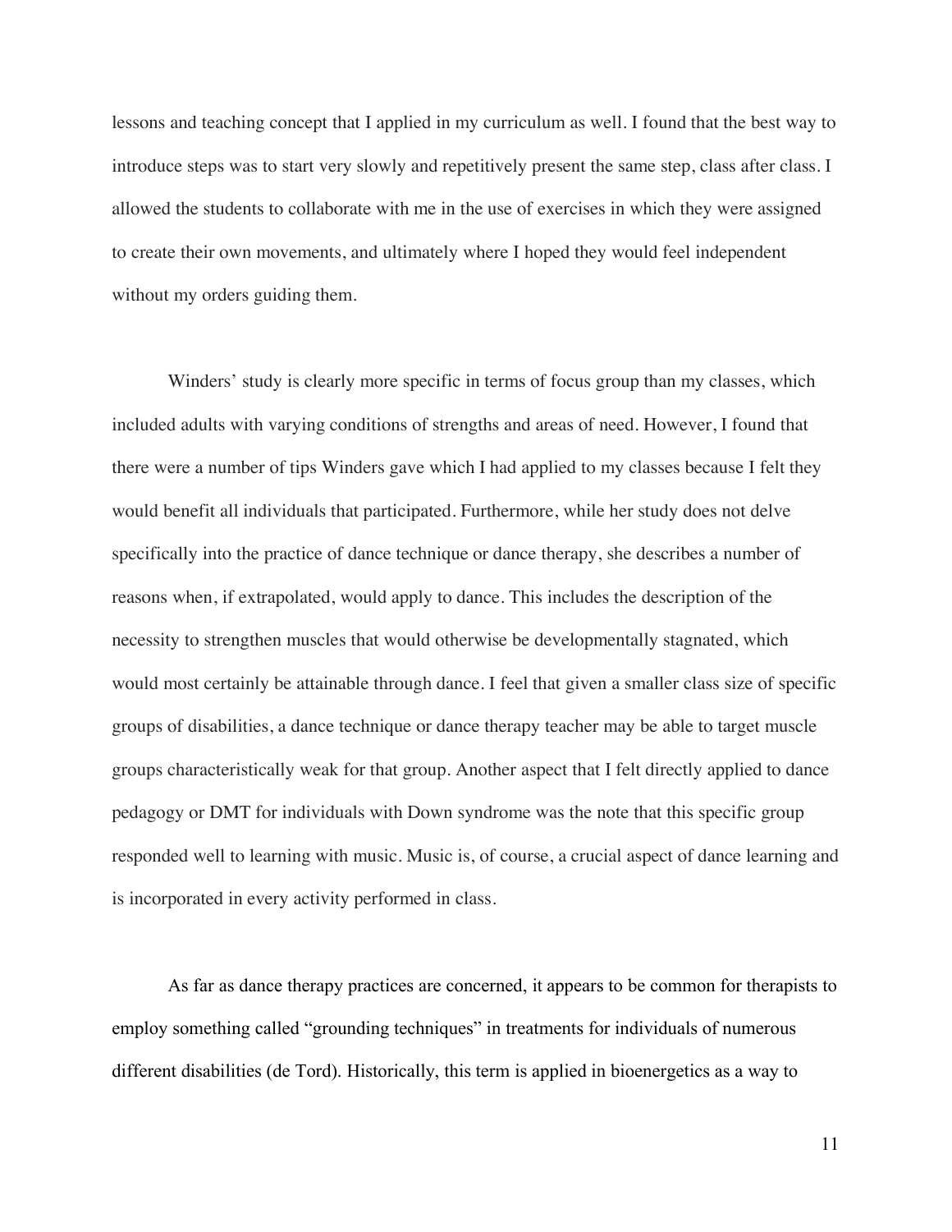lessons and teaching concept that I applied in my curriculum as well. I found that the best way to introduce steps was to start very slowly and repetitively present the same step, class after class. I allowed the students to collaborate with me in the use of exercises in which they were assigned to create their own movements, and ultimately where I hoped they would feel independent without my orders guiding them.

Winders' study is clearly more specific in terms of focus group than my classes, which included adults with varying conditions of strengths and areas of need. However, I found that there were a number of tips Winders gave which I had applied to my classes because I felt they would benefit all individuals that participated. Furthermore, while her study does not delve specifically into the practice of dance technique or dance therapy, she describes a number of reasons when, if extrapolated, would apply to dance. This includes the description of the necessity to strengthen muscles that would otherwise be developmentally stagnated, which would most certainly be attainable through dance. I feel that given a smaller class size of specific groups of disabilities, a dance technique or dance therapy teacher may be able to target muscle groups characteristically weak for that group. Another aspect that I felt directly applied to dance pedagogy or DMT for individuals with Down syndrome was the note that this specific group responded well to learning with music. Music is, of course, a crucial aspect of dance learning and is incorporated in every activity performed in class.

As far as dance therapy practices are concerned, it appears to be common for therapists to employ something called "grounding techniques" in treatments for individuals of numerous different disabilities (de Tord). Historically, this term is applied in bioenergetics as a way to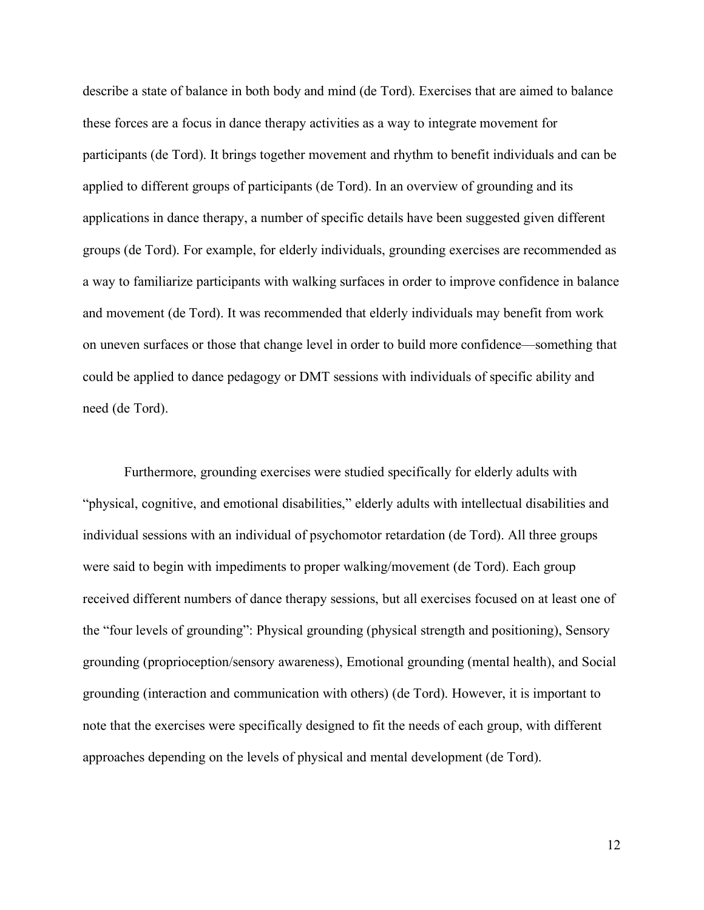describe a state of balance in both body and mind (de Tord). Exercises that are aimed to balance these forces are a focus in dance therapy activities as a way to integrate movement for participants (de Tord). It brings together movement and rhythm to benefit individuals and can be applied to different groups of participants (de Tord). In an overview of grounding and its applications in dance therapy, a number of specific details have been suggested given different groups (de Tord). For example, for elderly individuals, grounding exercises are recommended as a way to familiarize participants with walking surfaces in order to improve confidence in balance and movement (de Tord). It was recommended that elderly individuals may benefit from work on uneven surfaces or those that change level in order to build more confidence—something that could be applied to dance pedagogy or DMT sessions with individuals of specific ability and need (de Tord).

Furthermore, grounding exercises were studied specifically for elderly adults with "physical, cognitive, and emotional disabilities," elderly adults with intellectual disabilities and individual sessions with an individual of psychomotor retardation (de Tord). All three groups were said to begin with impediments to proper walking/movement (de Tord). Each group received different numbers of dance therapy sessions, but all exercises focused on at least one of the "four levels of grounding": Physical grounding (physical strength and positioning), Sensory grounding (proprioception/sensory awareness), Emotional grounding (mental health), and Social grounding (interaction and communication with others) (de Tord). However, it is important to note that the exercises were specifically designed to fit the needs of each group, with different approaches depending on the levels of physical and mental development (de Tord).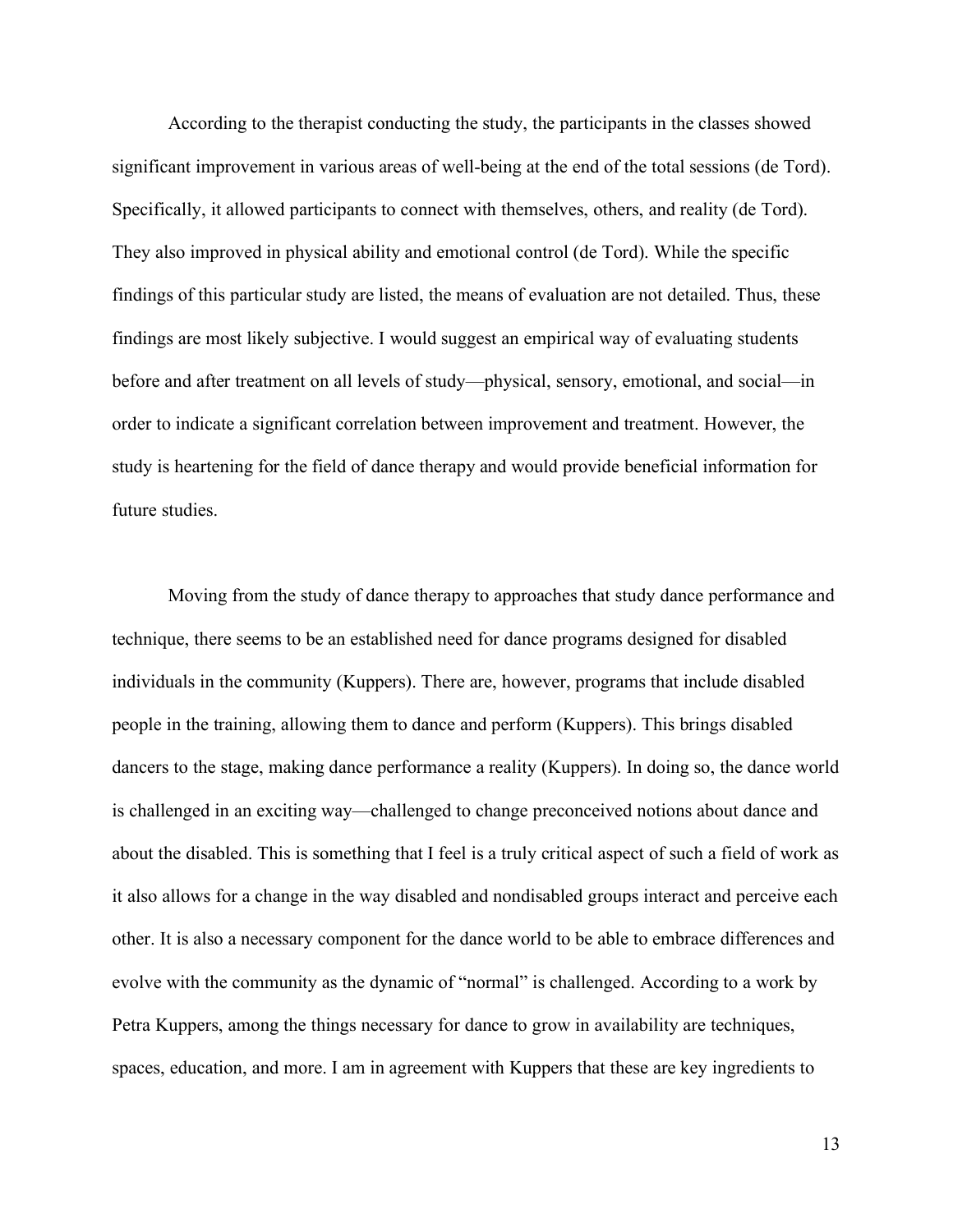According to the therapist conducting the study, the participants in the classes showed significant improvement in various areas of well-being at the end of the total sessions (de Tord). Specifically, it allowed participants to connect with themselves, others, and reality (de Tord). They also improved in physical ability and emotional control (de Tord). While the specific findings of this particular study are listed, the means of evaluation are not detailed. Thus, these findings are most likely subjective. I would suggest an empirical way of evaluating students before and after treatment on all levels of study—physical, sensory, emotional, and social—in order to indicate a significant correlation between improvement and treatment. However, the study is heartening for the field of dance therapy and would provide beneficial information for future studies.

Moving from the study of dance therapy to approaches that study dance performance and technique, there seems to be an established need for dance programs designed for disabled individuals in the community (Kuppers). There are, however, programs that include disabled people in the training, allowing them to dance and perform (Kuppers). This brings disabled dancers to the stage, making dance performance a reality (Kuppers). In doing so, the dance world is challenged in an exciting way—challenged to change preconceived notions about dance and about the disabled. This is something that I feel is a truly critical aspect of such a field of work as it also allows for a change in the way disabled and nondisabled groups interact and perceive each other. It is also a necessary component for the dance world to be able to embrace differences and evolve with the community as the dynamic of "normal" is challenged. According to a work by Petra Kuppers, among the things necessary for dance to grow in availability are techniques, spaces, education, and more. I am in agreement with Kuppers that these are key ingredients to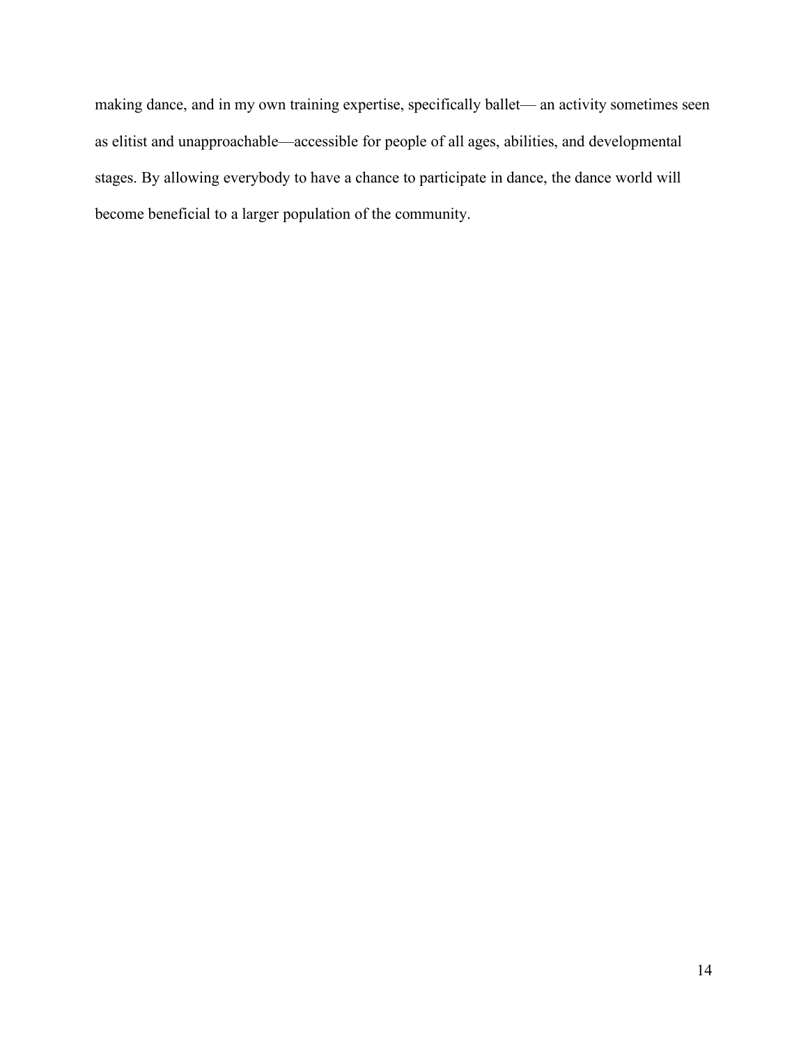making dance, and in my own training expertise, specifically ballet— an activity sometimes seen as elitist and unapproachable—accessible for people of all ages, abilities, and developmental stages. By allowing everybody to have a chance to participate in dance, the dance world will become beneficial to a larger population of the community.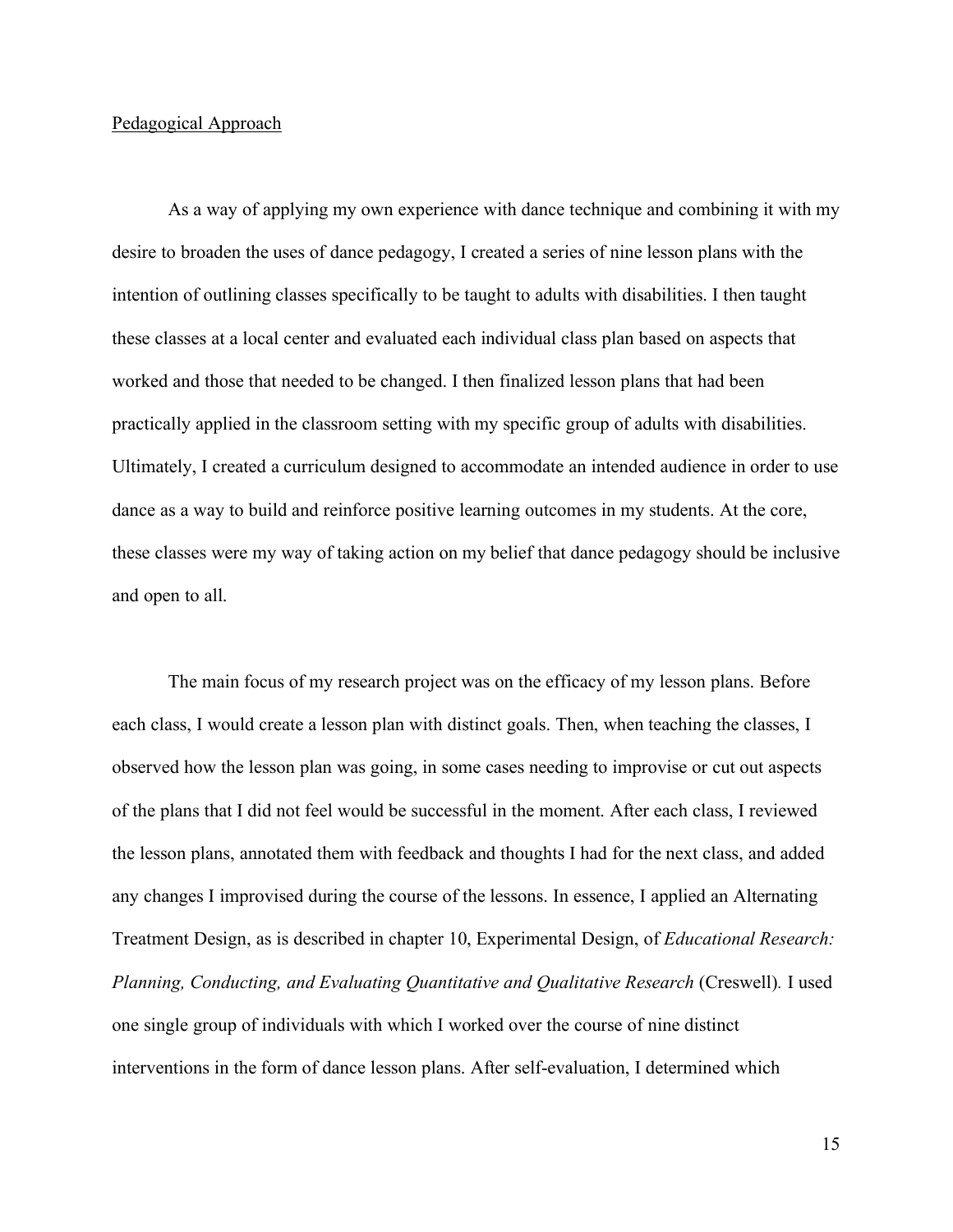Pedagogical Approach

As a way of applying my own experience with dance technique and combining it with my desire to broaden the uses of dance pedagogy, I created a series of nine lesson plans with the intention of outlining classes specifically to be taught to adults with disabilities. I then taught these classes at a local center and evaluated each individual class plan based on aspects that worked and those that needed to be changed. I then finalized lesson plans that had been practically applied in the classroom setting with my specific group of adults with disabilities. Ultimately, I created a curriculum designed to accommodate an intended audience in order to use dance as a way to build and reinforce positive learning outcomes in my students. At the core, these classes were my way of taking action on my belief that dance pedagogy should be inclusive and open to all.

The main focus of my research project was on the efficacy of my lesson plans. Before each class, I would create a lesson plan with distinct goals. Then, when teaching the classes, I observed how the lesson plan was going, in some cases needing to improvise or cut out aspects of the plans that I did not feel would be successful in the moment. After each class, I reviewed the lesson plans, annotated them with feedback and thoughts I had for the next class, and added any changes I improvised during the course of the lessons. In essence, I applied an Alternating Treatment Design, as is described in chapter 10, Experimental Design, of *Educational Research: Planning, Conducting, and Evaluating Quantitative and Qualitative Research* (Creswell). I used one single group of individuals with which I worked over the course of nine distinct interventions in the form of dance lesson plans. After self-evaluation, I determined which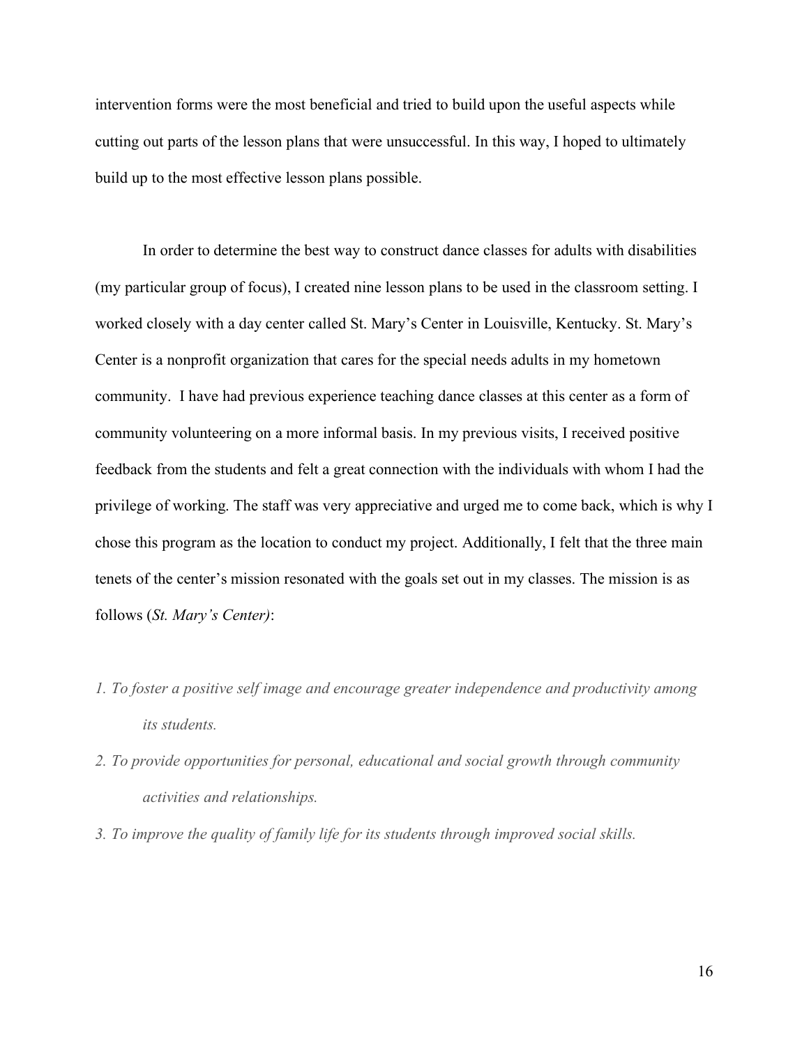intervention forms were the most beneficial and tried to build upon the useful aspects while cutting out parts of the lesson plans that were unsuccessful. In this way, I hoped to ultimately build up to the most effective lesson plans possible.

In order to determine the best way to construct dance classes for adults with disabilities (my particular group of focus), I created nine lesson plans to be used in the classroom setting. I worked closely with a day center called St. Mary's Center in Louisville, Kentucky. St. Mary's Center is a nonprofit organization that cares for the special needs adults in my hometown community. I have had previous experience teaching dance classes at this center as a form of community volunteering on a more informal basis. In my previous visits, I received positive feedback from the students and felt a great connection with the individuals with whom I had the privilege of working. The staff was very appreciative and urged me to come back, which is why I chose this program as the location to conduct my project. Additionally, I felt that the three main tenets of the center's mission resonated with the goals set out in my classes. The mission is as follows (*St. Mary's Center)*:

1. *To foster a positive self image and encourage greater independence and productivity among its students.*
2. *To provide opportunities for personal, educational and social growth through community activities and relationships.*
3. *To improve the quality of family life for its students through improved social skills.*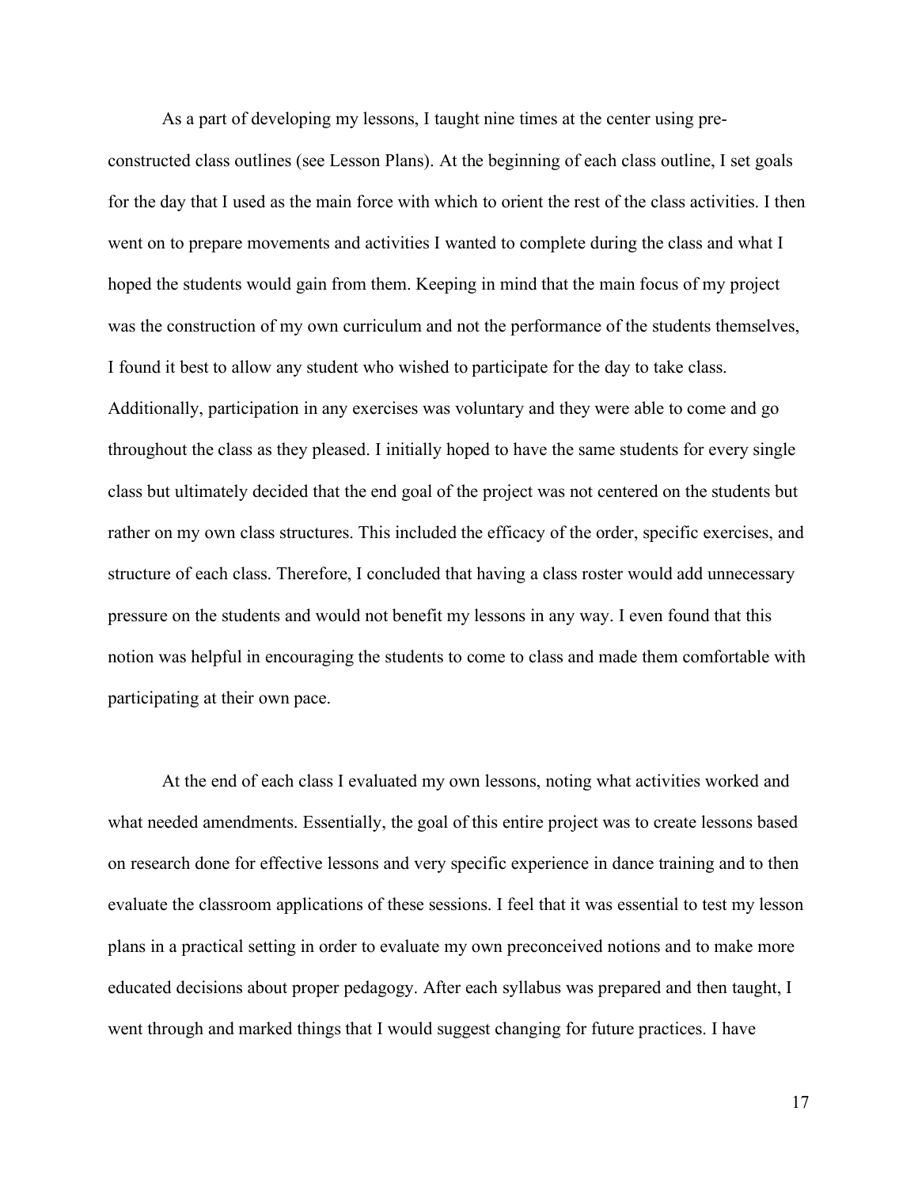As a part of developing my lessons, I taught nine times at the center using pre-constructed class outlines (see Lesson Plans). At the beginning of each class outline, I set goals for the day that I used as the main force with which to orient the rest of the class activities. I then went on to prepare movements and activities I wanted to complete during the class and what I hoped the students would gain from them. Keeping in mind that the main focus of my project was the construction of my own curriculum and not the performance of the students themselves, I found it best to allow any student who wished to participate for the day to take class. Additionally, participation in any exercises was voluntary and they were able to come and go throughout the class as they pleased. I initially hoped to have the same students for every single class but ultimately decided that the end goal of the project was not centered on the students but rather on my own class structures. This included the efficacy of the order, specific exercises, and structure of each class. Therefore, I concluded that having a class roster would add unnecessary pressure on the students and would not benefit my lessons in any way. I even found that this notion was helpful in encouraging the students to come to class and made them comfortable with participating at their own pace.

At the end of each class I evaluated my own lessons, noting what activities worked and what needed amendments. Essentially, the goal of this entire project was to create lessons based on research done for effective lessons and very specific experience in dance training and to then evaluate the classroom applications of these sessions. I feel that it was essential to test my lesson plans in a practical setting in order to evaluate my own preconceived notions and to make more educated decisions about proper pedagogy. After each syllabus was prepared and then taught, I went through and marked things that I would suggest changing for future practices. I have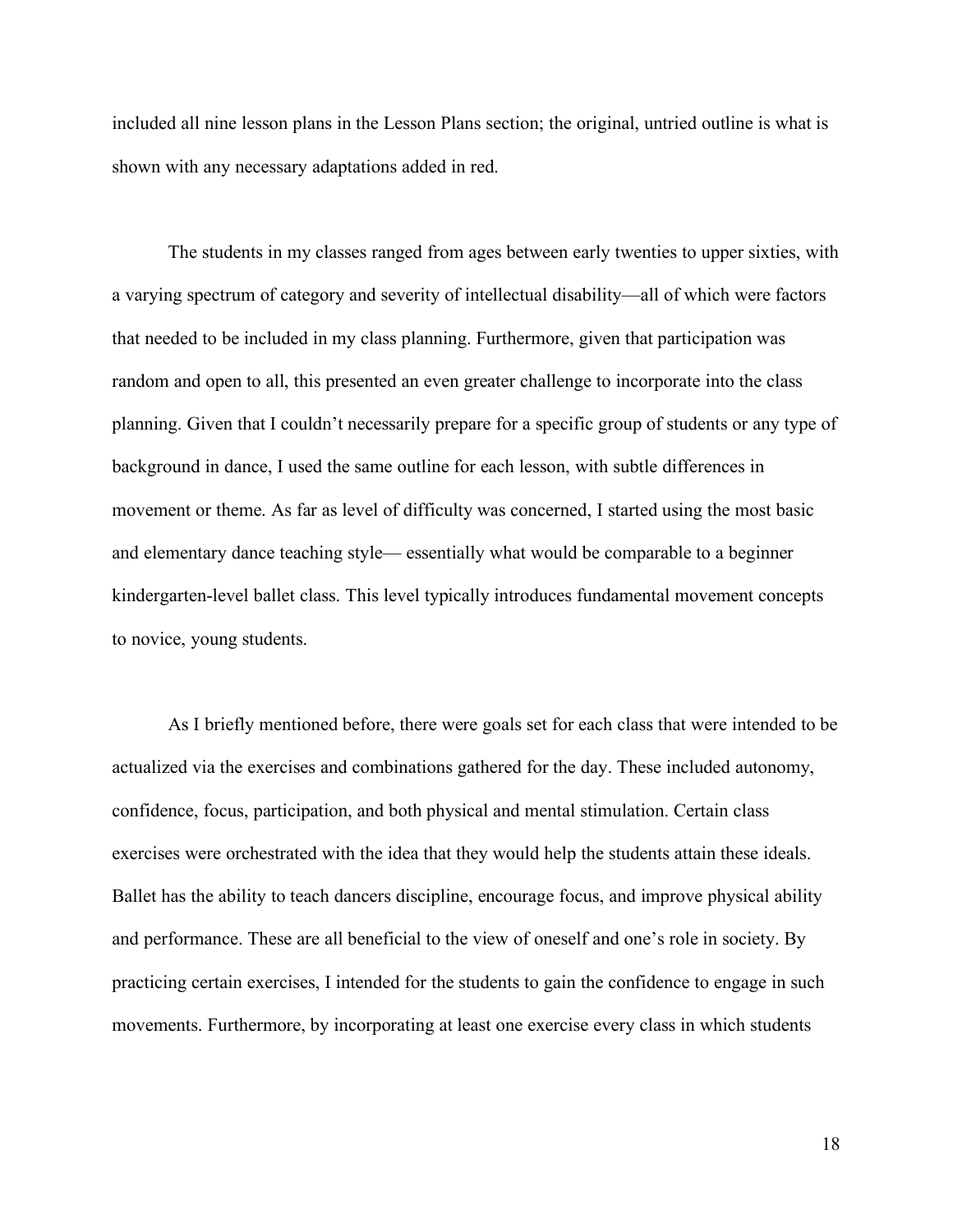included all nine lesson plans in the Lesson Plans section; the original, untried outline is what is shown with any necessary adaptations added in red.

The students in my classes ranged from ages between early twenties to upper sixties, with a varying spectrum of category and severity of intellectual disability—all of which were factors that needed to be included in my class planning. Furthermore, given that participation was random and open to all, this presented an even greater challenge to incorporate into the class planning. Given that I couldn't necessarily prepare for a specific group of students or any type of background in dance, I used the same outline for each lesson, with subtle differences in movement or theme. As far as level of difficulty was concerned, I started using the most basic and elementary dance teaching style— essentially what would be comparable to a beginner kindergarten-level ballet class. This level typically introduces fundamental movement concepts to novice, young students.

As I briefly mentioned before, there were goals set for each class that were intended to be actualized via the exercises and combinations gathered for the day. These included autonomy, confidence, focus, participation, and both physical and mental stimulation. Certain class exercises were orchestrated with the idea that they would help the students attain these ideals. Ballet has the ability to teach dancers discipline, encourage focus, and improve physical ability and performance. These are all beneficial to the view of oneself and one's role in society. By practicing certain exercises, I intended for the students to gain the confidence to engage in such movements. Furthermore, by incorporating at least one exercise every class in which students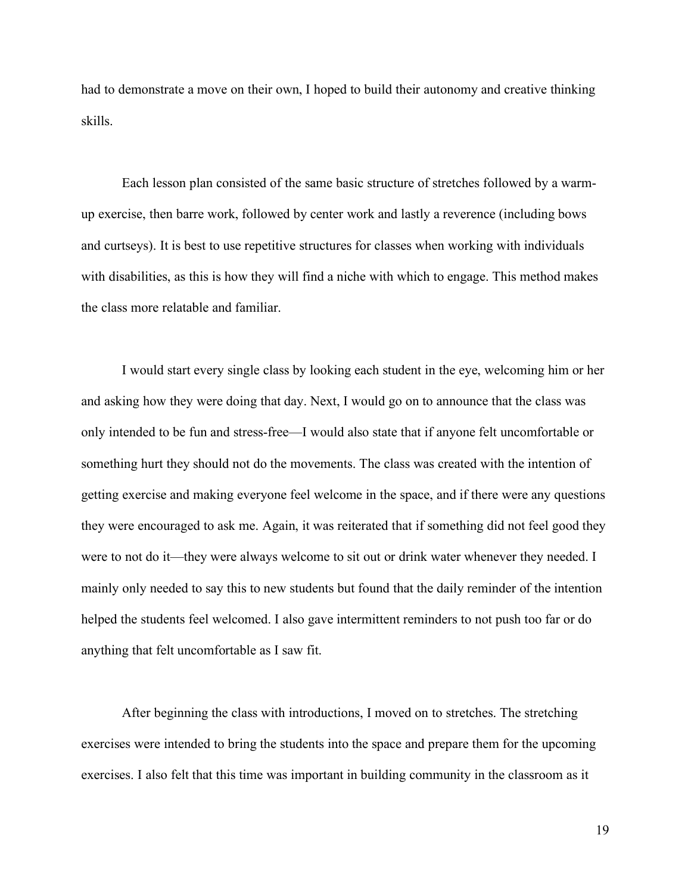had to demonstrate a move on their own, I hoped to build their autonomy and creative thinking skills.

Each lesson plan consisted of the same basic structure of stretches followed by a warm-up exercise, then barre work, followed by center work and lastly a reverence (including bows and curtseys). It is best to use repetitive structures for classes when working with individuals with disabilities, as this is how they will find a niche with which to engage. This method makes the class more relatable and familiar.

I would start every single class by looking each student in the eye, welcoming him or her and asking how they were doing that day. Next, I would go on to announce that the class was only intended to be fun and stress-free—I would also state that if anyone felt uncomfortable or something hurt they should not do the movements. The class was created with the intention of getting exercise and making everyone feel welcome in the space, and if there were any questions they were encouraged to ask me. Again, it was reiterated that if something did not feel good they were to not do it—they were always welcome to sit out or drink water whenever they needed. I mainly only needed to say this to new students but found that the daily reminder of the intention helped the students feel welcomed. I also gave intermittent reminders to not push too far or do anything that felt uncomfortable as I saw fit.

After beginning the class with introductions, I moved on to stretches. The stretching exercises were intended to bring the students into the space and prepare them for the upcoming exercises. I also felt that this time was important in building community in the classroom as it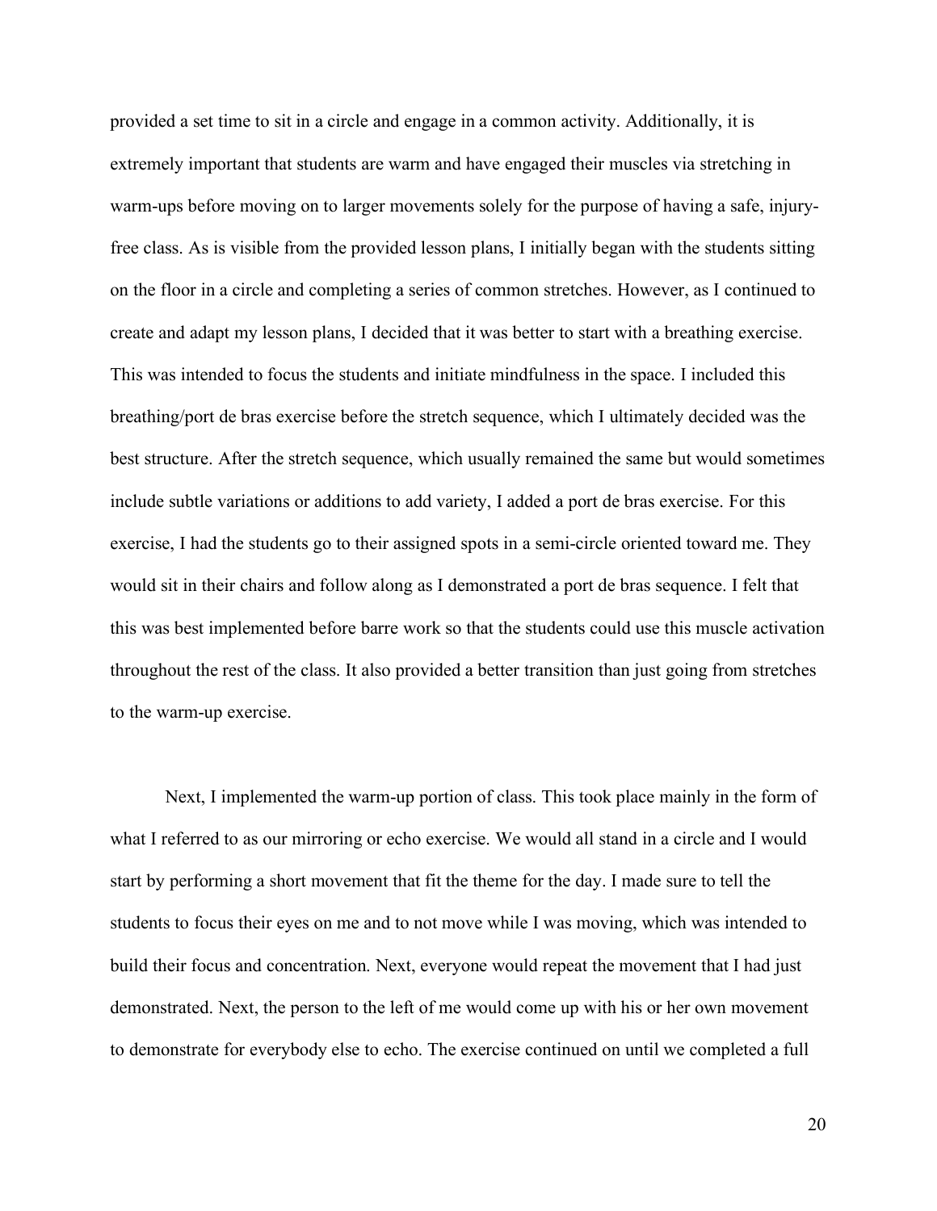provided a set time to sit in a circle and engage in a common activity. Additionally, it is extremely important that students are warm and have engaged their muscles via stretching in warm-ups before moving on to larger movements solely for the purpose of having a safe, injury-free class. As is visible from the provided lesson plans, I initially began with the students sitting on the floor in a circle and completing a series of common stretches. However, as I continued to create and adapt my lesson plans, I decided that it was better to start with a breathing exercise. This was intended to focus the students and initiate mindfulness in the space. I included this breathing/port de bras exercise before the stretch sequence, which I ultimately decided was the best structure. After the stretch sequence, which usually remained the same but would sometimes include subtle variations or additions to add variety, I added a port de bras exercise. For this exercise, I had the students go to their assigned spots in a semi-circle oriented toward me. They would sit in their chairs and follow along as I demonstrated a port de bras sequence. I felt that this was best implemented before barre work so that the students could use this muscle activation throughout the rest of the class. It also provided a better transition than just going from stretches to the warm-up exercise.

Next, I implemented the warm-up portion of class. This took place mainly in the form of what I referred to as our mirroring or echo exercise. We would all stand in a circle and I would start by performing a short movement that fit the theme for the day. I made sure to tell the students to focus their eyes on me and to not move while I was moving, which was intended to build their focus and concentration. Next, everyone would repeat the movement that I had just demonstrated. Next, the person to the left of me would come up with his or her own movement to demonstrate for everybody else to echo. The exercise continued on until we completed a full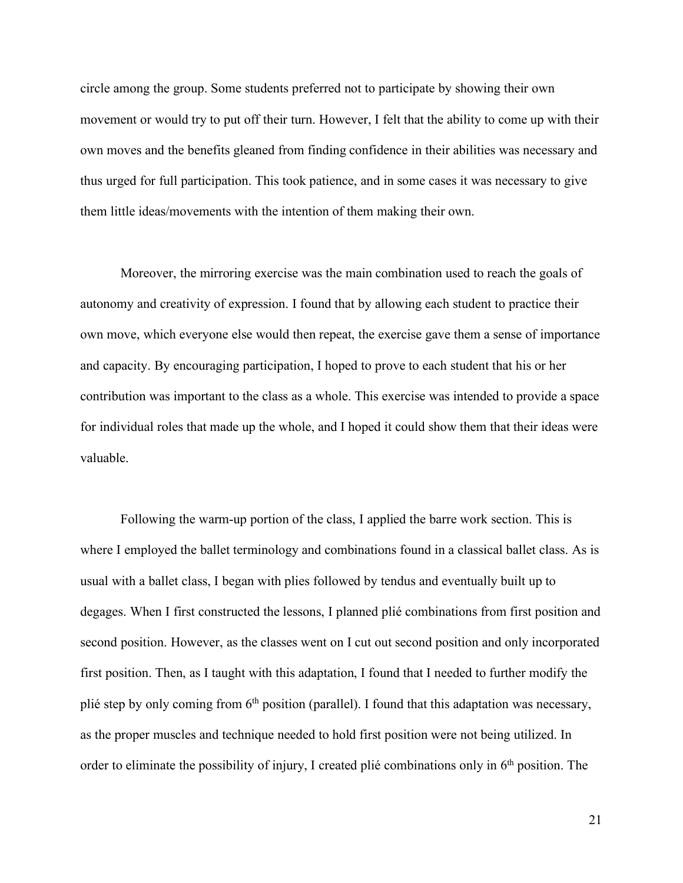circle among the group. Some students preferred not to participate by showing their own movement or would try to put off their turn. However, I felt that the ability to come up with their own moves and the benefits gleaned from finding confidence in their abilities was necessary and thus urged for full participation. This took patience, and in some cases it was necessary to give them little ideas/movements with the intention of them making their own.

Moreover, the mirroring exercise was the main combination used to reach the goals of autonomy and creativity of expression. I found that by allowing each student to practice their own move, which everyone else would then repeat, the exercise gave them a sense of importance and capacity. By encouraging participation, I hoped to prove to each student that his or her contribution was important to the class as a whole. This exercise was intended to provide a space for individual roles that made up the whole, and I hoped it could show them that their ideas were valuable.

Following the warm-up portion of the class, I applied the barre work section. This is where I employed the ballet terminology and combinations found in a classical ballet class. As is usual with a ballet class, I began with plies followed by tendus and eventually built up to degages. When I first constructed the lessons, I planned plié combinations from first position and second position. However, as the classes went on I cut out second position and only incorporated first position. Then, as I taught with this adaptation, I found that I needed to further modify the plié step by only coming from 6th position (parallel). I found that this adaptation was necessary, as the proper muscles and technique needed to hold first position were not being utilized. In order to eliminate the possibility of injury, I created plié combinations only in 6th position. The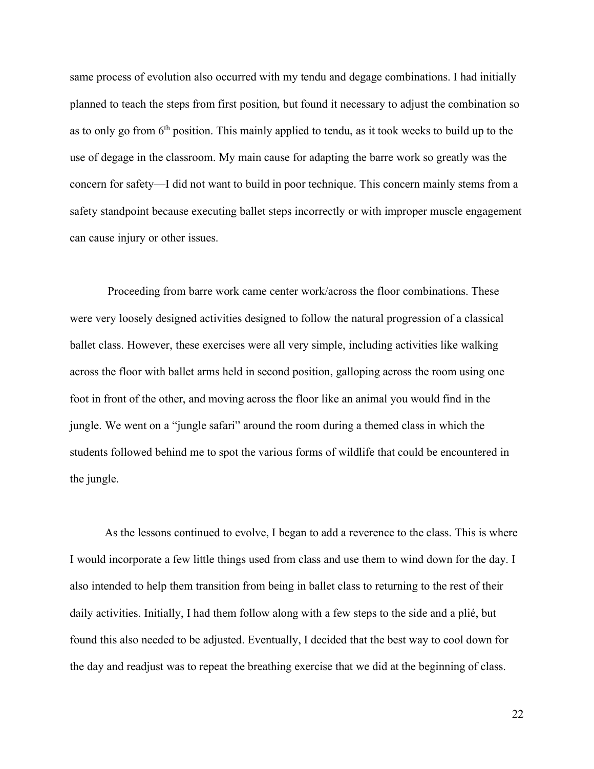same process of evolution also occurred with my tendu and degage combinations. I had initially planned to teach the steps from first position, but found it necessary to adjust the combination so as to only go from 6th position. This mainly applied to tendu, as it took weeks to build up to the use of degage in the classroom. My main cause for adapting the barre work so greatly was the concern for safety—I did not want to build in poor technique. This concern mainly stems from a safety standpoint because executing ballet steps incorrectly or with improper muscle engagement can cause injury or other issues.

Proceeding from barre work came center work/across the floor combinations. These were very loosely designed activities designed to follow the natural progression of a classical ballet class. However, these exercises were all very simple, including activities like walking across the floor with ballet arms held in second position, galloping across the room using one foot in front of the other, and moving across the floor like an animal you would find in the jungle. We went on a "jungle safari" around the room during a themed class in which the students followed behind me to spot the various forms of wildlife that could be encountered in the jungle.

As the lessons continued to evolve, I began to add a reverence to the class. This is where I would incorporate a few little things used from class and use them to wind down for the day. I also intended to help them transition from being in ballet class to returning to the rest of their daily activities. Initially, I had them follow along with a few steps to the side and a plié, but found this also needed to be adjusted. Eventually, I decided that the best way to cool down for the day and readjust was to repeat the breathing exercise that we did at the beginning of class.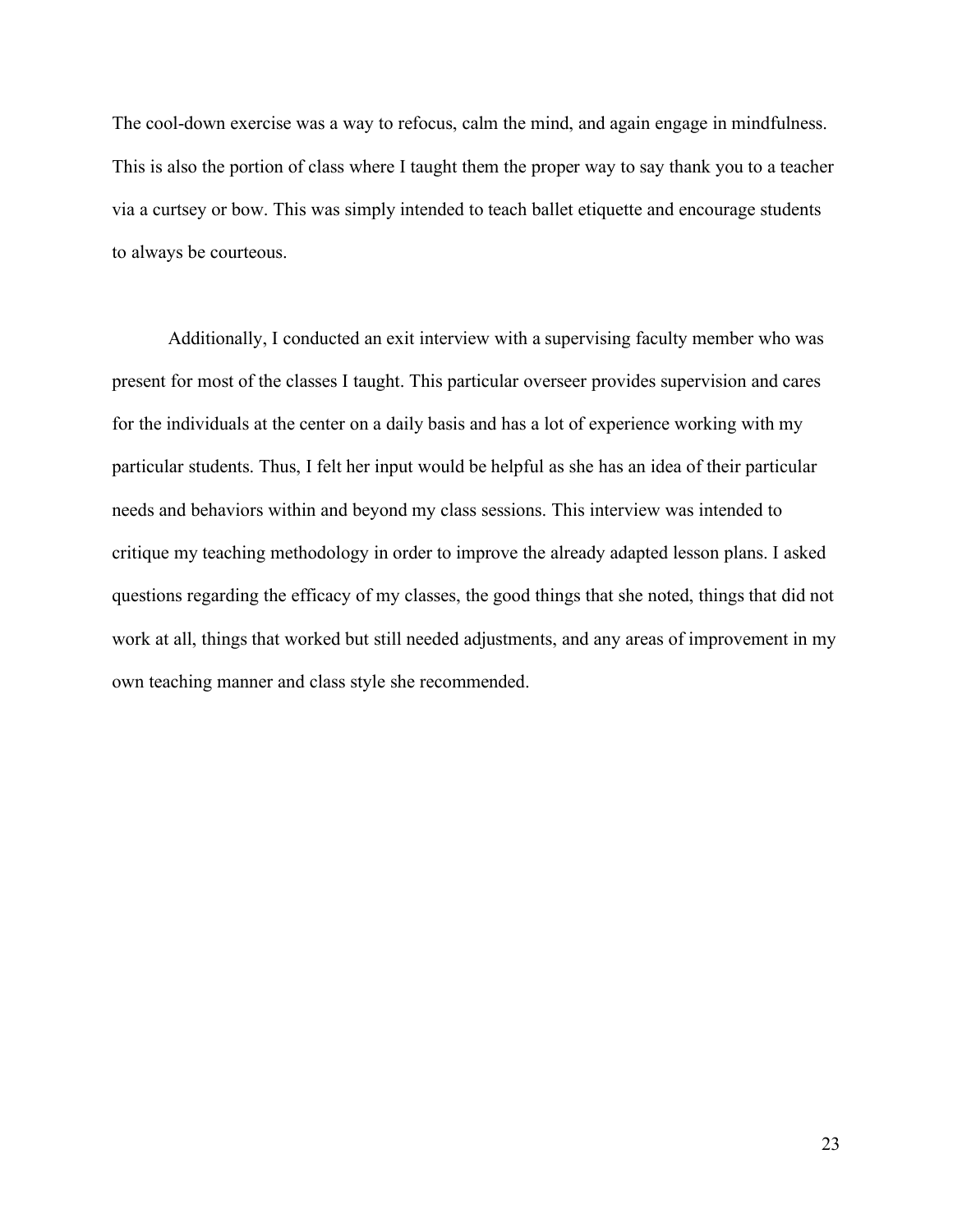The cool-down exercise was a way to refocus, calm the mind, and again engage in mindfulness. This is also the portion of class where I taught them the proper way to say thank you to a teacher via a curtsey or bow. This was simply intended to teach ballet etiquette and encourage students to always be courteous.

Additionally, I conducted an exit interview with a supervising faculty member who was present for most of the classes I taught. This particular overseer provides supervision and cares for the individuals at the center on a daily basis and has a lot of experience working with my particular students. Thus, I felt her input would be helpful as she has an idea of their particular needs and behaviors within and beyond my class sessions. This interview was intended to critique my teaching methodology in order to improve the already adapted lesson plans. I asked questions regarding the efficacy of my classes, the good things that she noted, things that did not work at all, things that worked but still needed adjustments, and any areas of improvement in my own teaching manner and class style she recommended.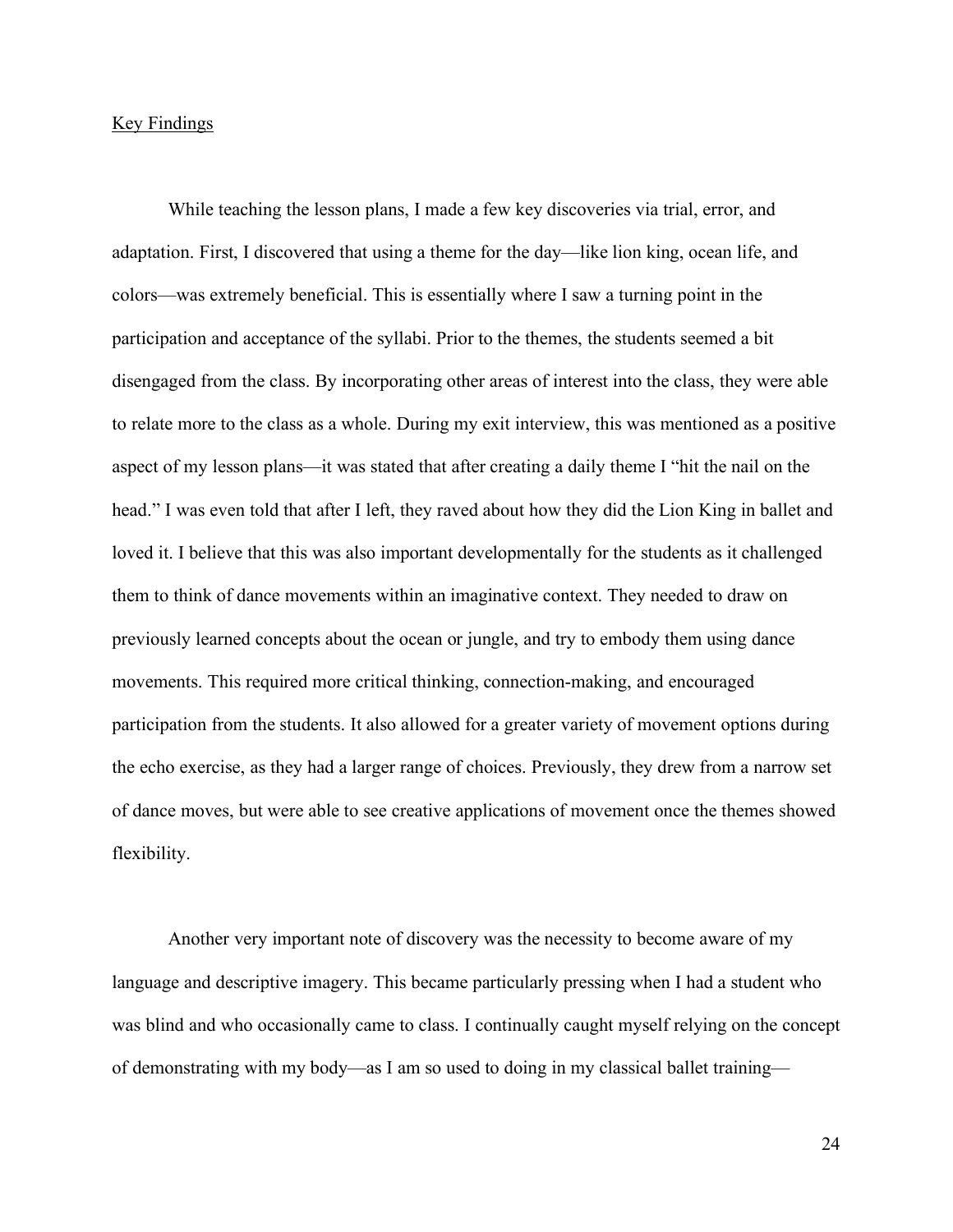Key Findings

While teaching the lesson plans, I made a few key discoveries via trial, error, and adaptation. First, I discovered that using a theme for the day—like lion king, ocean life, and colors—was extremely beneficial. This is essentially where I saw a turning point in the participation and acceptance of the syllabi. Prior to the themes, the students seemed a bit disengaged from the class. By incorporating other areas of interest into the class, they were able to relate more to the class as a whole. During my exit interview, this was mentioned as a positive aspect of my lesson plans—it was stated that after creating a daily theme I "hit the nail on the head." I was even told that after I left, they raved about how they did the Lion King in ballet and loved it. I believe that this was also important developmentally for the students as it challenged them to think of dance movements within an imaginative context. They needed to draw on previously learned concepts about the ocean or jungle, and try to embody them using dance movements. This required more critical thinking, connection-making, and encouraged participation from the students. It also allowed for a greater variety of movement options during the echo exercise, as they had a larger range of choices. Previously, they drew from a narrow set of dance moves, but were able to see creative applications of movement once the themes showed flexibility.

Another very important note of discovery was the necessity to become aware of my language and descriptive imagery. This became particularly pressing when I had a student who was blind and who occasionally came to class. I continually caught myself relying on the concept of demonstrating with my body—as I am so used to doing in my classical ballet training—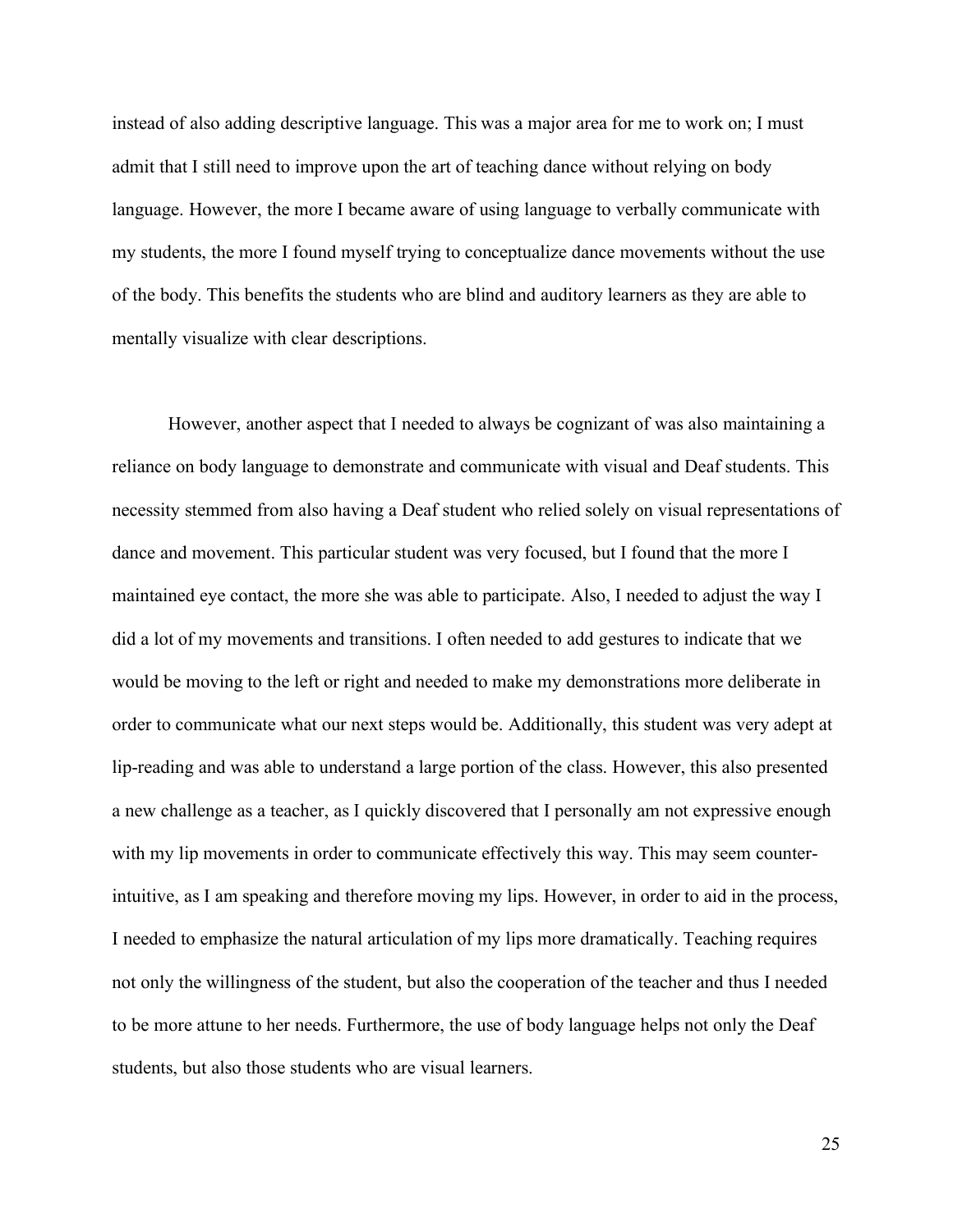instead of also adding descriptive language. This was a major area for me to work on; I must admit that I still need to improve upon the art of teaching dance without relying on body language. However, the more I became aware of using language to verbally communicate with my students, the more I found myself trying to conceptualize dance movements without the use of the body. This benefits the students who are blind and auditory learners as they are able to mentally visualize with clear descriptions.

However, another aspect that I needed to always be cognizant of was also maintaining a reliance on body language to demonstrate and communicate with visual and Deaf students. This necessity stemmed from also having a Deaf student who relied solely on visual representations of dance and movement. This particular student was very focused, but I found that the more I maintained eye contact, the more she was able to participate. Also, I needed to adjust the way I did a lot of my movements and transitions. I often needed to add gestures to indicate that we would be moving to the left or right and needed to make my demonstrations more deliberate in order to communicate what our next steps would be. Additionally, this student was very adept at lip-reading and was able to understand a large portion of the class. However, this also presented a new challenge as a teacher, as I quickly discovered that I personally am not expressive enough with my lip movements in order to communicate effectively this way. This may seem counter-intuitive, as I am speaking and therefore moving my lips. However, in order to aid in the process, I needed to emphasize the natural articulation of my lips more dramatically. Teaching requires not only the willingness of the student, but also the cooperation of the teacher and thus I needed to be more attune to her needs. Furthermore, the use of body language helps not only the Deaf students, but also those students who are visual learners.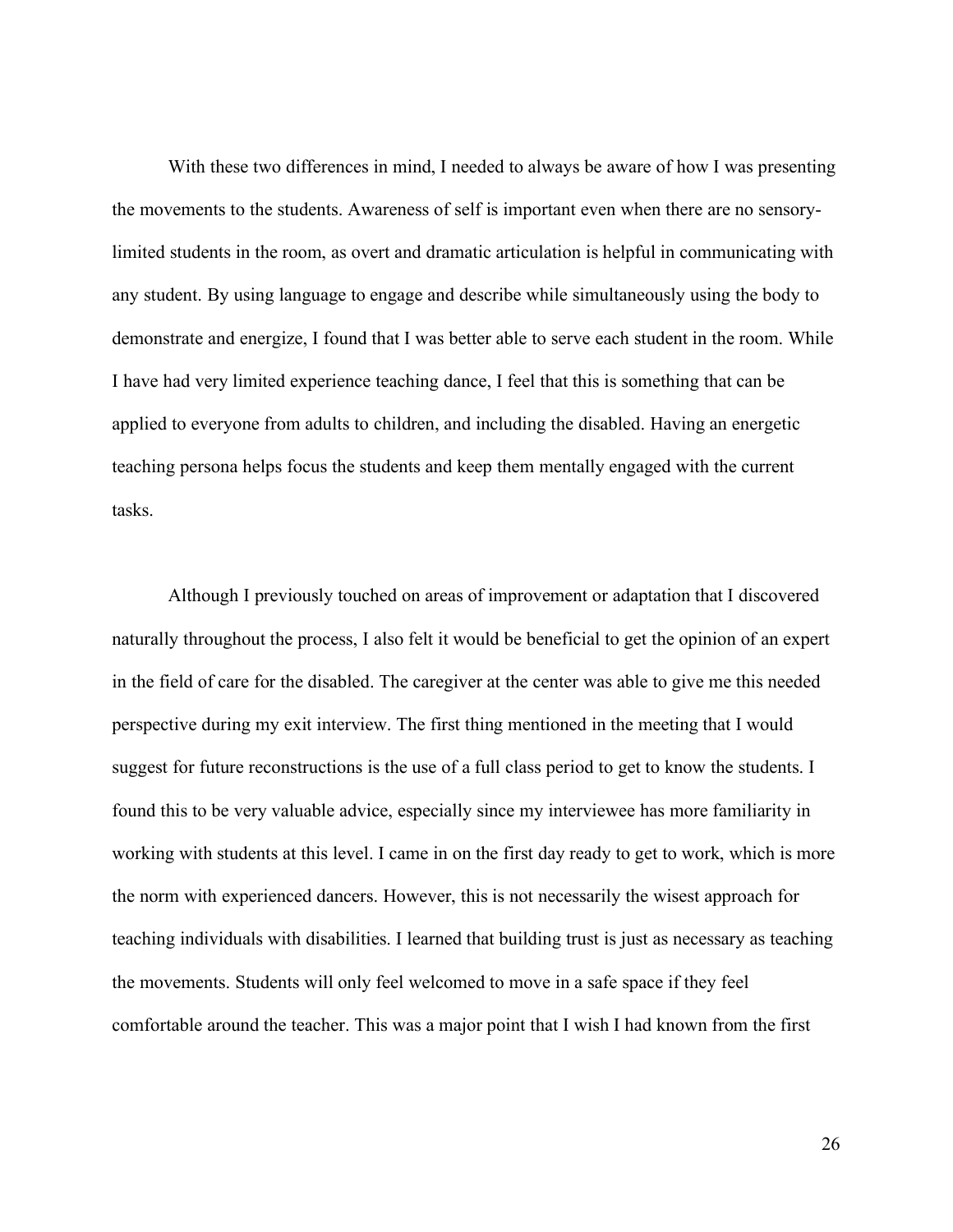With these two differences in mind, I needed to always be aware of how I was presenting the movements to the students. Awareness of self is important even when there are no sensory-limited students in the room, as overt and dramatic articulation is helpful in communicating with any student. By using language to engage and describe while simultaneously using the body to demonstrate and energize, I found that I was better able to serve each student in the room. While I have had very limited experience teaching dance, I feel that this is something that can be applied to everyone from adults to children, and including the disabled. Having an energetic teaching persona helps focus the students and keep them mentally engaged with the current tasks.

Although I previously touched on areas of improvement or adaptation that I discovered naturally throughout the process, I also felt it would be beneficial to get the opinion of an expert in the field of care for the disabled. The caregiver at the center was able to give me this needed perspective during my exit interview. The first thing mentioned in the meeting that I would suggest for future reconstructions is the use of a full class period to get to know the students. I found this to be very valuable advice, especially since my interviewee has more familiarity in working with students at this level. I came in on the first day ready to get to work, which is more the norm with experienced dancers. However, this is not necessarily the wisest approach for teaching individuals with disabilities. I learned that building trust is just as necessary as teaching the movements. Students will only feel welcomed to move in a safe space if they feel comfortable around the teacher. This was a major point that I wish I had known from the first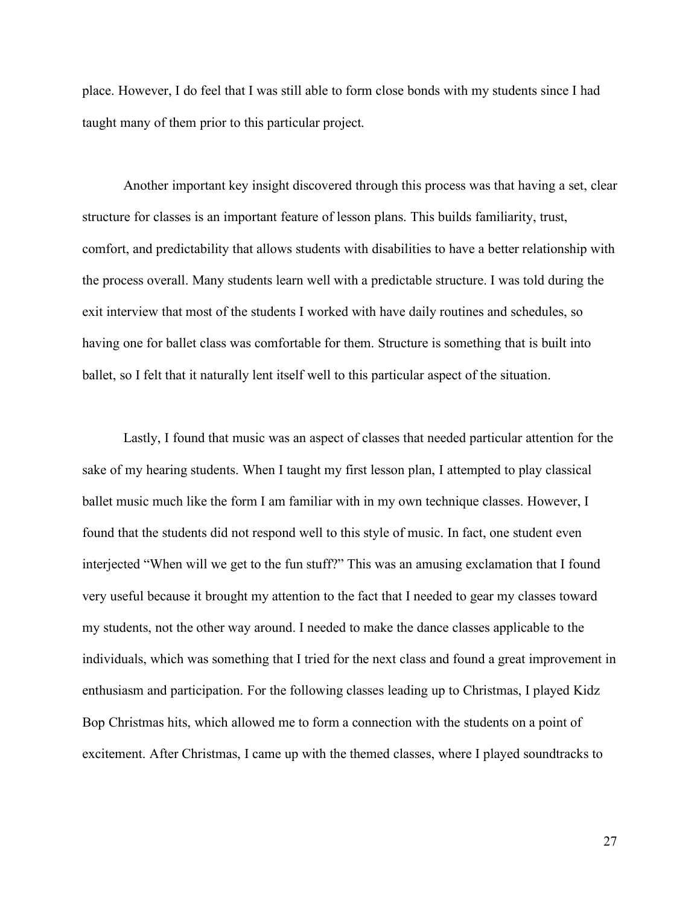place. However, I do feel that I was still able to form close bonds with my students since I had taught many of them prior to this particular project.

Another important key insight discovered through this process was that having a set, clear structure for classes is an important feature of lesson plans. This builds familiarity, trust, comfort, and predictability that allows students with disabilities to have a better relationship with the process overall. Many students learn well with a predictable structure. I was told during the exit interview that most of the students I worked with have daily routines and schedules, so having one for ballet class was comfortable for them. Structure is something that is built into ballet, so I felt that it naturally lent itself well to this particular aspect of the situation.

Lastly, I found that music was an aspect of classes that needed particular attention for the sake of my hearing students. When I taught my first lesson plan, I attempted to play classical ballet music much like the form I am familiar with in my own technique classes. However, I found that the students did not respond well to this style of music. In fact, one student even interjected "When will we get to the fun stuff?" This was an amusing exclamation that I found very useful because it brought my attention to the fact that I needed to gear my classes toward my students, not the other way around. I needed to make the dance classes applicable to the individuals, which was something that I tried for the next class and found a great improvement in enthusiasm and participation. For the following classes leading up to Christmas, I played Kidz Bop Christmas hits, which allowed me to form a connection with the students on a point of excitement. After Christmas, I came up with the themed classes, where I played soundtracks to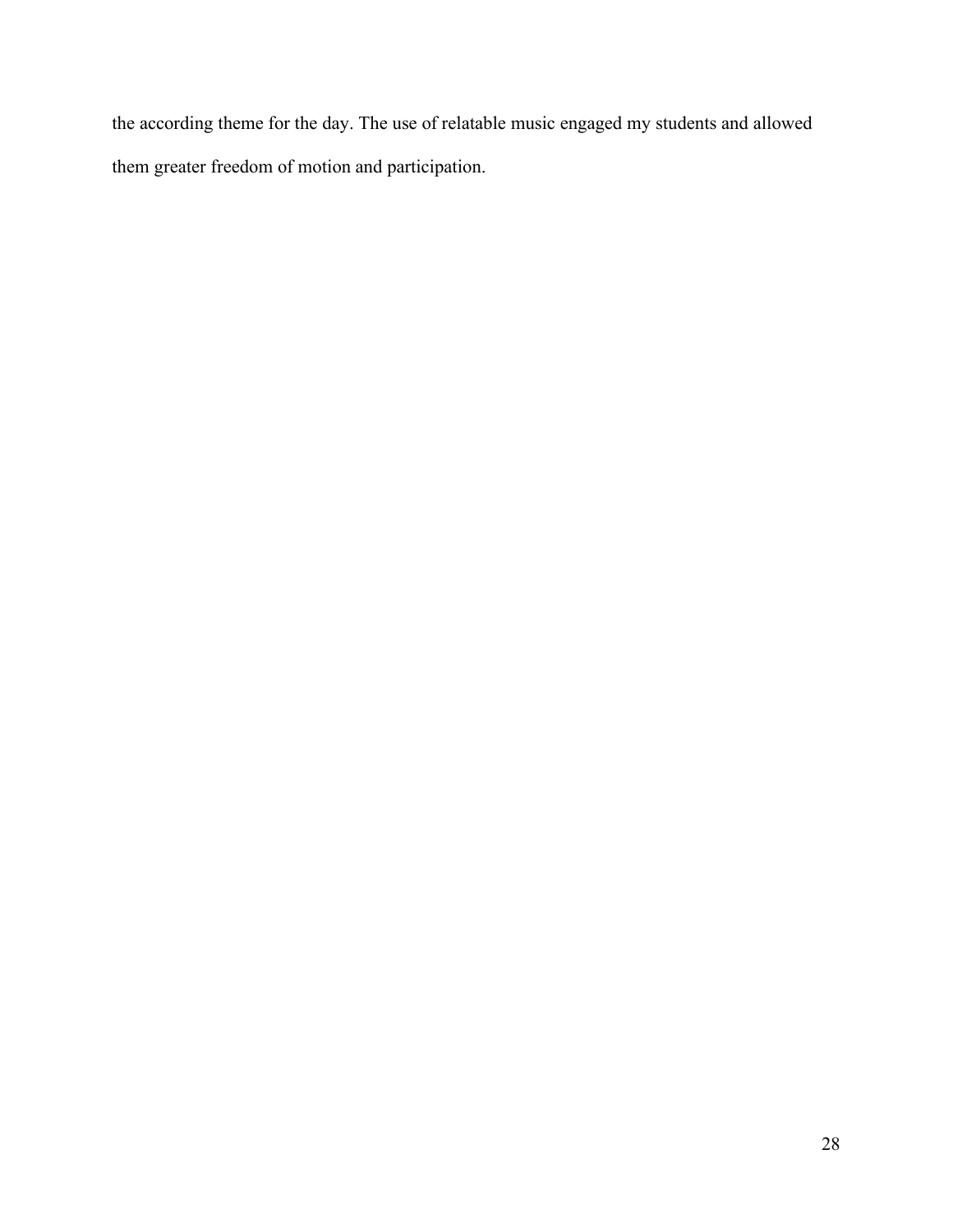the according theme for the day. The use of relatable music engaged my students and allowed them greater freedom of motion and participation.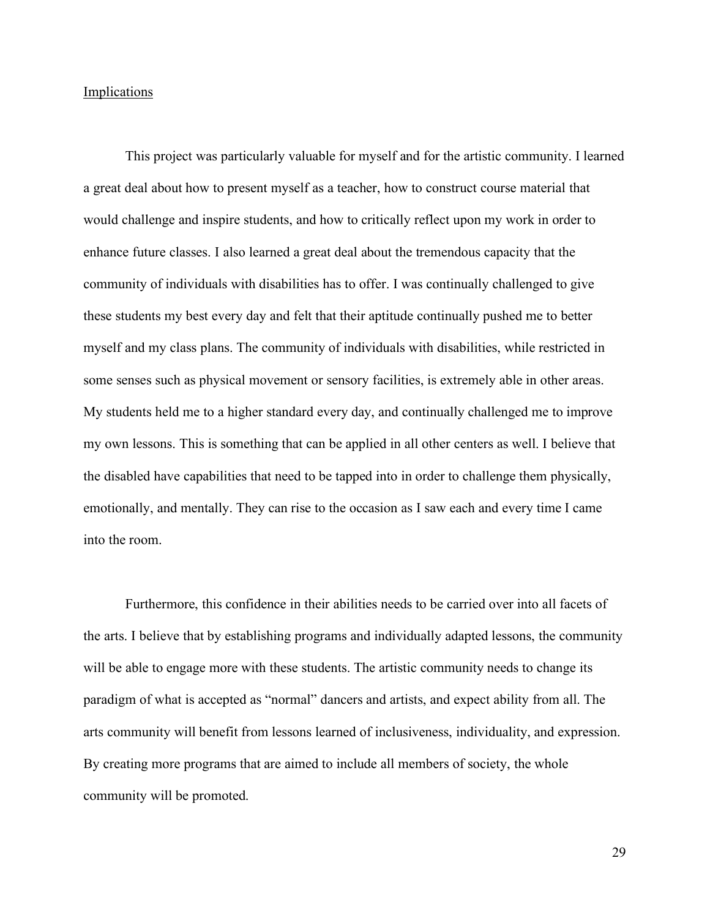## Implications

This project was particularly valuable for myself and for the artistic community. I learned a great deal about how to present myself as a teacher, how to construct course material that would challenge and inspire students, and how to critically reflect upon my work in order to enhance future classes. I also learned a great deal about the tremendous capacity that the community of individuals with disabilities has to offer. I was continually challenged to give these students my best every day and felt that their aptitude continually pushed me to better myself and my class plans. The community of individuals with disabilities, while restricted in some senses such as physical movement or sensory facilities, is extremely able in other areas. My students held me to a higher standard every day, and continually challenged me to improve my own lessons. This is something that can be applied in all other centers as well. I believe that the disabled have capabilities that need to be tapped into in order to challenge them physically, emotionally, and mentally. They can rise to the occasion as I saw each and every time I came into the room.

Furthermore, this confidence in their abilities needs to be carried over into all facets of the arts. I believe that by establishing programs and individually adapted lessons, the community will be able to engage more with these students. The artistic community needs to change its paradigm of what is accepted as "normal" dancers and artists, and expect ability from all. The arts community will benefit from lessons learned of inclusiveness, individuality, and expression. By creating more programs that are aimed to include all members of society, the whole community will be promoted.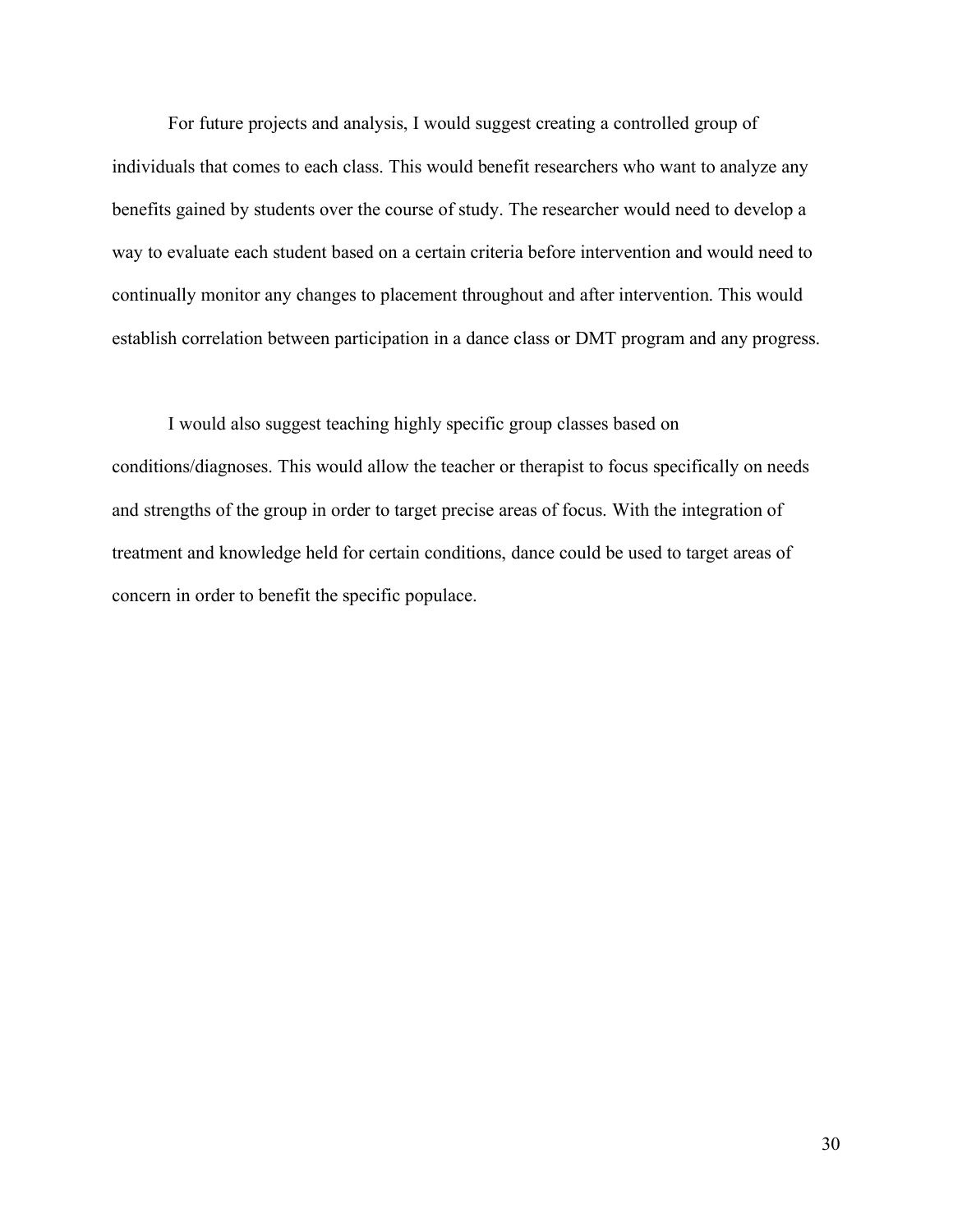For future projects and analysis, I would suggest creating a controlled group of individuals that comes to each class. This would benefit researchers who want to analyze any benefits gained by students over the course of study. The researcher would need to develop a way to evaluate each student based on a certain criteria before intervention and would need to continually monitor any changes to placement throughout and after intervention. This would establish correlation between participation in a dance class or DMT program and any progress.

I would also suggest teaching highly specific group classes based on conditions/diagnoses. This would allow the teacher or therapist to focus specifically on needs and strengths of the group in order to target precise areas of focus. With the integration of treatment and knowledge held for certain conditions, dance could be used to target areas of concern in order to benefit the specific populace.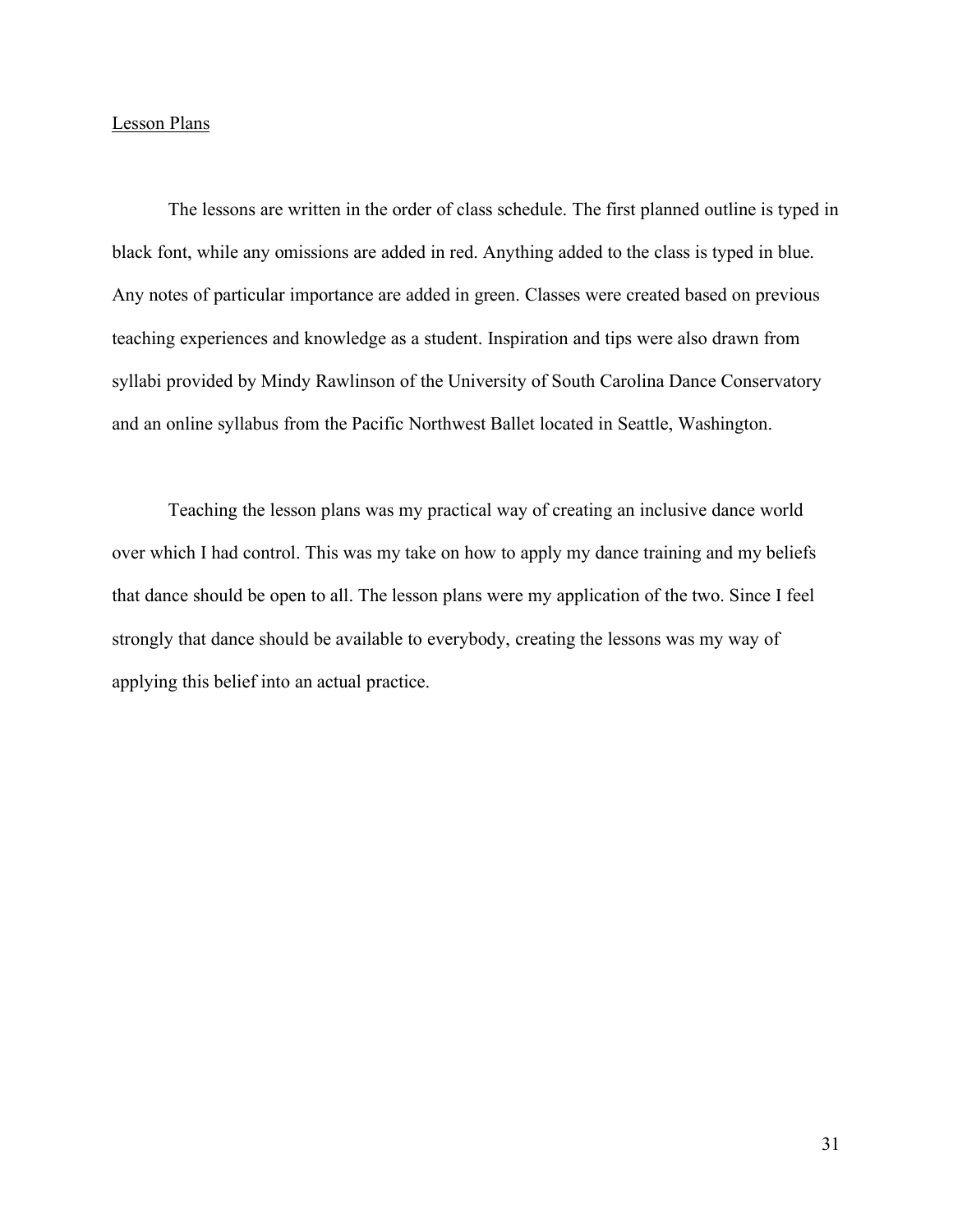## Lesson Plans

The lessons are written in the order of class schedule. The first planned outline is typed in black font, while any omissions are added in red. Anything added to the class is typed in blue. Any notes of particular importance are added in green. Classes were created based on previous teaching experiences and knowledge as a student. Inspiration and tips were also drawn from syllabi provided by Mindy Rawlinson of the University of South Carolina Dance Conservatory and an online syllabus from the Pacific Northwest Ballet located in Seattle, Washington.

Teaching the lesson plans was my practical way of creating an inclusive dance world over which I had control. This was my take on how to apply my dance training and my beliefs that dance should be open to all. The lesson plans were my application of the two. Since I feel strongly that dance should be available to everybody, creating the lessons was my way of applying this belief into an actual practice.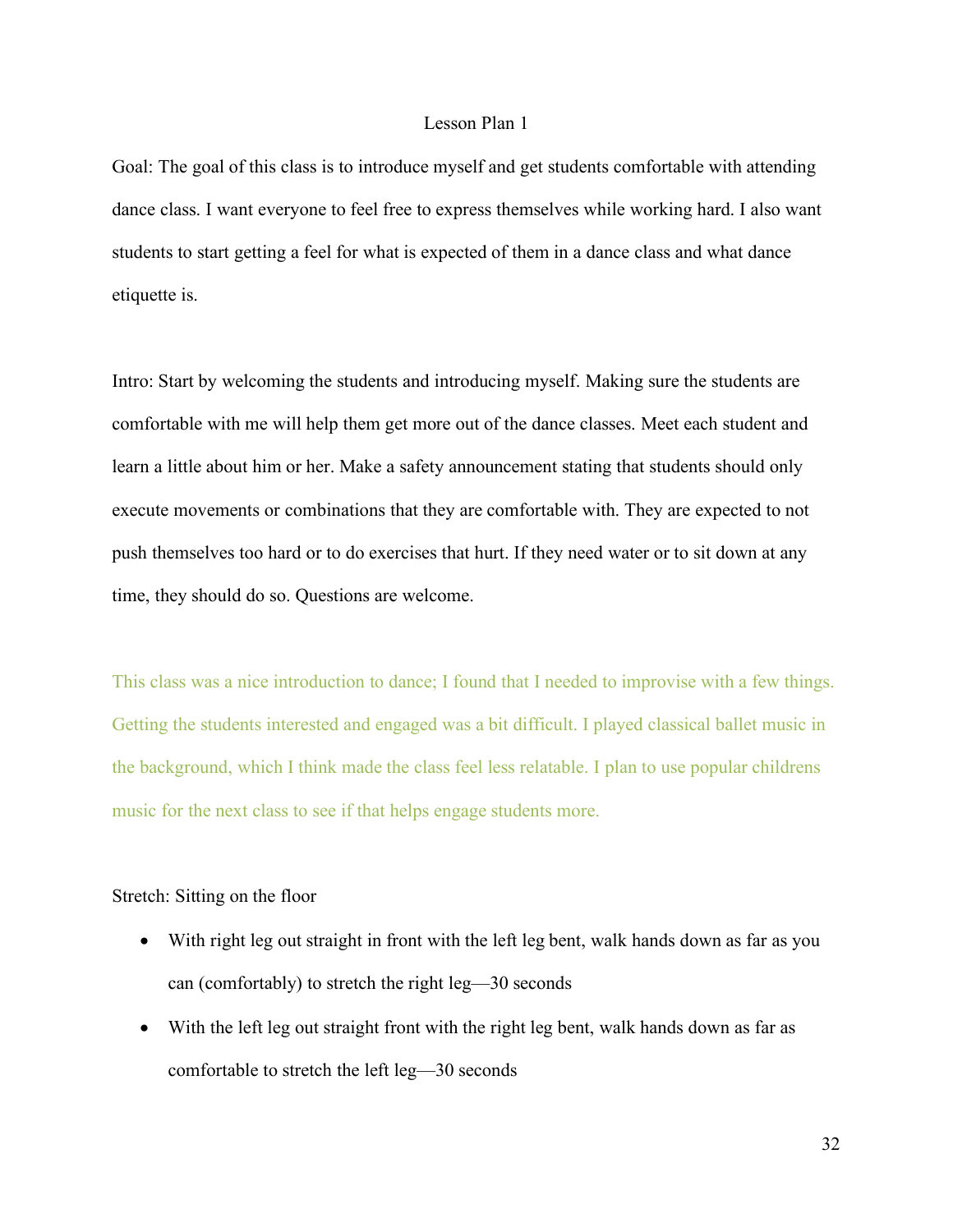# Lesson Plan 1

Goal: The goal of this class is to introduce myself and get students comfortable with attending dance class. I want everyone to feel free to express themselves while working hard. I also want students to start getting a feel for what is expected of them in a dance class and what dance etiquette is.

Intro: Start by welcoming the students and introducing myself. Making sure the students are comfortable with me will help them get more out of the dance classes. Meet each student and learn a little about him or her. Make a safety announcement stating that students should only execute movements or combinations that they are comfortable with. They are expected to not push themselves too hard or to do exercises that hurt. If they need water or to sit down at any time, they should do so. Questions are welcome.

This class was a nice introduction to dance; I found that I needed to improvise with a few things. Getting the students interested and engaged was a bit difficult. I played classical ballet music in the background, which I think made the class feel less relatable. I plan to use popular childrens music for the next class to see if that helps engage students more.

Stretch: Sitting on the floor

- With right leg out straight in front with the left leg bent, walk hands down as far as you can (comfortably) to stretch the right leg—30 seconds
- With the left leg out straight front with the right leg bent, walk hands down as far as comfortable to stretch the left leg—30 seconds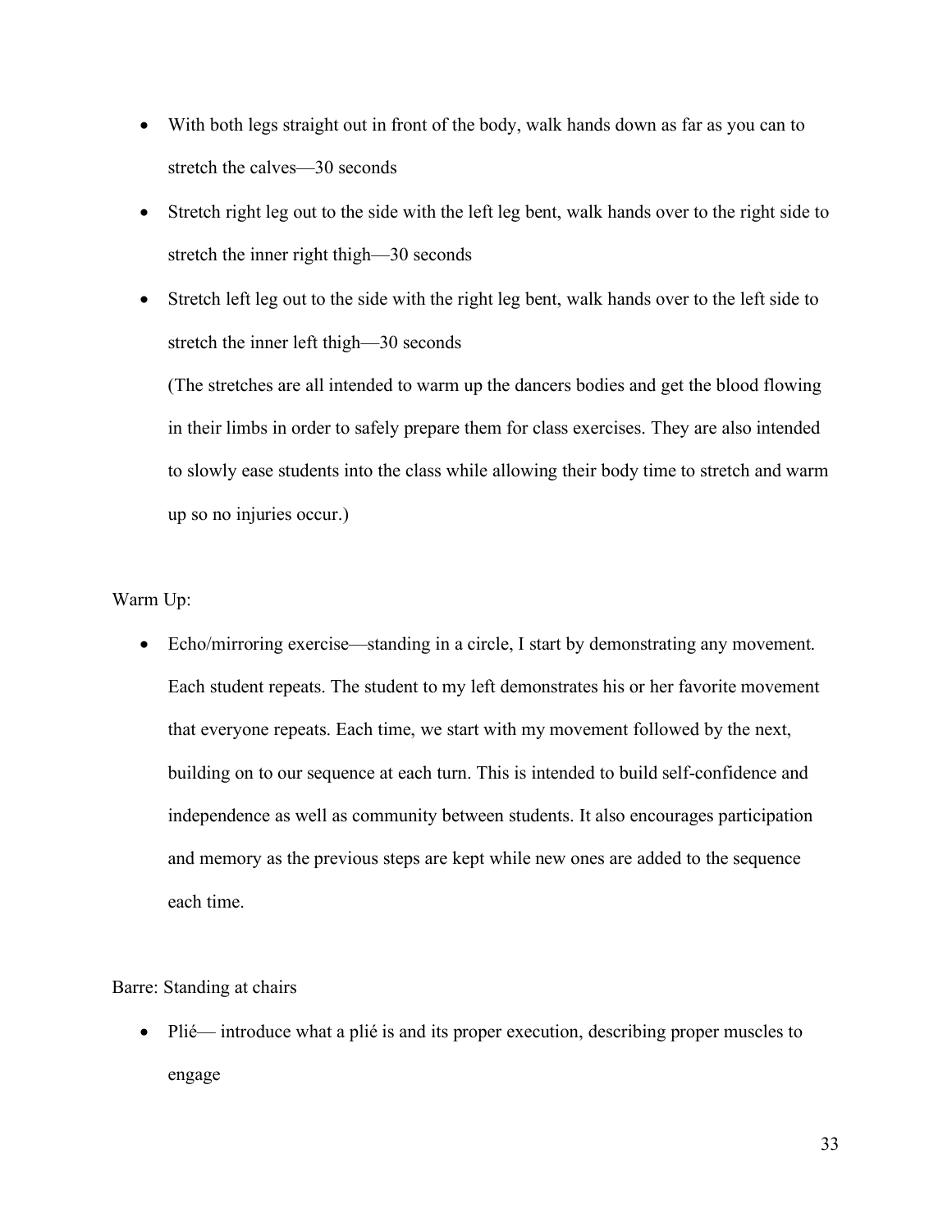- With both legs straight out in front of the body, walk hands down as far as you can to stretch the calves—30 seconds
- Stretch right leg out to the side with the left leg bent, walk hands over to the right side to stretch the inner right thigh—30 seconds
- Stretch left leg out to the side with the right leg bent, walk hands over to the left side to stretch the inner left thigh—30 seconds

  (The stretches are all intended to warm up the dancers bodies and get the blood flowing in their limbs in order to safely prepare them for class exercises. They are also intended to slowly ease students into the class while allowing their body time to stretch and warm up so no injuries occur.)

Warm Up:

- Echo/mirroring exercise—standing in a circle, I start by demonstrating any movement. Each student repeats. The student to my left demonstrates his or her favorite movement that everyone repeats. Each time, we start with my movement followed by the next, building on to our sequence at each turn. This is intended to build self-confidence and independence as well as community between students. It also encourages participation and memory as the previous steps are kept while new ones are added to the sequence each time.

Barre: Standing at chairs

- Plié— introduce what a plié is and its proper execution, describing proper muscles to engage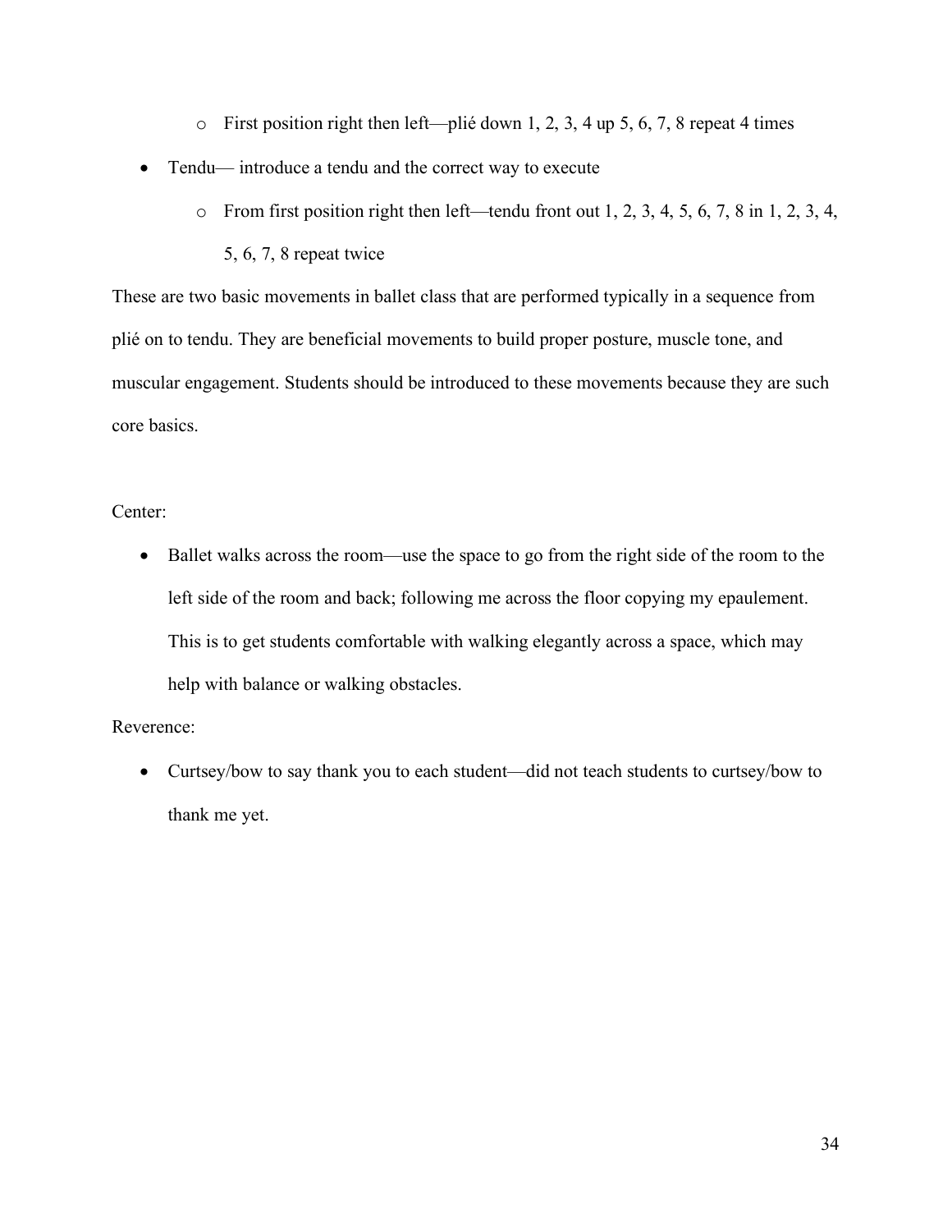- First position right then left—plié down 1, 2, 3, 4 up 5, 6, 7, 8 repeat 4 times
- Tendu— introduce a tendu and the correct way to execute
    - From first position right then left—tendu front out 1, 2, 3, 4, 5, 6, 7, 8 in 1, 2, 3, 4, 5, 6, 7, 8 repeat twice

These are two basic movements in ballet class that are performed typically in a sequence from plié on to tendu. They are beneficial movements to build proper posture, muscle tone, and muscular engagement. Students should be introduced to these movements because they are such core basics.

Center:

- Ballet walks across the room—use the space to go from the right side of the room to the left side of the room and back; following me across the floor copying my epaulement. This is to get students comfortable with walking elegantly across a space, which may help with balance or walking obstacles.

Reverence:

- Curtsey/bow to say thank you to each student—did not teach students to curtsey/bow to thank me yet.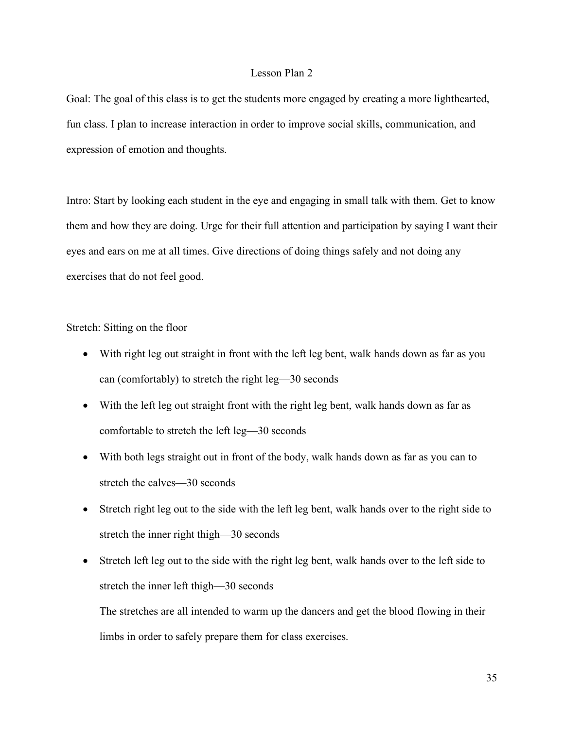## Lesson Plan 2

Goal: The goal of this class is to get the students more engaged by creating a more lighthearted, fun class. I plan to increase interaction in order to improve social skills, communication, and expression of emotion and thoughts.

Intro: Start by looking each student in the eye and engaging in small talk with them. Get to know them and how they are doing. Urge for their full attention and participation by saying I want their eyes and ears on me at all times. Give directions of doing things safely and not doing any exercises that do not feel good.

Stretch: Sitting on the floor

- With right leg out straight in front with the left leg bent, walk hands down as far as you can (comfortably) to stretch the right leg—30 seconds
- With the left leg out straight front with the right leg bent, walk hands down as far as comfortable to stretch the left leg—30 seconds
- With both legs straight out in front of the body, walk hands down as far as you can to stretch the calves—30 seconds
- Stretch right leg out to the side with the left leg bent, walk hands over to the right side to stretch the inner right thigh—30 seconds
- Stretch left leg out to the side with the right leg bent, walk hands over to the left side to stretch the inner left thigh—30 seconds

  The stretches are all intended to warm up the dancers and get the blood flowing in their limbs in order to safely prepare them for class exercises.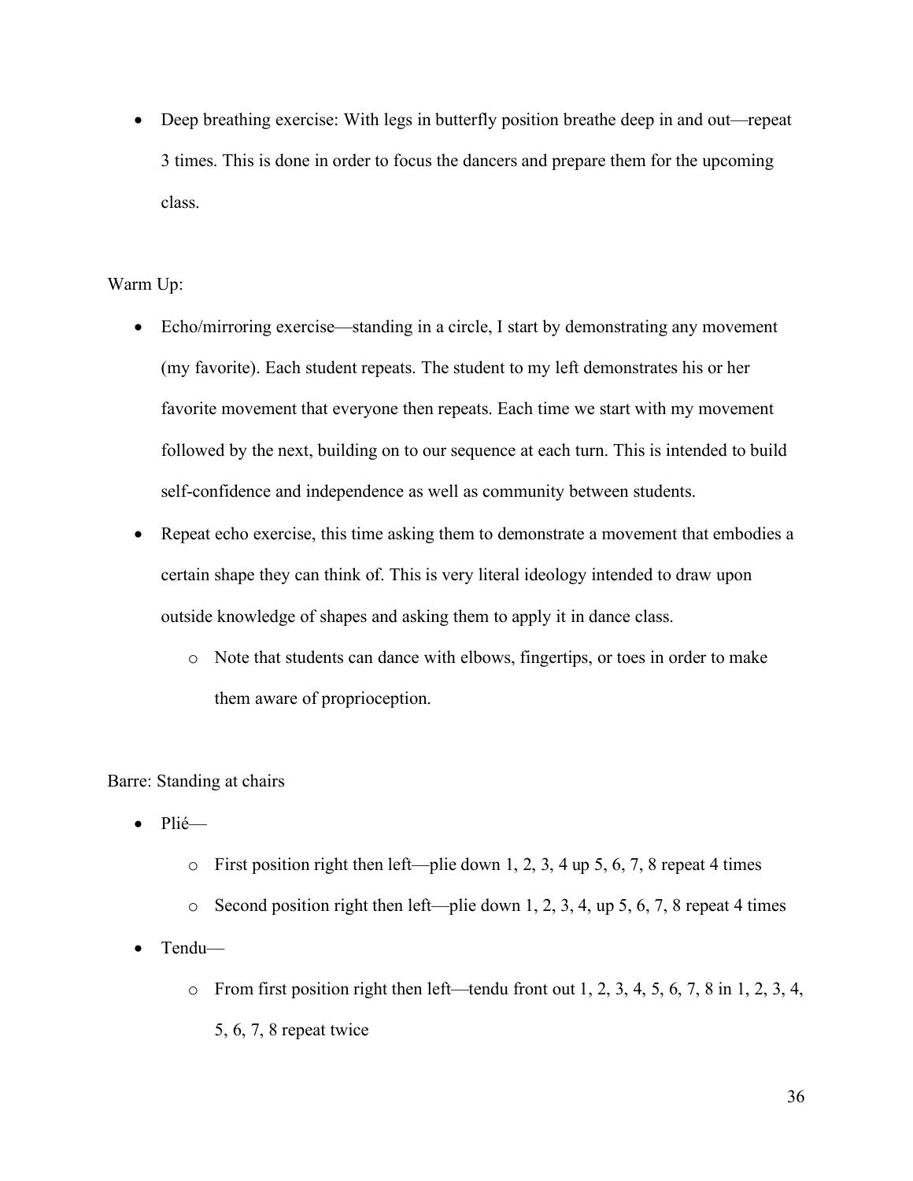- Deep breathing exercise: With legs in butterfly position breathe deep in and out—repeat 3 times. This is done in order to focus the dancers and prepare them for the upcoming class.

Warm Up:

- Echo/mirroring exercise—standing in a circle, I start by demonstrating any movement (my favorite). Each student repeats. The student to my left demonstrates his or her favorite movement that everyone then repeats. Each time we start with my movement followed by the next, building on to our sequence at each turn. This is intended to build self-confidence and independence as well as community between students.
- Repeat echo exercise, this time asking them to demonstrate a movement that embodies a certain shape they can think of. This is very literal ideology intended to draw upon outside knowledge of shapes and asking them to apply it in dance class.
  - Note that students can dance with elbows, fingertips, or toes in order to make them aware of proprioception.

Barre: Standing at chairs

- Plié—
  - First position right then left—plie down 1, 2, 3, 4 up 5, 6, 7, 8 repeat 4 times
  - Second position right then left—plie down 1, 2, 3, 4, up 5, 6, 7, 8 repeat 4 times
- Tendu—
  - From first position right then left—tendu front out 1, 2, 3, 4, 5, 6, 7, 8 in 1, 2, 3, 4, 5, 6, 7, 8 repeat twice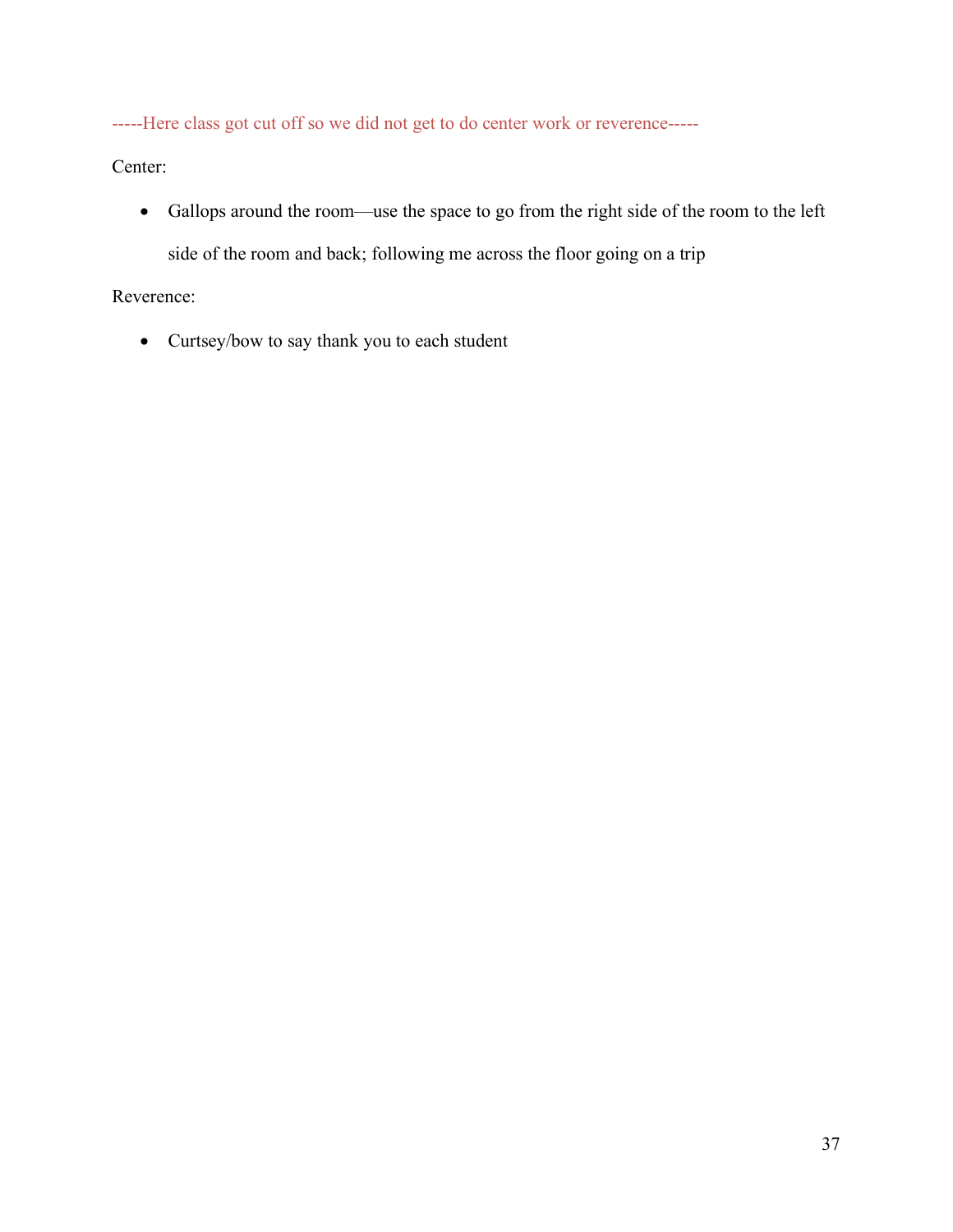-----Here class got cut off so we did not get to do center work or reverence-----

Center:

- Gallops around the room—use the space to go from the right side of the room to the left side of the room and back; following me across the floor going on a trip

Reverence:

- Curtsey/bow to say thank you to each student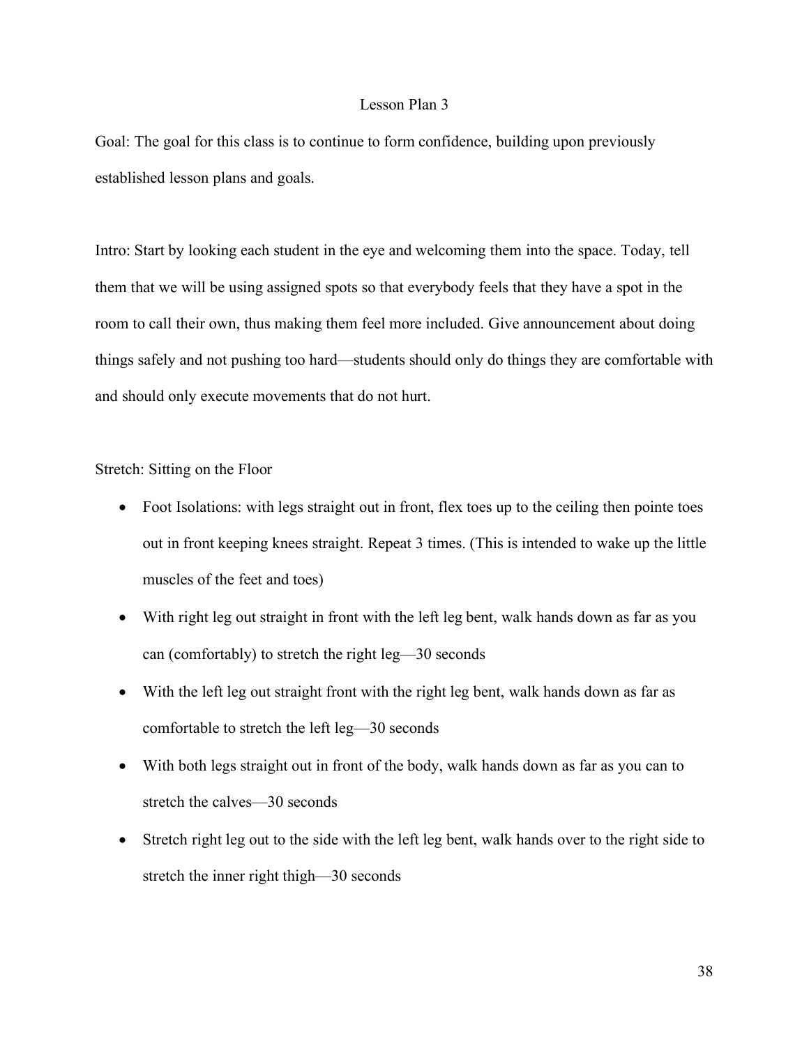# Lesson Plan 3

Goal: The goal for this class is to continue to form confidence, building upon previously established lesson plans and goals.

Intro: Start by looking each student in the eye and welcoming them into the space. Today, tell them that we will be using assigned spots so that everybody feels that they have a spot in the room to call their own, thus making them feel more included. Give announcement about doing things safely and not pushing too hard—students should only do things they are comfortable with and should only execute movements that do not hurt.

Stretch: Sitting on the Floor

- Foot Isolations: with legs straight out in front, flex toes up to the ceiling then pointe toes out in front keeping knees straight. Repeat 3 times. (This is intended to wake up the little muscles of the feet and toes)
- With right leg out straight in front with the left leg bent, walk hands down as far as you can (comfortably) to stretch the right leg—30 seconds
- With the left leg out straight front with the right leg bent, walk hands down as far as comfortable to stretch the left leg—30 seconds
- With both legs straight out in front of the body, walk hands down as far as you can to stretch the calves—30 seconds
- Stretch right leg out to the side with the left leg bent, walk hands over to the right side to stretch the inner right thigh—30 seconds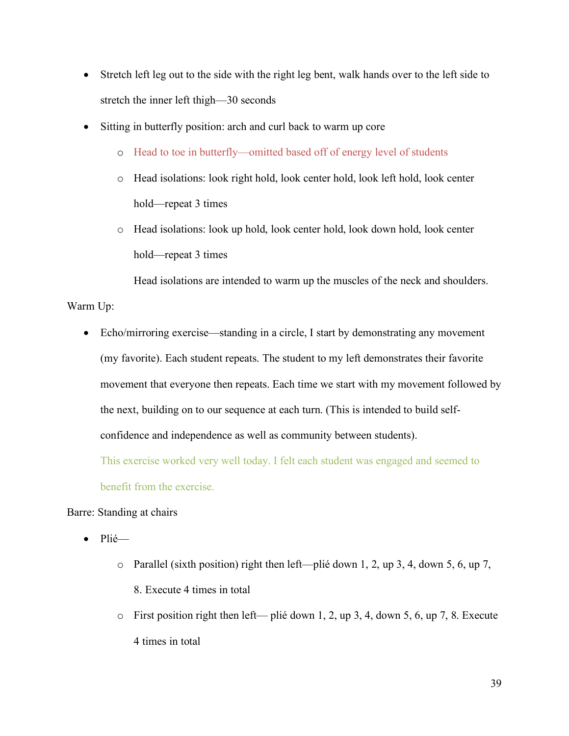- Stretch left leg out to the side with the right leg bent, walk hands over to the left side to stretch the inner left thigh—30 seconds
- Sitting in butterfly position: arch and curl back to warm up core
    - Head to toe in butterfly—omitted based off of energy level of students
    - Head isolations: look right hold, look center hold, look left hold, look center hold—repeat 3 times
    - Head isolations: look up hold, look center hold, look down hold, look center hold—repeat 3 times

      Head isolations are intended to warm up the muscles of the neck and shoulders.

Warm Up:

- Echo/mirroring exercise—standing in a circle, I start by demonstrating any movement (my favorite). Each student repeats. The student to my left demonstrates their favorite movement that everyone then repeats. Each time we start with my movement followed by the next, building on to our sequence at each turn. (This is intended to build self-confidence and independence as well as community between students).

  This exercise worked very well today. I felt each student was engaged and seemed to benefit from the exercise.

Barre: Standing at chairs

- Plié—
    - Parallel (sixth position) right then left—plié down 1, 2, up 3, 4, down 5, 6, up 7, 8. Execute 4 times in total
    - First position right then left— plié down 1, 2, up 3, 4, down 5, 6, up 7, 8. Execute 4 times in total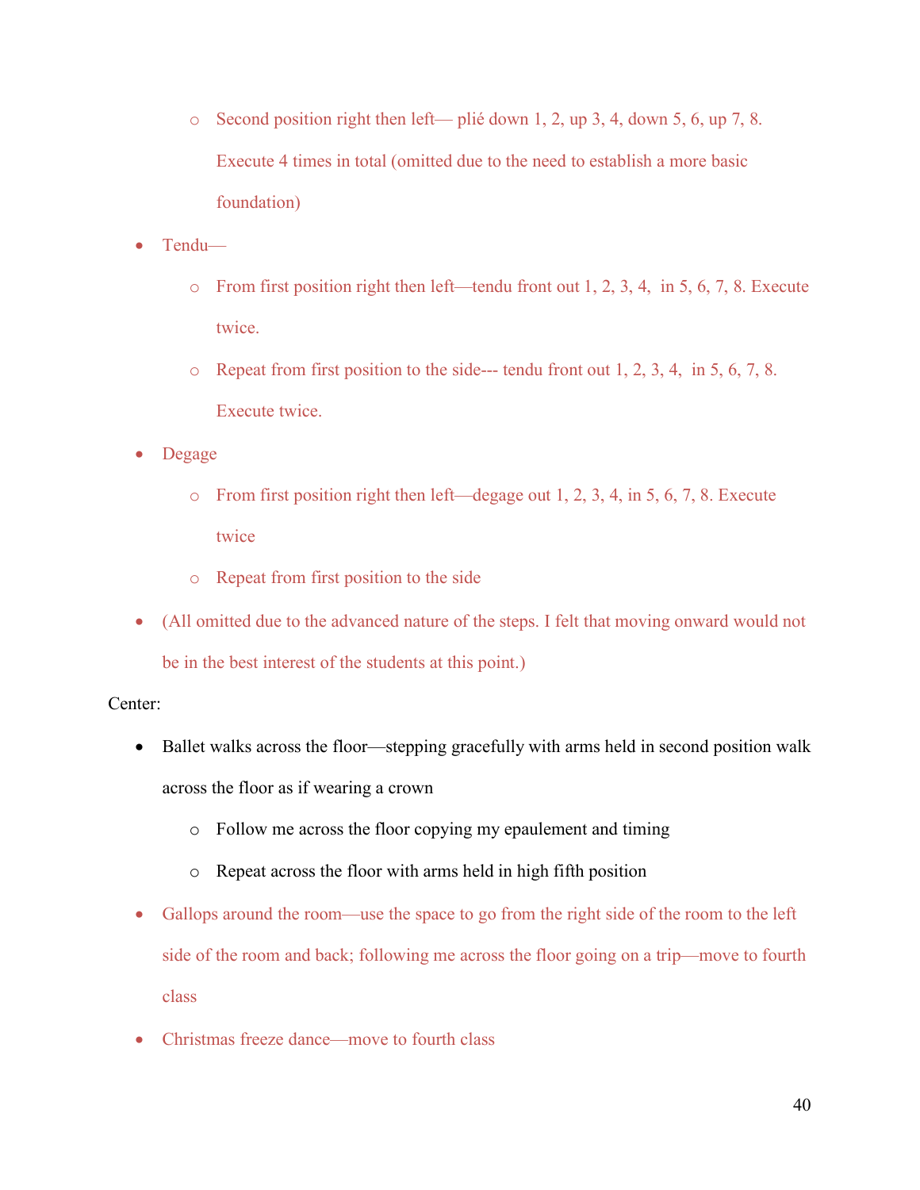- Second position right then left— plié down 1, 2, up 3, 4, down 5, 6, up 7, 8. Execute 4 times in total (omitted due to the need to establish a more basic foundation)
- Tendu—
    - From first position right then left—tendu front out 1, 2, 3, 4, in 5, 6, 7, 8. Execute twice.
    - Repeat from first position to the side--- tendu front out 1, 2, 3, 4, in 5, 6, 7, 8. Execute twice.
- Degage
    - From first position right then left—degage out 1, 2, 3, 4, in 5, 6, 7, 8. Execute twice
    - Repeat from first position to the side
- (All omitted due to the advanced nature of the steps. I felt that moving onward would not be in the best interest of the students at this point.)

Center:

- Ballet walks across the floor—stepping gracefully with arms held in second position walk across the floor as if wearing a crown
    - Follow me across the floor copying my epaulement and timing
    - Repeat across the floor with arms held in high fifth position
- Gallops around the room—use the space to go from the right side of the room to the left side of the room and back; following me across the floor going on a trip—move to fourth class
- Christmas freeze dance—move to fourth class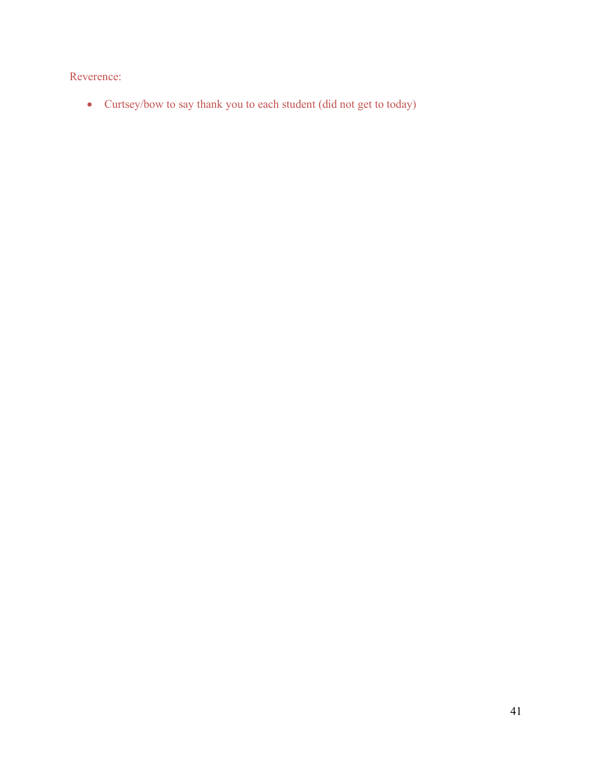Reverence:

- Curtsey/bow to say thank you to each student (did not get to today)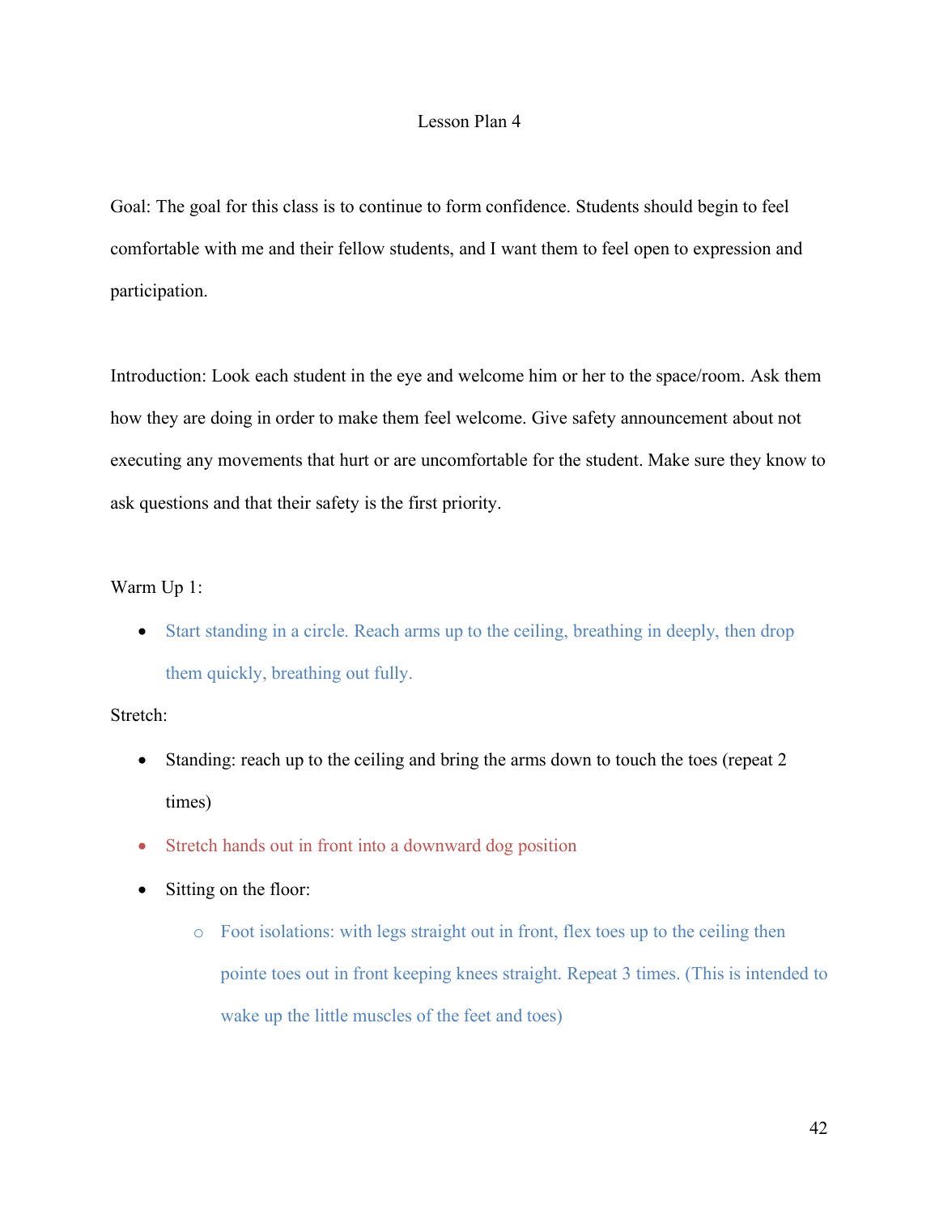# Lesson Plan 4

Goal: The goal for this class is to continue to form confidence. Students should begin to feel comfortable with me and their fellow students, and I want them to feel open to expression and participation.

Introduction: Look each student in the eye and welcome him or her to the space/room. Ask them how they are doing in order to make them feel welcome. Give safety announcement about not executing any movements that hurt or are uncomfortable for the student. Make sure they know to ask questions and that their safety is the first priority.

Warm Up 1:

- Start standing in a circle. Reach arms up to the ceiling, breathing in deeply, then drop them quickly, breathing out fully.

Stretch:

- Standing: reach up to the ceiling and bring the arms down to touch the toes (repeat 2 times)
- Stretch hands out in front into a downward dog position
- Sitting on the floor:
  - Foot isolations: with legs straight out in front, flex toes up to the ceiling then pointe toes out in front keeping knees straight. Repeat 3 times. (This is intended to wake up the little muscles of the feet and toes)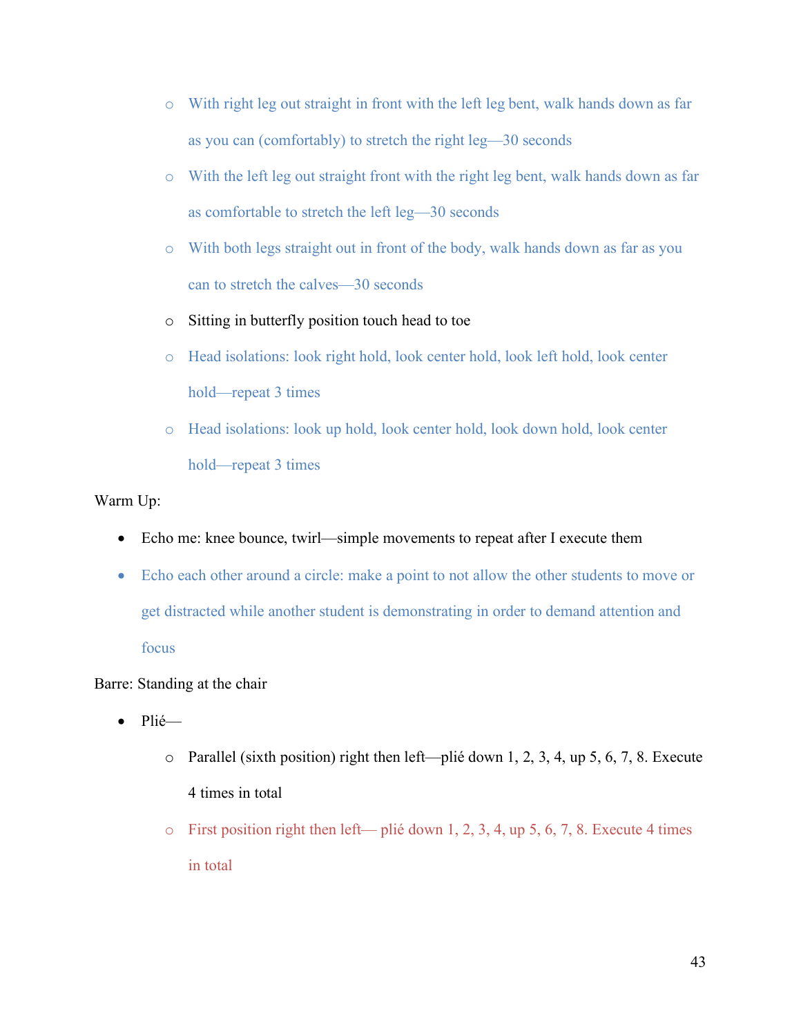- With right leg out straight in front with the left leg bent, walk hands down as far as you can (comfortably) to stretch the right leg—30 seconds
  - With the left leg out straight front with the right leg bent, walk hands down as far as comfortable to stretch the left leg—30 seconds
  - With both legs straight out in front of the body, walk hands down as far as you can to stretch the calves—30 seconds
  - Sitting in butterfly position touch head to toe
  - Head isolations: look right hold, look center hold, look left hold, look center hold—repeat 3 times
  - Head isolations: look up hold, look center hold, look down hold, look center hold—repeat 3 times

Warm Up:

- Echo me: knee bounce, twirl—simple movements to repeat after I execute them
- Echo each other around a circle: make a point to not allow the other students to move or get distracted while another student is demonstrating in order to demand attention and focus

Barre: Standing at the chair

- Plié—
  - Parallel (sixth position) right then left—plié down 1, 2, 3, 4, up 5, 6, 7, 8. Execute 4 times in total
  - First position right then left— plié down 1, 2, 3, 4, up 5, 6, 7, 8. Execute 4 times in total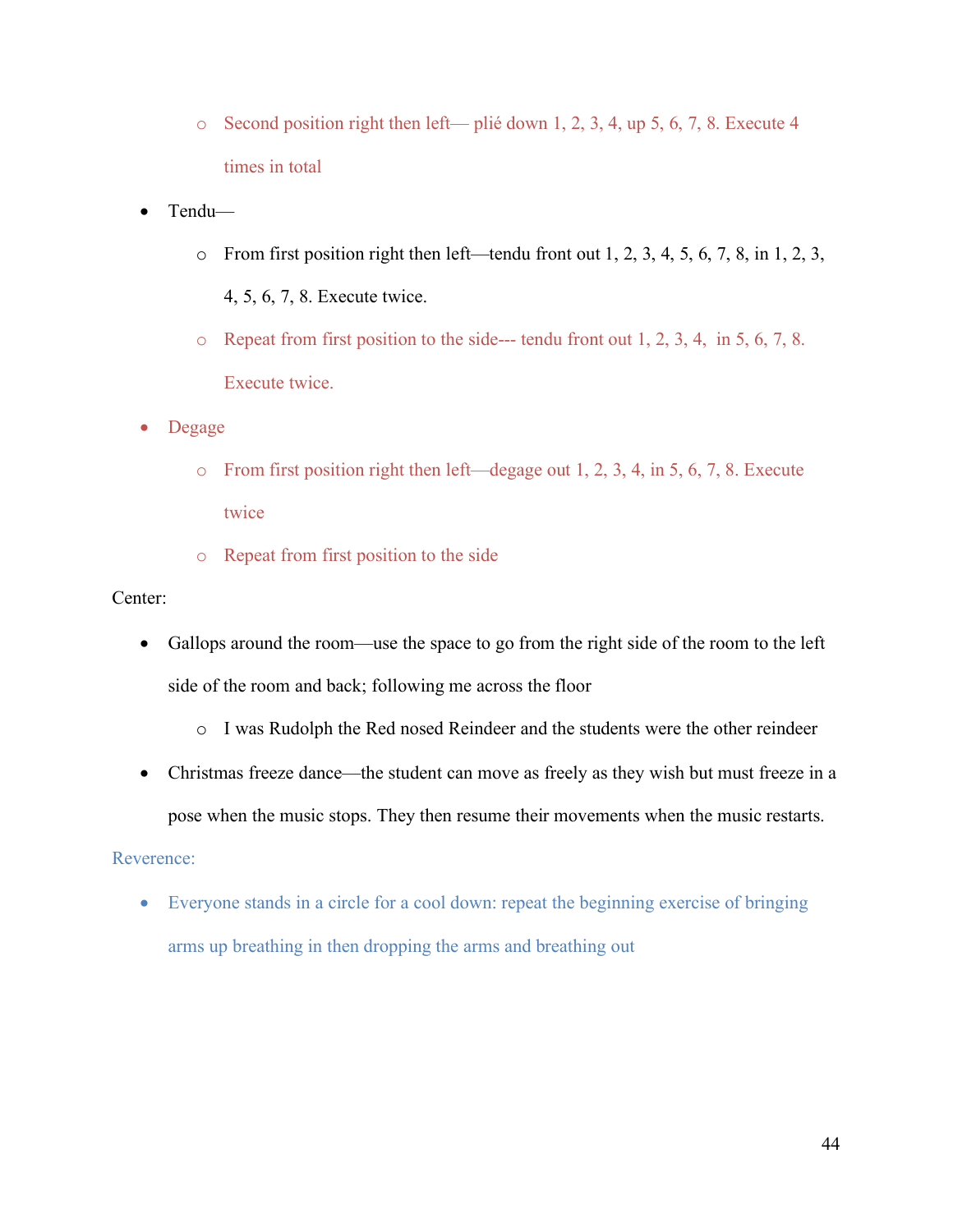- Second position right then left— plié down 1, 2, 3, 4, up 5, 6, 7, 8. Execute 4 times in total
- Tendu—
    - From first position right then left—tendu front out 1, 2, 3, 4, 5, 6, 7, 8, in 1, 2, 3, 4, 5, 6, 7, 8. Execute twice.
    - Repeat from first position to the side--- tendu front out 1, 2, 3, 4,  in 5, 6, 7, 8. Execute twice.
- Degage
    - From first position right then left—degage out 1, 2, 3, 4, in 5, 6, 7, 8. Execute twice
    - Repeat from first position to the side

Center:

- Gallops around the room—use the space to go from the right side of the room to the left side of the room and back; following me across the floor
    - I was Rudolph the Red nosed Reindeer and the students were the other reindeer
- Christmas freeze dance—the student can move as freely as they wish but must freeze in a pose when the music stops. They then resume their movements when the music restarts.

Reverence:

- Everyone stands in a circle for a cool down: repeat the beginning exercise of bringing arms up breathing in then dropping the arms and breathing out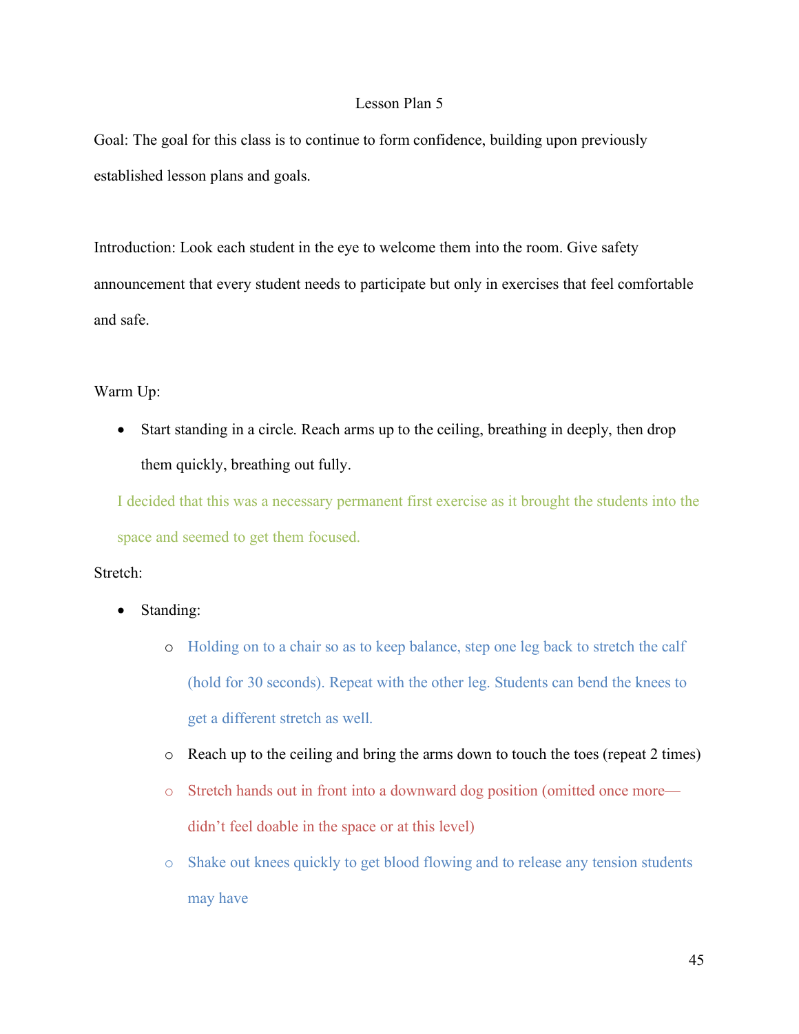Lesson Plan 5

Goal: The goal for this class is to continue to form confidence, building upon previously established lesson plans and goals.

Introduction: Look each student in the eye to welcome them into the room. Give safety announcement that every student needs to participate but only in exercises that feel comfortable and safe.

Warm Up:

- Start standing in a circle. Reach arms up to the ceiling, breathing in deeply, then drop them quickly, breathing out fully.

I decided that this was a necessary permanent first exercise as it brought the students into the space and seemed to get them focused.

Stretch:

- Standing:
  - Holding on to a chair so as to keep balance, step one leg back to stretch the calf (hold for 30 seconds). Repeat with the other leg. Students can bend the knees to get a different stretch as well.
  - Reach up to the ceiling and bring the arms down to touch the toes (repeat 2 times)
  - Stretch hands out in front into a downward dog position (omitted once more—didn't feel doable in the space or at this level)
  - Shake out knees quickly to get blood flowing and to release any tension students may have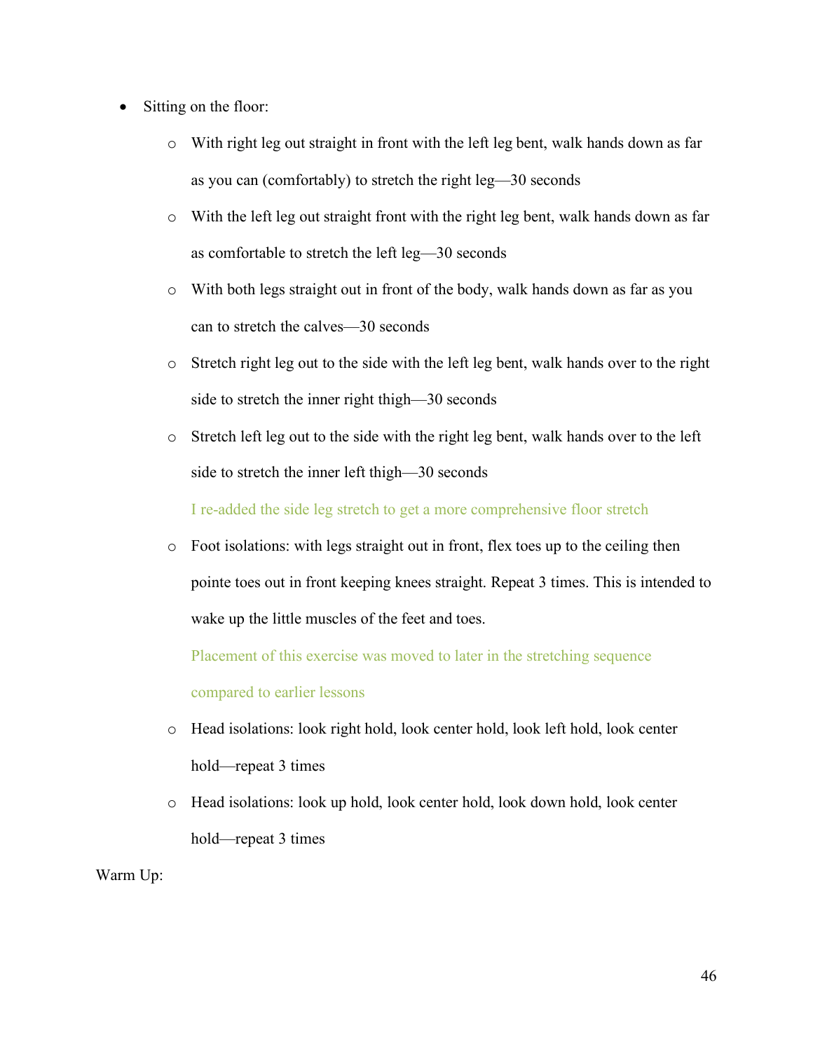- Sitting on the floor:
  - With right leg out straight in front with the left leg bent, walk hands down as far as you can (comfortably) to stretch the right leg—30 seconds
  - With the left leg out straight front with the right leg bent, walk hands down as far as comfortable to stretch the left leg—30 seconds
  - With both legs straight out in front of the body, walk hands down as far as you can to stretch the calves—30 seconds
  - Stretch right leg out to the side with the left leg bent, walk hands over to the right side to stretch the inner right thigh—30 seconds
  - Stretch left leg out to the side with the right leg bent, walk hands over to the left side to stretch the inner left thigh—30 seconds

    I re-added the side leg stretch to get a more comprehensive floor stretch
  - Foot isolations: with legs straight out in front, flex toes up to the ceiling then pointe toes out in front keeping knees straight. Repeat 3 times. This is intended to wake up the little muscles of the feet and toes.

    Placement of this exercise was moved to later in the stretching sequence compared to earlier lessons
  - Head isolations: look right hold, look center hold, look left hold, look center hold—repeat 3 times
  - Head isolations: look up hold, look center hold, look down hold, look center hold—repeat 3 times

Warm Up: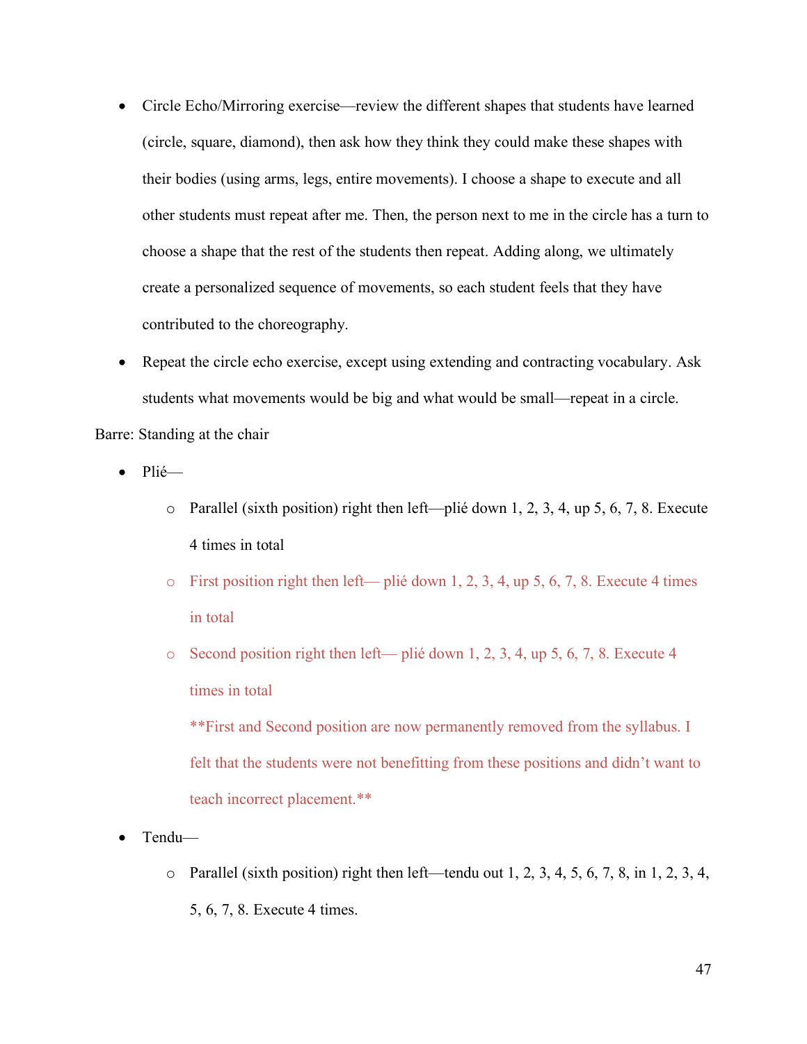- Circle Echo/Mirroring exercise—review the different shapes that students have learned (circle, square, diamond), then ask how they think they could make these shapes with their bodies (using arms, legs, entire movements). I choose a shape to execute and all other students must repeat after me. Then, the person next to me in the circle has a turn to choose a shape that the rest of the students then repeat. Adding along, we ultimately create a personalized sequence of movements, so each student feels that they have contributed to the choreography.
- Repeat the circle echo exercise, except using extending and contracting vocabulary. Ask students what movements would be big and what would be small—repeat in a circle.

Barre: Standing at the chair

- Plié—
  - Parallel (sixth position) right then left—plié down 1, 2, 3, 4, up 5, 6, 7, 8. Execute 4 times in total
  - First position right then left— plié down 1, 2, 3, 4, up 5, 6, 7, 8. Execute 4 times in total
  - Second position right then left— plié down 1, 2, 3, 4, up 5, 6, 7, 8. Execute 4 times in total

    **First and Second position are now permanently removed from the syllabus. I felt that the students were not benefitting from these positions and didn't want to teach incorrect placement.**
- Tendu—
  - Parallel (sixth position) right then left—tendu out 1, 2, 3, 4, 5, 6, 7, 8, in 1, 2, 3, 4, 5, 6, 7, 8. Execute 4 times.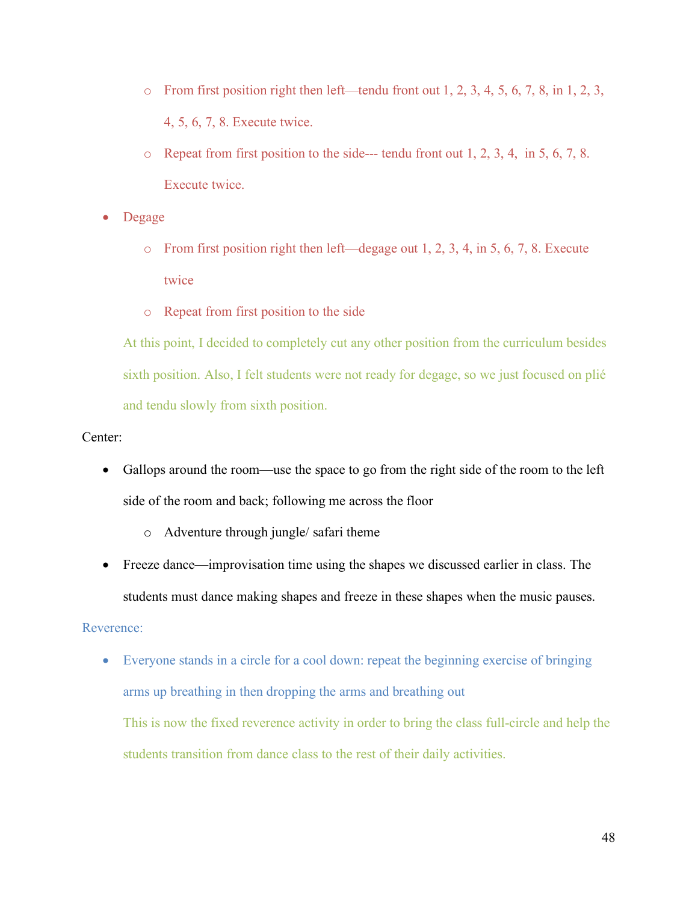- From first position right then left—tendu front out 1, 2, 3, 4, 5, 6, 7, 8, in 1, 2, 3, 4, 5, 6, 7, 8. Execute twice.
  - Repeat from first position to the side--- tendu front out 1, 2, 3, 4, in 5, 6, 7, 8. Execute twice.
- Degage
  - From first position right then left—degage out 1, 2, 3, 4, in 5, 6, 7, 8. Execute twice
  - Repeat from first position to the side

  At this point, I decided to completely cut any other position from the curriculum besides sixth position. Also, I felt students were not ready for degage, so we just focused on plié and tendu slowly from sixth position.

Center:

- Gallops around the room—use the space to go from the right side of the room to the left side of the room and back; following me across the floor
  - Adventure through jungle/ safari theme
- Freeze dance—improvisation time using the shapes we discussed earlier in class. The students must dance making shapes and freeze in these shapes when the music pauses.

Reverence:

- Everyone stands in a circle for a cool down: repeat the beginning exercise of bringing arms up breathing in then dropping the arms and breathing out

  This is now the fixed reverence activity in order to bring the class full-circle and help the students transition from dance class to the rest of their daily activities.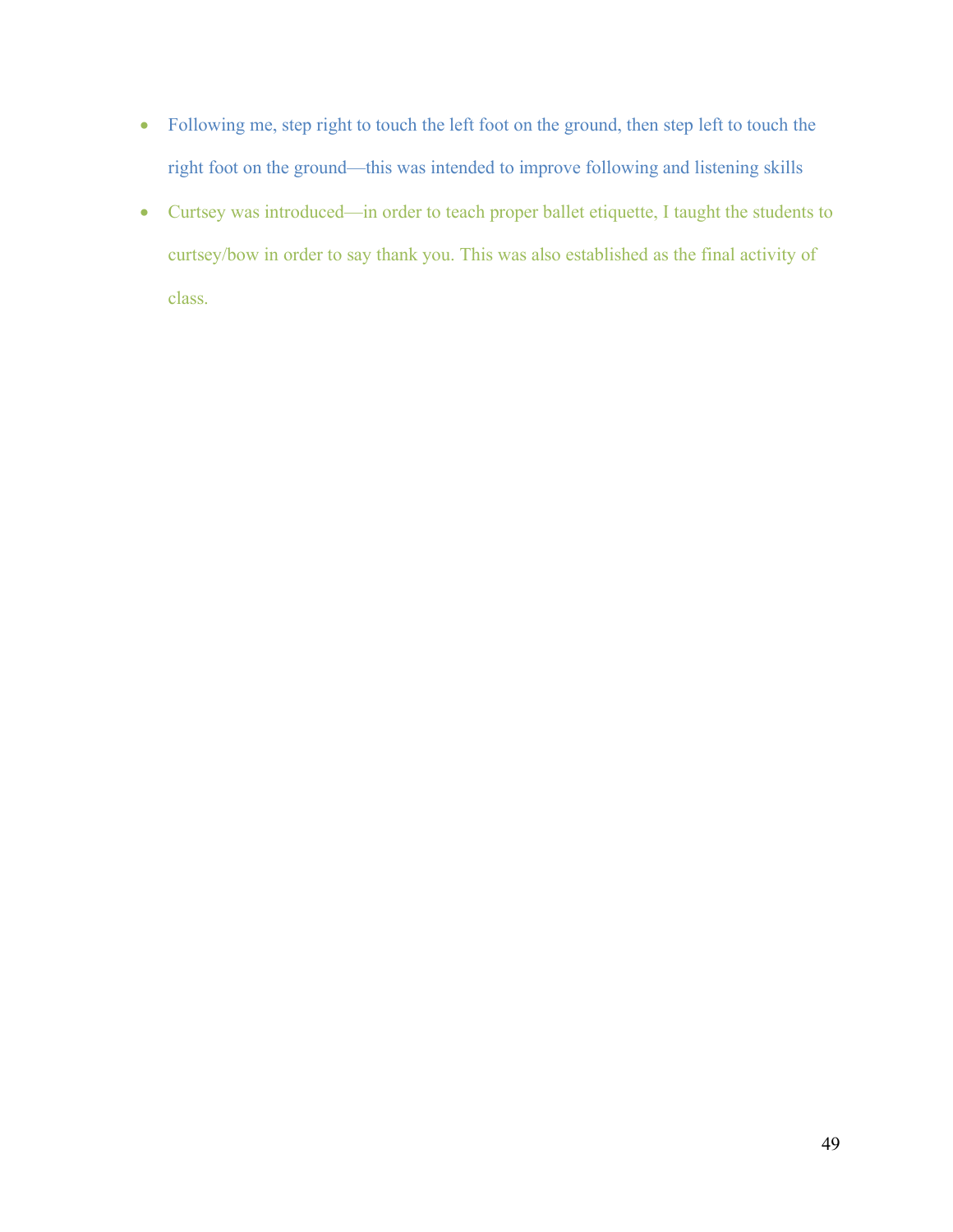- Following me, step right to touch the left foot on the ground, then step left to touch the right foot on the ground—this was intended to improve following and listening skills
- Curtsey was introduced—in order to teach proper ballet etiquette, I taught the students to curtsey/bow in order to say thank you. This was also established as the final activity of class.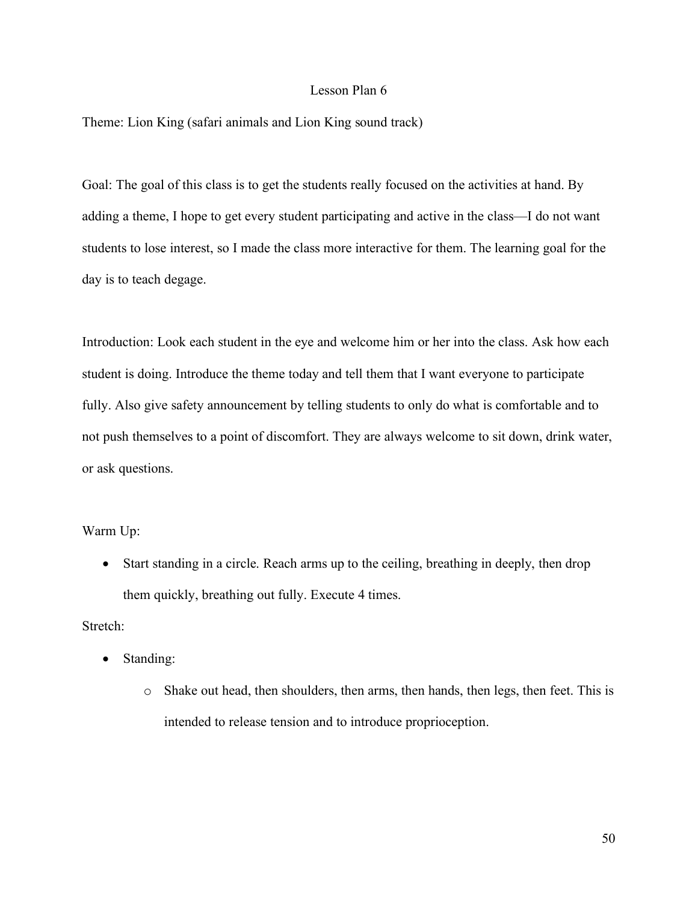## Lesson Plan 6

Theme: Lion King (safari animals and Lion King sound track)

Goal: The goal of this class is to get the students really focused on the activities at hand. By adding a theme, I hope to get every student participating and active in the class—I do not want students to lose interest, so I made the class more interactive for them. The learning goal for the day is to teach degage.

Introduction: Look each student in the eye and welcome him or her into the class. Ask how each student is doing. Introduce the theme today and tell them that I want everyone to participate fully. Also give safety announcement by telling students to only do what is comfortable and to not push themselves to a point of discomfort. They are always welcome to sit down, drink water, or ask questions.

Warm Up:

- Start standing in a circle. Reach arms up to the ceiling, breathing in deeply, then drop them quickly, breathing out fully. Execute 4 times.

Stretch:

- Standing:
    - Shake out head, then shoulders, then arms, then hands, then legs, then feet. This is intended to release tension and to introduce proprioception.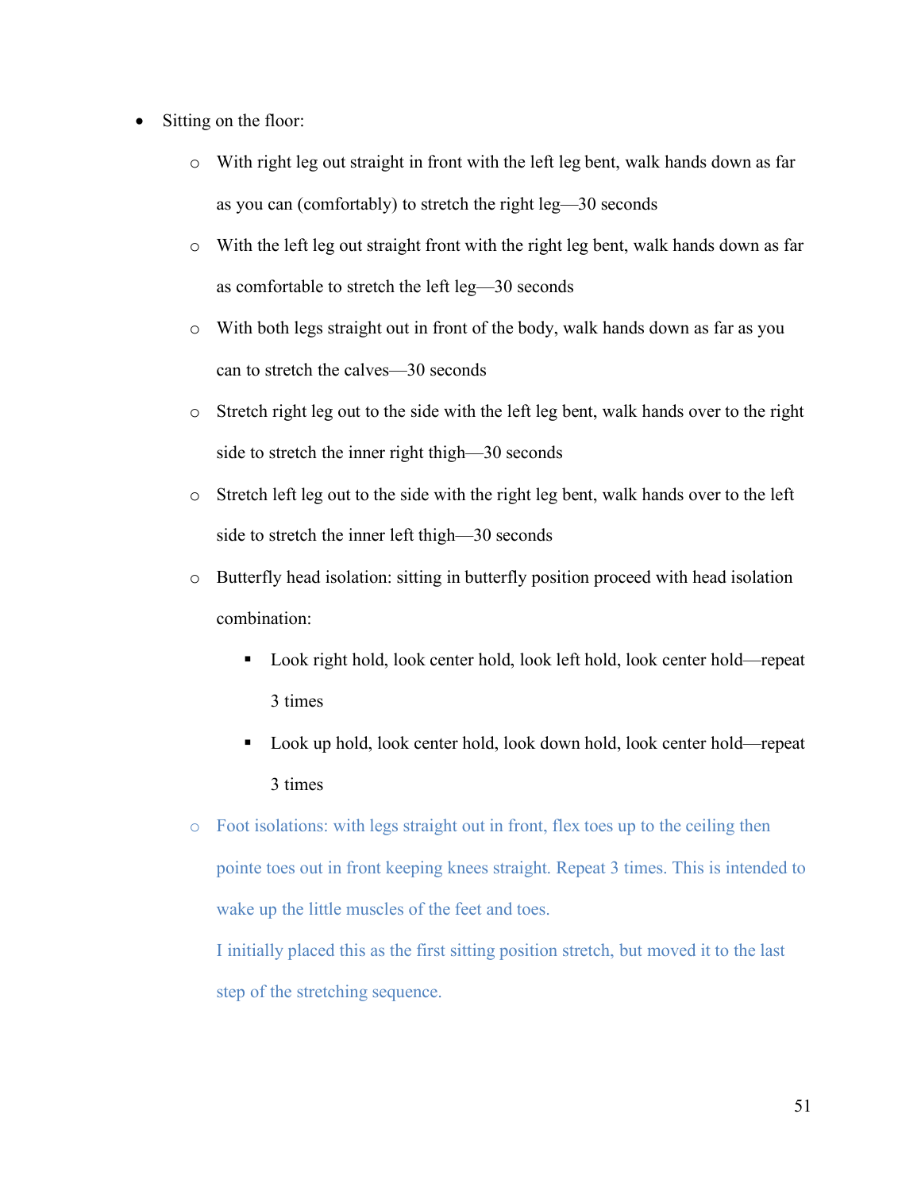- Sitting on the floor:
  - With right leg out straight in front with the left leg bent, walk hands down as far as you can (comfortably) to stretch the right leg—30 seconds
  - With the left leg out straight front with the right leg bent, walk hands down as far as comfortable to stretch the left leg—30 seconds
  - With both legs straight out in front of the body, walk hands down as far as you can to stretch the calves—30 seconds
  - Stretch right leg out to the side with the left leg bent, walk hands over to the right side to stretch the inner right thigh—30 seconds
  - Stretch left leg out to the side with the right leg bent, walk hands over to the left side to stretch the inner left thigh—30 seconds
  - Butterfly head isolation: sitting in butterfly position proceed with head isolation combination:
    - Look right hold, look center hold, look left hold, look center hold—repeat 3 times
    - Look up hold, look center hold, look down hold, look center hold—repeat 3 times
  - Foot isolations: with legs straight out in front, flex toes up to the ceiling then pointe toes out in front keeping knees straight. Repeat 3 times. This is intended to wake up the little muscles of the feet and toes.

    I initially placed this as the first sitting position stretch, but moved it to the last step of the stretching sequence.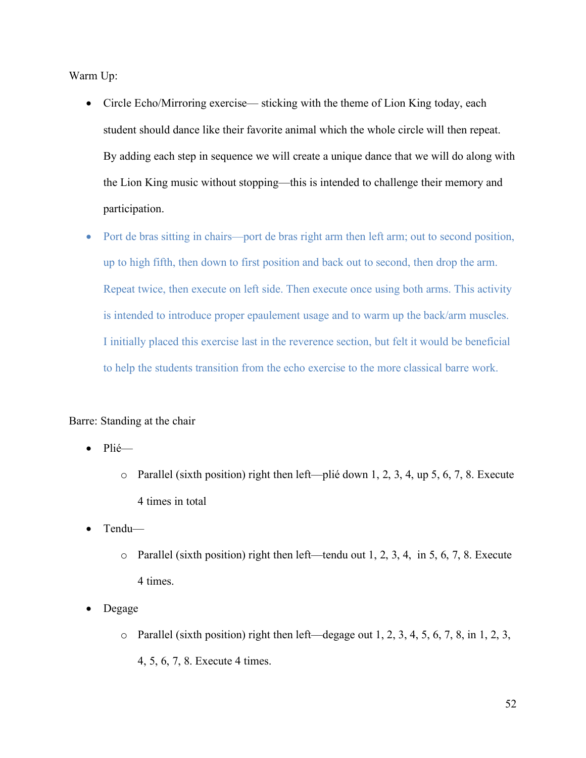Warm Up:

- Circle Echo/Mirroring exercise— sticking with the theme of Lion King today, each student should dance like their favorite animal which the whole circle will then repeat. By adding each step in sequence we will create a unique dance that we will do along with the Lion King music without stopping—this is intended to challenge their memory and participation.
- Port de bras sitting in chairs—port de bras right arm then left arm; out to second position, up to high fifth, then down to first position and back out to second, then drop the arm. Repeat twice, then execute on left side. Then execute once using both arms. This activity is intended to introduce proper epaulement usage and to warm up the back/arm muscles. I initially placed this exercise last in the reverence section, but felt it would be beneficial to help the students transition from the echo exercise to the more classical barre work.

Barre: Standing at the chair

- Plié—
  - Parallel (sixth position) right then left—plié down 1, 2, 3, 4, up 5, 6, 7, 8. Execute 4 times in total
- Tendu—
  - Parallel (sixth position) right then left—tendu out 1, 2, 3, 4, in 5, 6, 7, 8. Execute 4 times.
- Degage
  - Parallel (sixth position) right then left—degage out 1, 2, 3, 4, 5, 6, 7, 8, in 1, 2, 3, 4, 5, 6, 7, 8. Execute 4 times.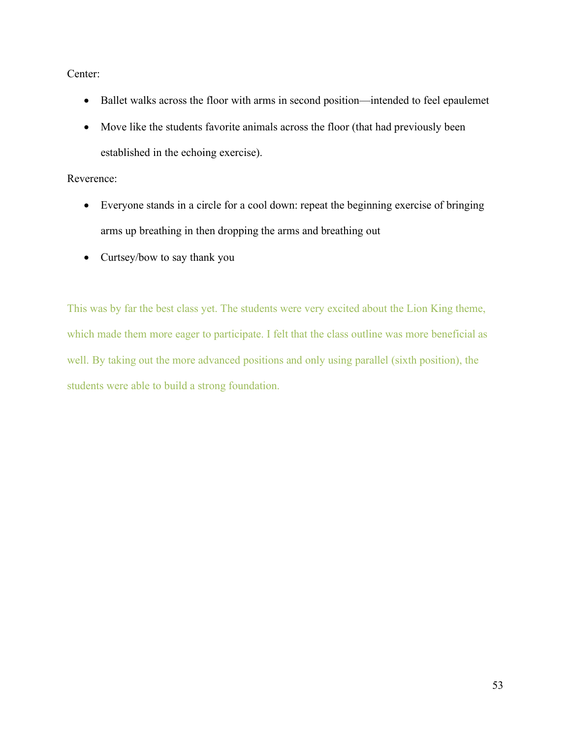Center:

- Ballet walks across the floor with arms in second position—intended to feel epaulemet
- Move like the students favorite animals across the floor (that had previously been established in the echoing exercise).

Reverence:

- Everyone stands in a circle for a cool down: repeat the beginning exercise of bringing arms up breathing in then dropping the arms and breathing out
- Curtsey/bow to say thank you

This was by far the best class yet. The students were very excited about the Lion King theme, which made them more eager to participate. I felt that the class outline was more beneficial as well. By taking out the more advanced positions and only using parallel (sixth position), the students were able to build a strong foundation.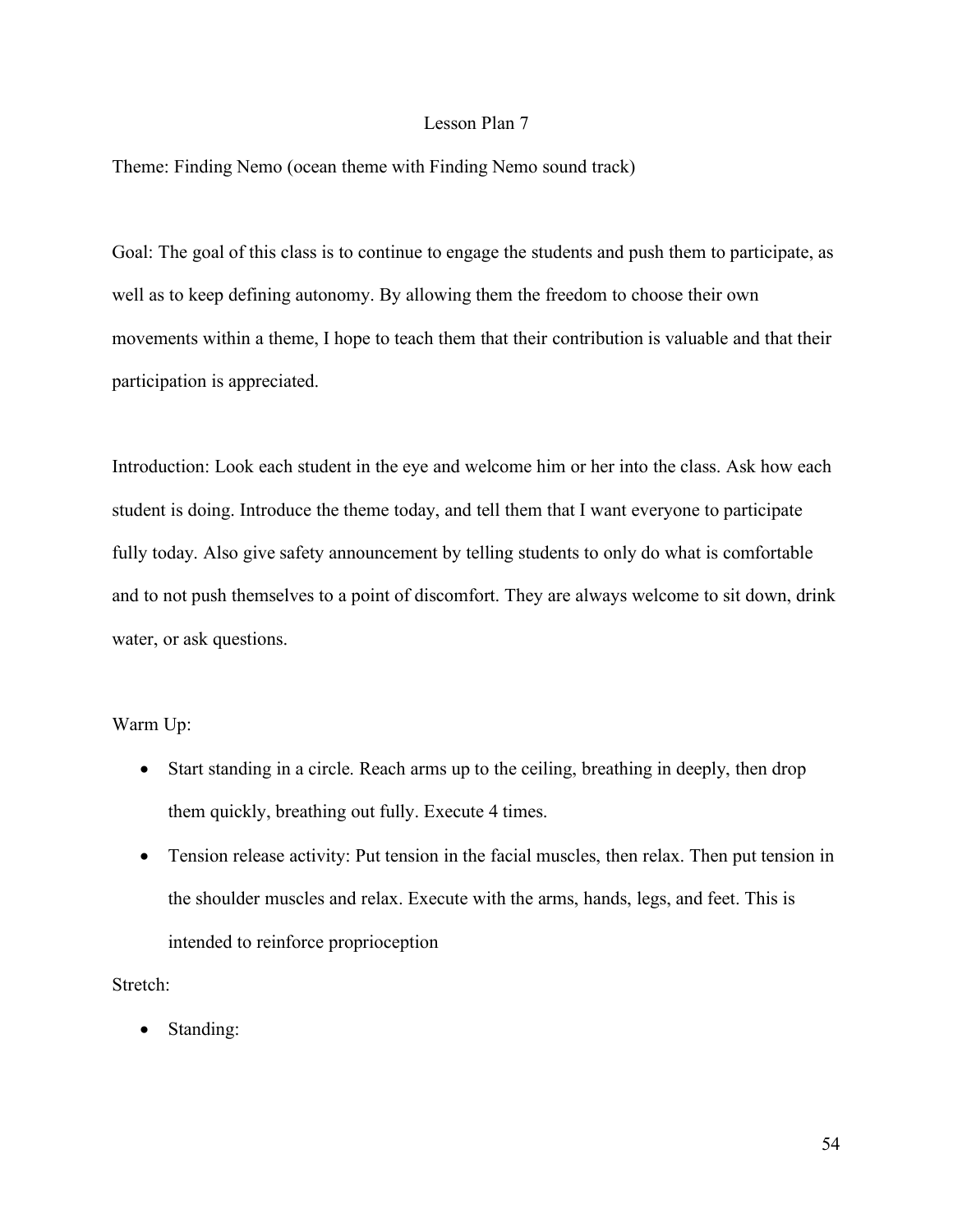# Lesson Plan 7

Theme: Finding Nemo (ocean theme with Finding Nemo sound track)

Goal: The goal of this class is to continue to engage the students and push them to participate, as well as to keep defining autonomy. By allowing them the freedom to choose their own movements within a theme, I hope to teach them that their contribution is valuable and that their participation is appreciated.

Introduction: Look each student in the eye and welcome him or her into the class. Ask how each student is doing. Introduce the theme today, and tell them that I want everyone to participate fully today. Also give safety announcement by telling students to only do what is comfortable and to not push themselves to a point of discomfort. They are always welcome to sit down, drink water, or ask questions.

Warm Up:

- Start standing in a circle. Reach arms up to the ceiling, breathing in deeply, then drop them quickly, breathing out fully. Execute 4 times.
- Tension release activity: Put tension in the facial muscles, then relax. Then put tension in the shoulder muscles and relax. Execute with the arms, hands, legs, and feet. This is intended to reinforce proprioception

Stretch:

- Standing: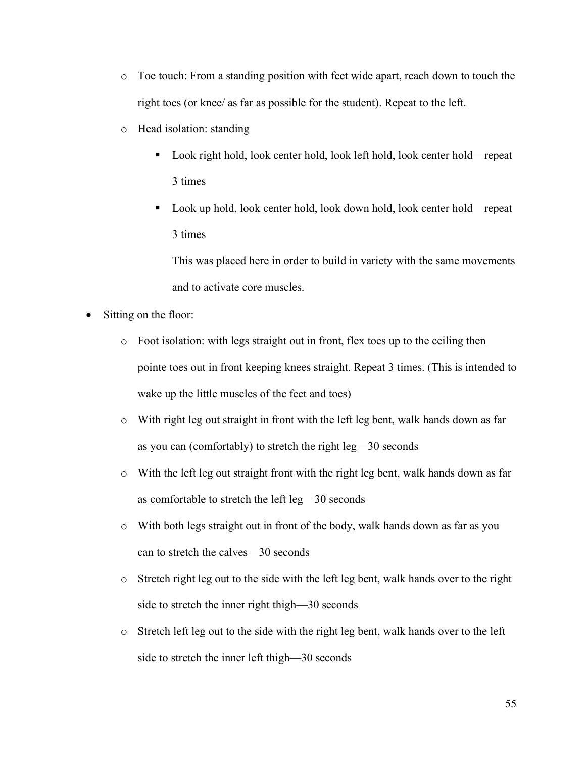- Toe touch: From a standing position with feet wide apart, reach down to touch the right toes (or knee/ as far as possible for the student). Repeat to the left.
  - Head isolation: standing
    - Look right hold, look center hold, look left hold, look center hold—repeat 3 times
    - Look up hold, look center hold, look down hold, look center hold—repeat 3 times

      This was placed here in order to build in variety with the same movements and to activate core muscles.

- Sitting on the floor:
  - Foot isolation: with legs straight out in front, flex toes up to the ceiling then pointe toes out in front keeping knees straight. Repeat 3 times. (This is intended to wake up the little muscles of the feet and toes)
  - With right leg out straight in front with the left leg bent, walk hands down as far as you can (comfortably) to stretch the right leg—30 seconds
  - With the left leg out straight front with the right leg bent, walk hands down as far as comfortable to stretch the left leg—30 seconds
  - With both legs straight out in front of the body, walk hands down as far as you can to stretch the calves—30 seconds
  - Stretch right leg out to the side with the left leg bent, walk hands over to the right side to stretch the inner right thigh—30 seconds
  - Stretch left leg out to the side with the right leg bent, walk hands over to the left side to stretch the inner left thigh—30 seconds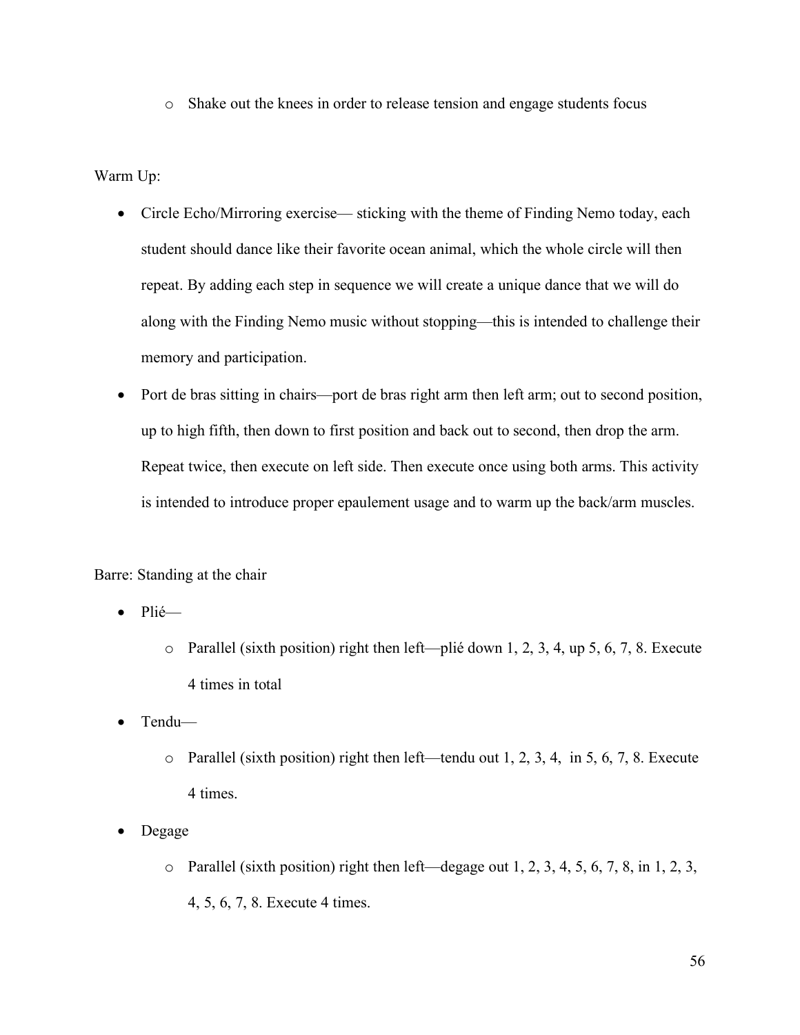- Shake out the knees in order to release tension and engage students focus

Warm Up:

- Circle Echo/Mirroring exercise— sticking with the theme of Finding Nemo today, each student should dance like their favorite ocean animal, which the whole circle will then repeat. By adding each step in sequence we will create a unique dance that we will do along with the Finding Nemo music without stopping—this is intended to challenge their memory and participation.
- Port de bras sitting in chairs—port de bras right arm then left arm; out to second position, up to high fifth, then down to first position and back out to second, then drop the arm. Repeat twice, then execute on left side. Then execute once using both arms. This activity is intended to introduce proper epaulement usage and to warm up the back/arm muscles.

Barre: Standing at the chair

- Plié—
  - Parallel (sixth position) right then left—plié down 1, 2, 3, 4, up 5, 6, 7, 8. Execute 4 times in total
- Tendu—
  - Parallel (sixth position) right then left—tendu out 1, 2, 3, 4, in 5, 6, 7, 8. Execute 4 times.
- Degage
  - Parallel (sixth position) right then left—degage out 1, 2, 3, 4, 5, 6, 7, 8, in 1, 2, 3, 4, 5, 6, 7, 8. Execute 4 times.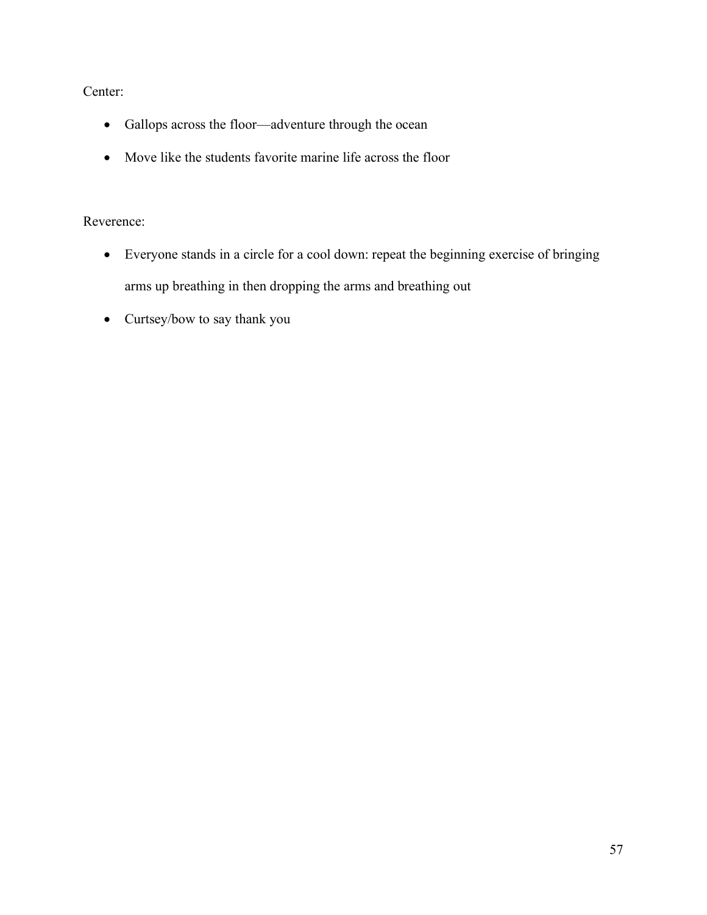Center:

- Gallops across the floor—adventure through the ocean
- Move like the students favorite marine life across the floor

Reverence:

- Everyone stands in a circle for a cool down: repeat the beginning exercise of bringing arms up breathing in then dropping the arms and breathing out
- Curtsey/bow to say thank you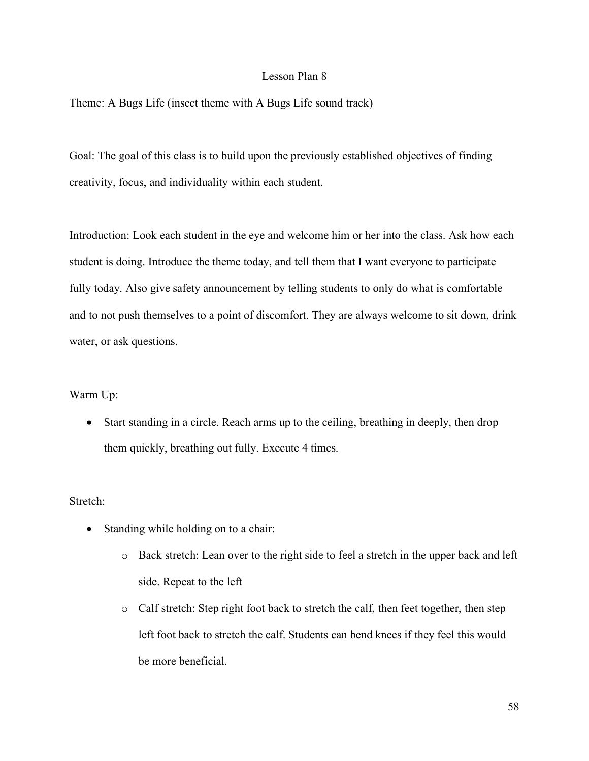# Lesson Plan 8

Theme: A Bugs Life (insect theme with A Bugs Life sound track)

Goal: The goal of this class is to build upon the previously established objectives of finding creativity, focus, and individuality within each student.

Introduction: Look each student in the eye and welcome him or her into the class. Ask how each student is doing. Introduce the theme today, and tell them that I want everyone to participate fully today. Also give safety announcement by telling students to only do what is comfortable and to not push themselves to a point of discomfort. They are always welcome to sit down, drink water, or ask questions.

Warm Up:

- Start standing in a circle. Reach arms up to the ceiling, breathing in deeply, then drop them quickly, breathing out fully. Execute 4 times.

Stretch:

- Standing while holding on to a chair:
  - Back stretch: Lean over to the right side to feel a stretch in the upper back and left side. Repeat to the left
  - Calf stretch: Step right foot back to stretch the calf, then feet together, then step left foot back to stretch the calf. Students can bend knees if they feel this would be more beneficial.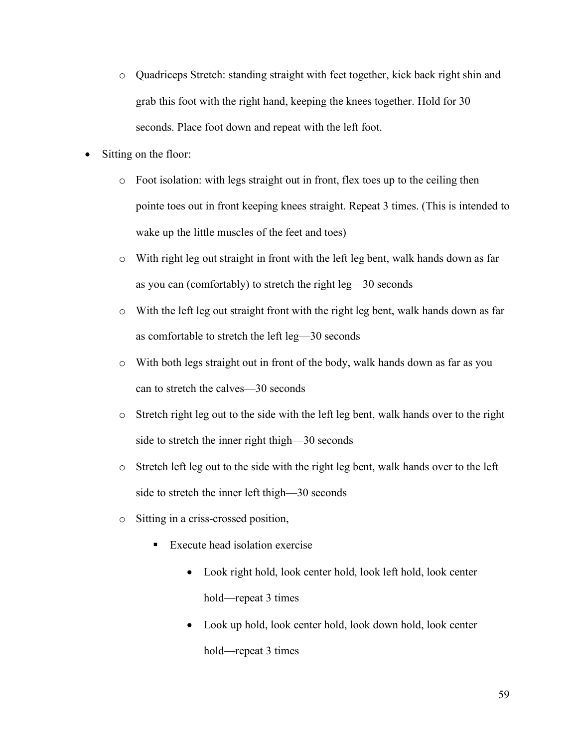- Quadriceps Stretch: standing straight with feet together, kick back right shin and grab this foot with the right hand, keeping the knees together. Hold for 30 seconds. Place foot down and repeat with the left foot.
- Sitting on the floor:
  - Foot isolation: with legs straight out in front, flex toes up to the ceiling then pointe toes out in front keeping knees straight. Repeat 3 times. (This is intended to wake up the little muscles of the feet and toes)
  - With right leg out straight in front with the left leg bent, walk hands down as far as you can (comfortably) to stretch the right leg—30 seconds
  - With the left leg out straight front with the right leg bent, walk hands down as far as comfortable to stretch the left leg—30 seconds
  - With both legs straight out in front of the body, walk hands down as far as you can to stretch the calves—30 seconds
  - Stretch right leg out to the side with the left leg bent, walk hands over to the right side to stretch the inner right thigh—30 seconds
  - Stretch left leg out to the side with the right leg bent, walk hands over to the left side to stretch the inner left thigh—30 seconds
  - Sitting in a criss-crossed position,
    - Execute head isolation exercise
      - Look right hold, look center hold, look left hold, look center hold—repeat 3 times
      - Look up hold, look center hold, look down hold, look center hold—repeat 3 times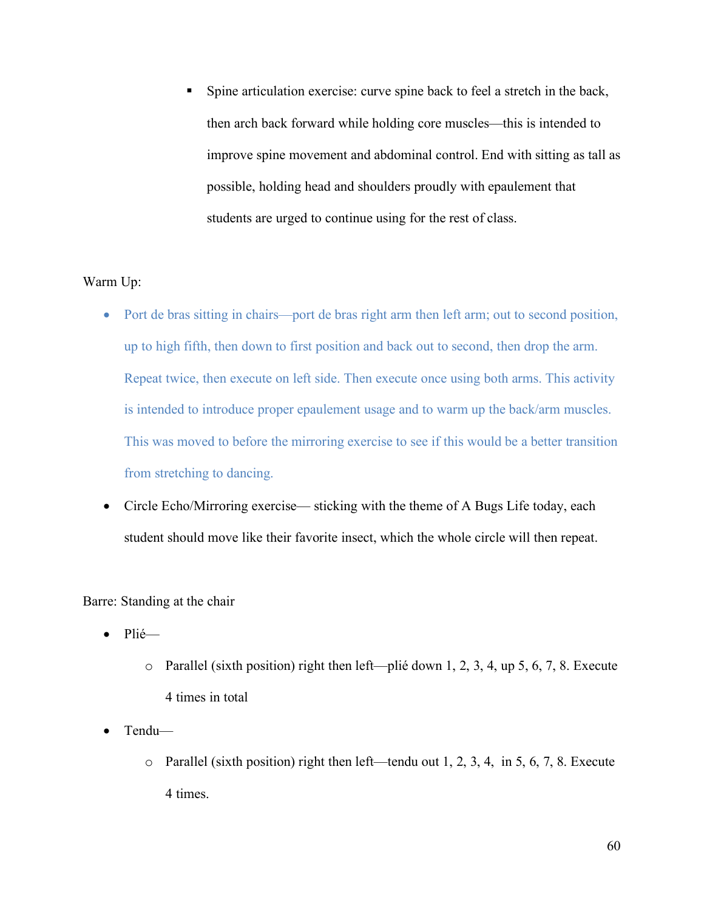- Spine articulation exercise: curve spine back to feel a stretch in the back, then arch back forward while holding core muscles—this is intended to improve spine movement and abdominal control. End with sitting as tall as possible, holding head and shoulders proudly with epaulement that students are urged to continue using for the rest of class.

Warm Up:

- Port de bras sitting in chairs—port de bras right arm then left arm; out to second position, up to high fifth, then down to first position and back out to second, then drop the arm. Repeat twice, then execute on left side. Then execute once using both arms. This activity is intended to introduce proper epaulement usage and to warm up the back/arm muscles. This was moved to before the mirroring exercise to see if this would be a better transition from stretching to dancing.
- Circle Echo/Mirroring exercise— sticking with the theme of A Bugs Life today, each student should move like their favorite insect, which the whole circle will then repeat.

Barre: Standing at the chair

- Plié—
  - Parallel (sixth position) right then left—plié down 1, 2, 3, 4, up 5, 6, 7, 8. Execute 4 times in total
- Tendu—
  - Parallel (sixth position) right then left—tendu out 1, 2, 3, 4, in 5, 6, 7, 8. Execute 4 times.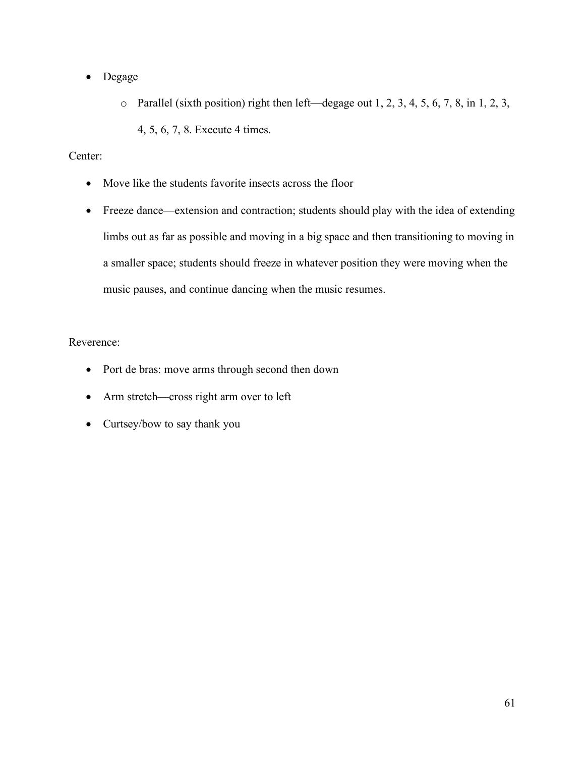- Degage
    - Parallel (sixth position) right then left—degage out 1, 2, 3, 4, 5, 6, 7, 8, in 1, 2, 3, 4, 5, 6, 7, 8. Execute 4 times.

Center:

- Move like the students favorite insects across the floor
- Freeze dance—extension and contraction; students should play with the idea of extending limbs out as far as possible and moving in a big space and then transitioning to moving in a smaller space; students should freeze in whatever position they were moving when the music pauses, and continue dancing when the music resumes.

Reverence:

- Port de bras: move arms through second then down
- Arm stretch—cross right arm over to left
- Curtsey/bow to say thank you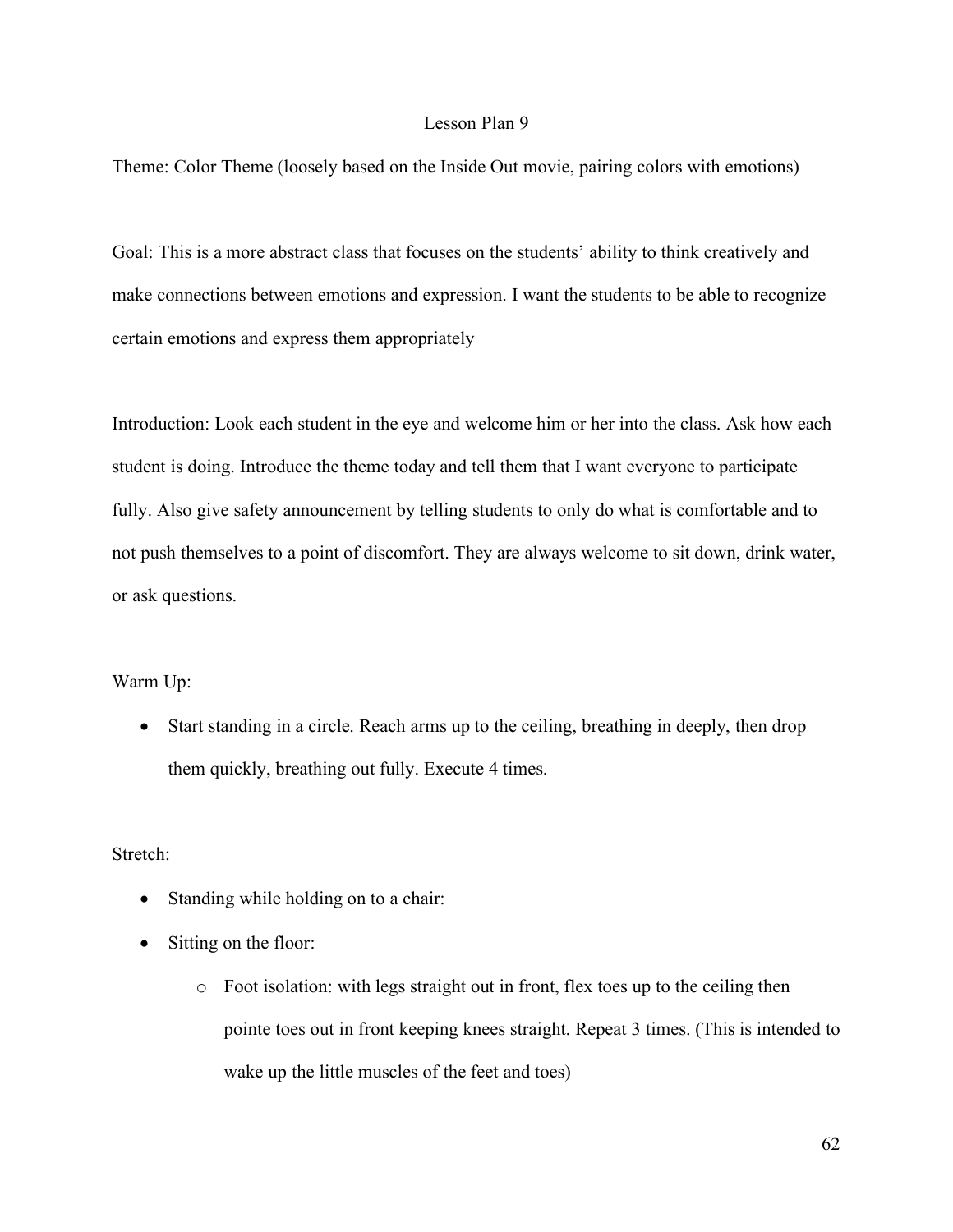## Lesson Plan 9

Theme: Color Theme (loosely based on the Inside Out movie, pairing colors with emotions)

Goal: This is a more abstract class that focuses on the students' ability to think creatively and make connections between emotions and expression. I want the students to be able to recognize certain emotions and express them appropriately

Introduction: Look each student in the eye and welcome him or her into the class. Ask how each student is doing. Introduce the theme today and tell them that I want everyone to participate fully. Also give safety announcement by telling students to only do what is comfortable and to not push themselves to a point of discomfort. They are always welcome to sit down, drink water, or ask questions.

Warm Up:

- Start standing in a circle. Reach arms up to the ceiling, breathing in deeply, then drop them quickly, breathing out fully. Execute 4 times.

Stretch:

- Standing while holding on to a chair:
- Sitting on the floor:
  - Foot isolation: with legs straight out in front, flex toes up to the ceiling then pointe toes out in front keeping knees straight. Repeat 3 times. (This is intended to wake up the little muscles of the feet and toes)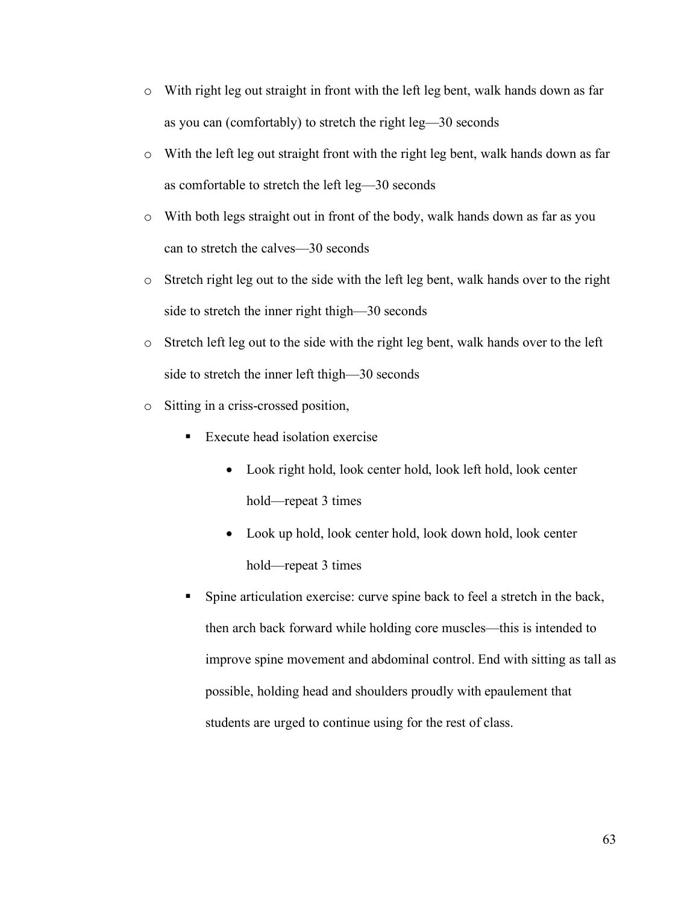- With right leg out straight in front with the left leg bent, walk hands down as far as you can (comfortably) to stretch the right leg—30 seconds
- With the left leg out straight front with the right leg bent, walk hands down as far as comfortable to stretch the left leg—30 seconds
- With both legs straight out in front of the body, walk hands down as far as you can to stretch the calves—30 seconds
- Stretch right leg out to the side with the left leg bent, walk hands over to the right side to stretch the inner right thigh—30 seconds
- Stretch left leg out to the side with the right leg bent, walk hands over to the left side to stretch the inner left thigh—30 seconds
- Sitting in a criss-crossed position,
  - Execute head isolation exercise
    - Look right hold, look center hold, look left hold, look center hold—repeat 3 times
    - Look up hold, look center hold, look down hold, look center hold—repeat 3 times
  - Spine articulation exercise: curve spine back to feel a stretch in the back, then arch back forward while holding core muscles—this is intended to improve spine movement and abdominal control. End with sitting as tall as possible, holding head and shoulders proudly with epaulement that students are urged to continue using for the rest of class.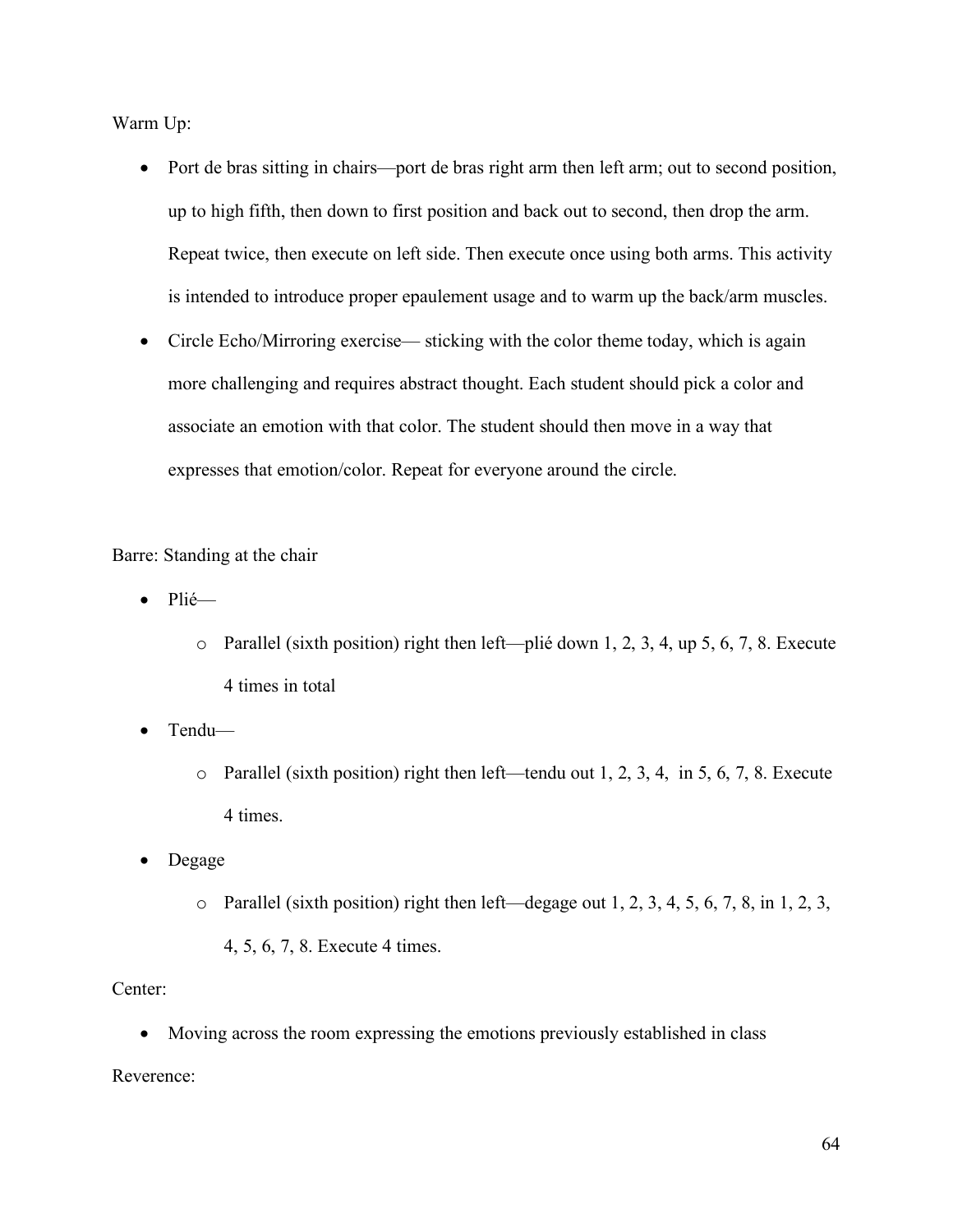Warm Up:

- Port de bras sitting in chairs—port de bras right arm then left arm; out to second position, up to high fifth, then down to first position and back out to second, then drop the arm. Repeat twice, then execute on left side. Then execute once using both arms. This activity is intended to introduce proper epaulement usage and to warm up the back/arm muscles.
- Circle Echo/Mirroring exercise— sticking with the color theme today, which is again more challenging and requires abstract thought. Each student should pick a color and associate an emotion with that color. The student should then move in a way that expresses that emotion/color. Repeat for everyone around the circle.

Barre: Standing at the chair

- Plié—
  - Parallel (sixth position) right then left—plié down 1, 2, 3, 4, up 5, 6, 7, 8. Execute 4 times in total
- Tendu—
  - Parallel (sixth position) right then left—tendu out 1, 2, 3, 4, in 5, 6, 7, 8. Execute 4 times.
- Degage
  - Parallel (sixth position) right then left—degage out 1, 2, 3, 4, 5, 6, 7, 8, in 1, 2, 3, 4, 5, 6, 7, 8. Execute 4 times.

Center:

- Moving across the room expressing the emotions previously established in class

Reverence: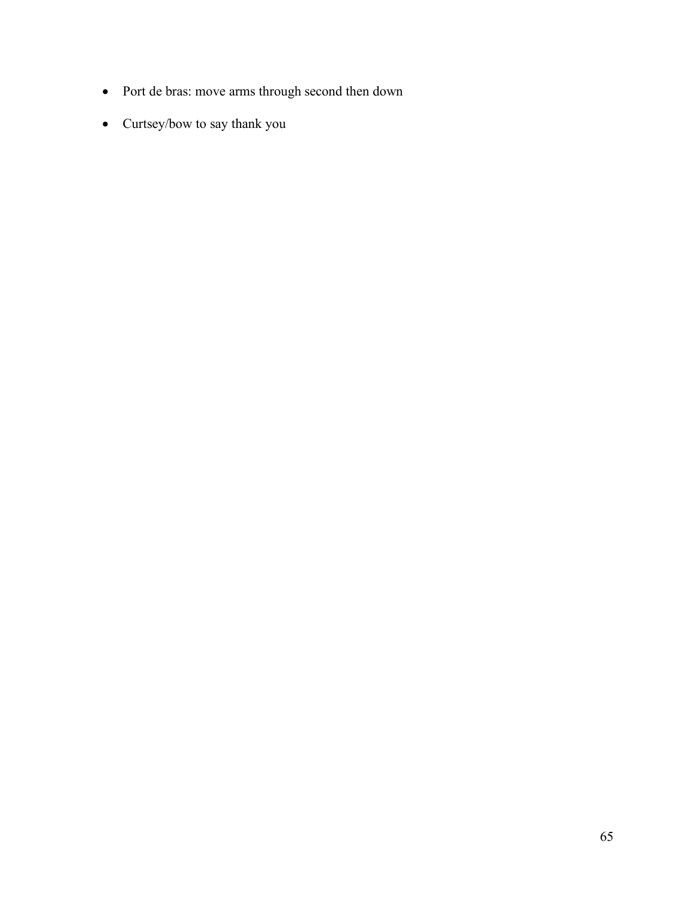- Port de bras: move arms through second then down
- Curtsey/bow to say thank you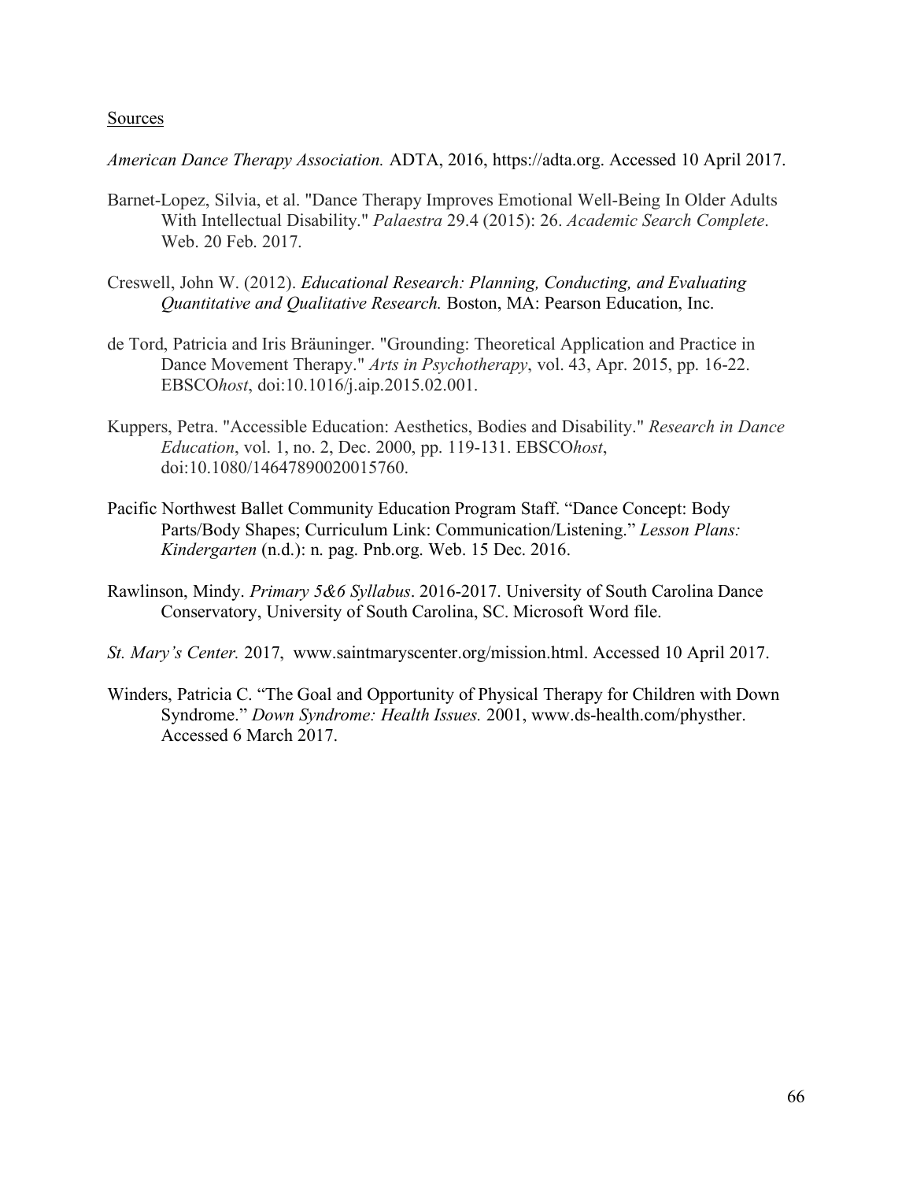Sources

*American Dance Therapy Association.* ADTA, 2016, https://adta.org. Accessed 10 April 2017.

Barnet-Lopez, Silvia, et al. "Dance Therapy Improves Emotional Well-Being In Older Adults With Intellectual Disability." *Palaestra* 29.4 (2015): 26. *Academic Search Complete*. Web. 20 Feb. 2017.

Creswell, John W. (2012). *Educational Research: Planning, Conducting, and Evaluating Quantitative and Qualitative Research.* Boston, MA: Pearson Education, Inc.

de Tord, Patricia and Iris Bräuninger. "Grounding: Theoretical Application and Practice in Dance Movement Therapy." *Arts in Psychotherapy*, vol. 43, Apr. 2015, pp. 16-22. EBSCO*host*, doi:10.1016/j.aip.2015.02.001.

Kuppers, Petra. "Accessible Education: Aesthetics, Bodies and Disability." *Research in Dance Education*, vol. 1, no. 2, Dec. 2000, pp. 119-131. EBSCO*host*, doi:10.1080/14647890020015760.

Pacific Northwest Ballet Community Education Program Staff. "Dance Concept: Body Parts/Body Shapes; Curriculum Link: Communication/Listening." *Lesson Plans: Kindergarten* (n.d.): n. pag. Pnb.org. Web. 15 Dec. 2016.

Rawlinson, Mindy. *Primary 5&6 Syllabus*. 2016-2017. University of South Carolina Dance Conservatory, University of South Carolina, SC. Microsoft Word file.

*St. Mary's Center.* 2017, www.saintmaryscenter.org/mission.html. Accessed 10 April 2017.

Winders, Patricia C. "The Goal and Opportunity of Physical Therapy for Children with Down Syndrome." *Down Syndrome: Health Issues.* 2001, www.ds-health.com/physther. Accessed 6 March 2017.